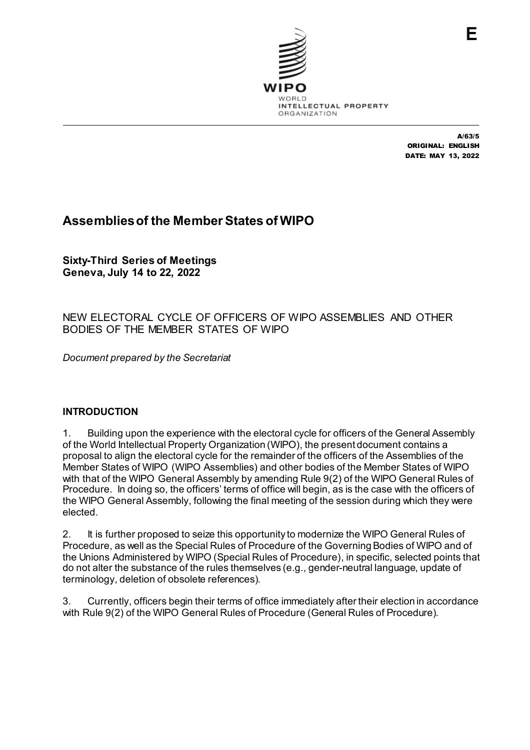E

WIPO
WORLD
INTELLECTUAL PROPERTY
ORGANIZATION

A/63/5
ORIGINAL: ENGLISH
DATE: MAY 13, 2022

# Assemblies of the Member States of WIPO

**Sixty-Third Series of Meetings**
**Geneva, July 14 to 22, 2022**

NEW ELECTORAL CYCLE OF OFFICERS OF WIPO ASSEMBLIES AND OTHER BODIES OF THE MEMBER STATES OF WIPO

*Document prepared by the Secretariat*

## INTRODUCTION

1. Building upon the experience with the electoral cycle for officers of the General Assembly of the World Intellectual Property Organization (WIPO), the present document contains a proposal to align the electoral cycle for the remainder of the officers of the Assemblies of the Member States of WIPO (WIPO Assemblies) and other bodies of the Member States of WIPO with that of the WIPO General Assembly by amending Rule 9(2) of the WIPO General Rules of Procedure. In doing so, the officers' terms of office will begin, as is the case with the officers of the WIPO General Assembly, following the final meeting of the session during which they were elected.

2. It is further proposed to seize this opportunity to modernize the WIPO General Rules of Procedure, as well as the Special Rules of Procedure of the Governing Bodies of WIPO and of the Unions Administered by WIPO (Special Rules of Procedure), in specific, selected points that do not alter the substance of the rules themselves (e.g., gender-neutral language, update of terminology, deletion of obsolete references).

3. Currently, officers begin their terms of office immediately after their election in accordance with Rule 9(2) of the WIPO General Rules of Procedure (General Rules of Procedure).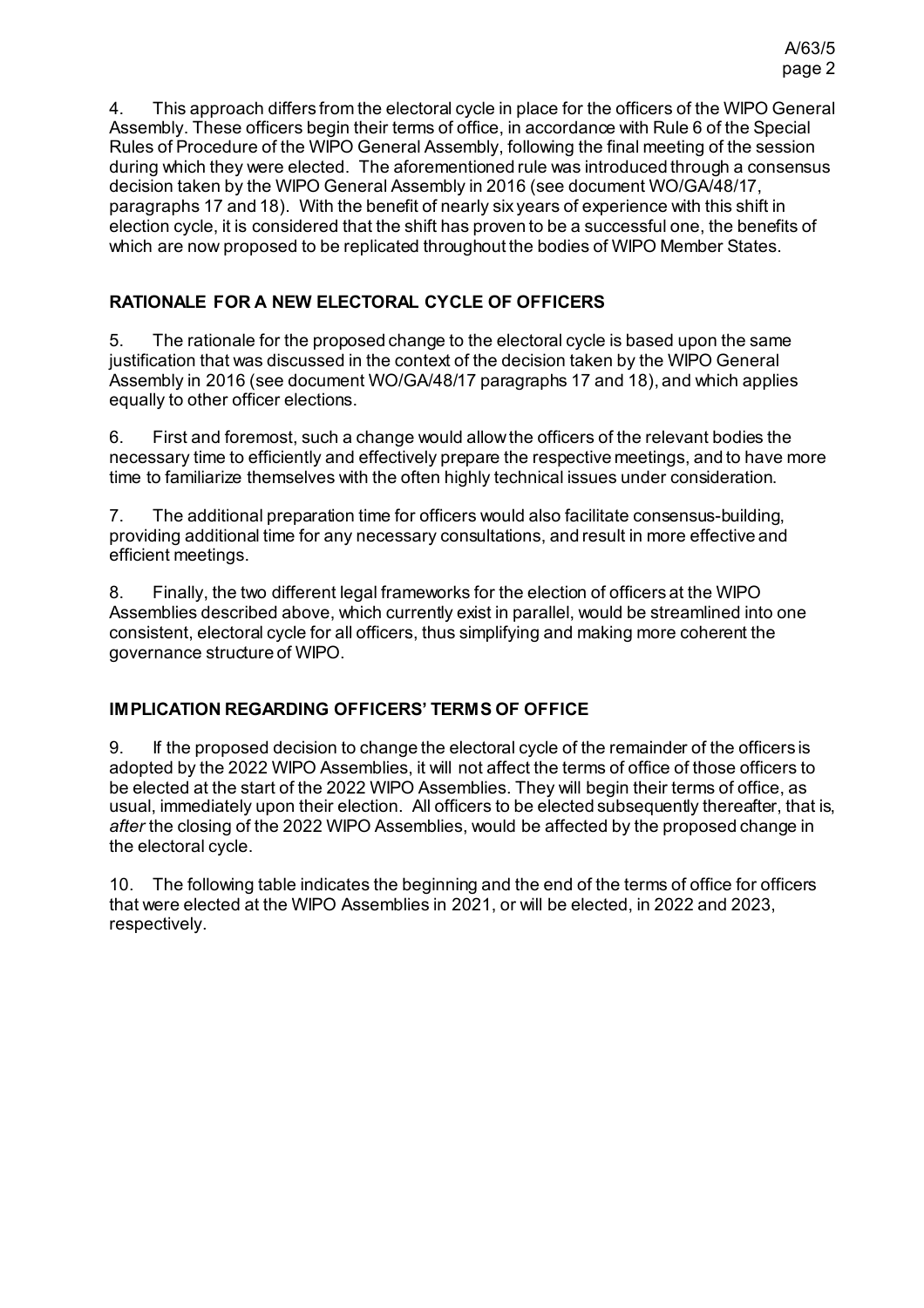4. This approach differs from the electoral cycle in place for the officers of the WIPO General Assembly. These officers begin their terms of office, in accordance with Rule 6 of the Special Rules of Procedure of the WIPO General Assembly, following the final meeting of the session during which they were elected. The aforementioned rule was introduced through a consensus decision taken by the WIPO General Assembly in 2016 (see document WO/GA/48/17, paragraphs 17 and 18). With the benefit of nearly six years of experience with this shift in election cycle, it is considered that the shift has proven to be a successful one, the benefits of which are now proposed to be replicated throughout the bodies of WIPO Member States.

## RATIONALE FOR A NEW ELECTORAL CYCLE OF OFFICERS

5. The rationale for the proposed change to the electoral cycle is based upon the same justification that was discussed in the context of the decision taken by the WIPO General Assembly in 2016 (see document WO/GA/48/17 paragraphs 17 and 18), and which applies equally to other officer elections.

6. First and foremost, such a change would allow the officers of the relevant bodies the necessary time to efficiently and effectively prepare the respective meetings, and to have more time to familiarize themselves with the often highly technical issues under consideration.

7. The additional preparation time for officers would also facilitate consensus-building, providing additional time for any necessary consultations, and result in more effective and efficient meetings.

8. Finally, the two different legal frameworks for the election of officers at the WIPO Assemblies described above, which currently exist in parallel, would be streamlined into one consistent, electoral cycle for all officers, thus simplifying and making more coherent the governance structure of WIPO.

## IMPLICATION REGARDING OFFICERS' TERMS OF OFFICE

9. If the proposed decision to change the electoral cycle of the remainder of the officers is adopted by the 2022 WIPO Assemblies, it will not affect the terms of office of those officers to be elected at the start of the 2022 WIPO Assemblies. They will begin their terms of office, as usual, immediately upon their election. All officers to be elected subsequently thereafter, that is, *after* the closing of the 2022 WIPO Assemblies, would be affected by the proposed change in the electoral cycle.

10. The following table indicates the beginning and the end of the terms of office for officers that were elected at the WIPO Assemblies in 2021, or will be elected, in 2022 and 2023, respectively.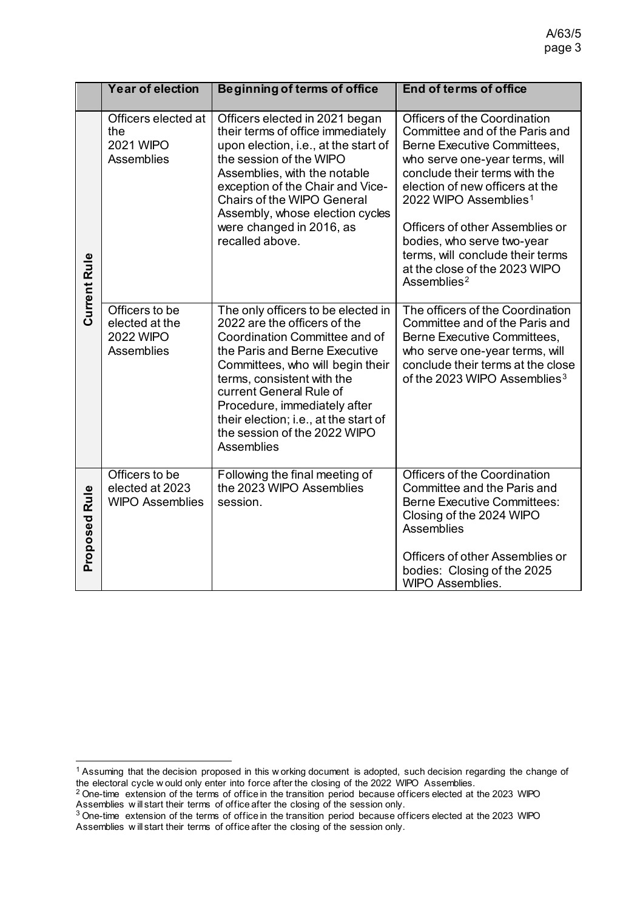| | Year of election | Beginning of terms of office | End of terms of office |
|---|---|---|---|
| **Current Rule** | Officers elected at the 2021 WIPO Assemblies | Officers elected in 2021 began their terms of office immediately upon election, i.e., at the start of the session of the WIPO Assemblies, with the notable exception of the Chair and Vice-Chairs of the WIPO General Assembly, whose election cycles were changed in 2016, as recalled above. | Officers of the Coordination Committee and of the Paris and Berne Executive Committees, who serve one-year terms, will conclude their terms with the election of new officers at the 2022 WIPO Assemblies[1]<br><br>Officers of other Assemblies or bodies, who serve two-year terms, will conclude their terms at the close of the 2023 WIPO Assemblies[2] |
| | Officers to be elected at the 2022 WIPO Assemblies | The only officers to be elected in 2022 are the officers of the Coordination Committee and of the Paris and Berne Executive Committees, who will begin their terms, consistent with the current General Rule of Procedure, immediately after their election; i.e., at the start of the session of the 2022 WIPO Assemblies | The officers of the Coordination Committee and of the Paris and Berne Executive Committees, who serve one-year terms, will conclude their terms at the close of the 2023 WIPO Assemblies[3] |
| **Proposed Rule** | Officers to be elected at 2023 WIPO Assemblies | Following the final meeting of the 2023 WIPO Assemblies session. | Officers of the Coordination Committee and the Paris and Berne Executive Committees: Closing of the 2024 WIPO Assemblies<br><br>Officers of other Assemblies or bodies: Closing of the 2025 WIPO Assemblies. |

[1] Assuming that the decision proposed in this working document is adopted, such decision regarding the change of the electoral cycle would only enter into force after the closing of the 2022 WIPO Assemblies.

[2] One-time extension of the terms of office in the transition period because officers elected at the 2023 WIPO Assemblies will start their terms of office after the closing of the session only.

[3] One-time extension of the terms of office in the transition period because officers elected at the 2023 WIPO Assemblies will start their terms of office after the closing of the session only.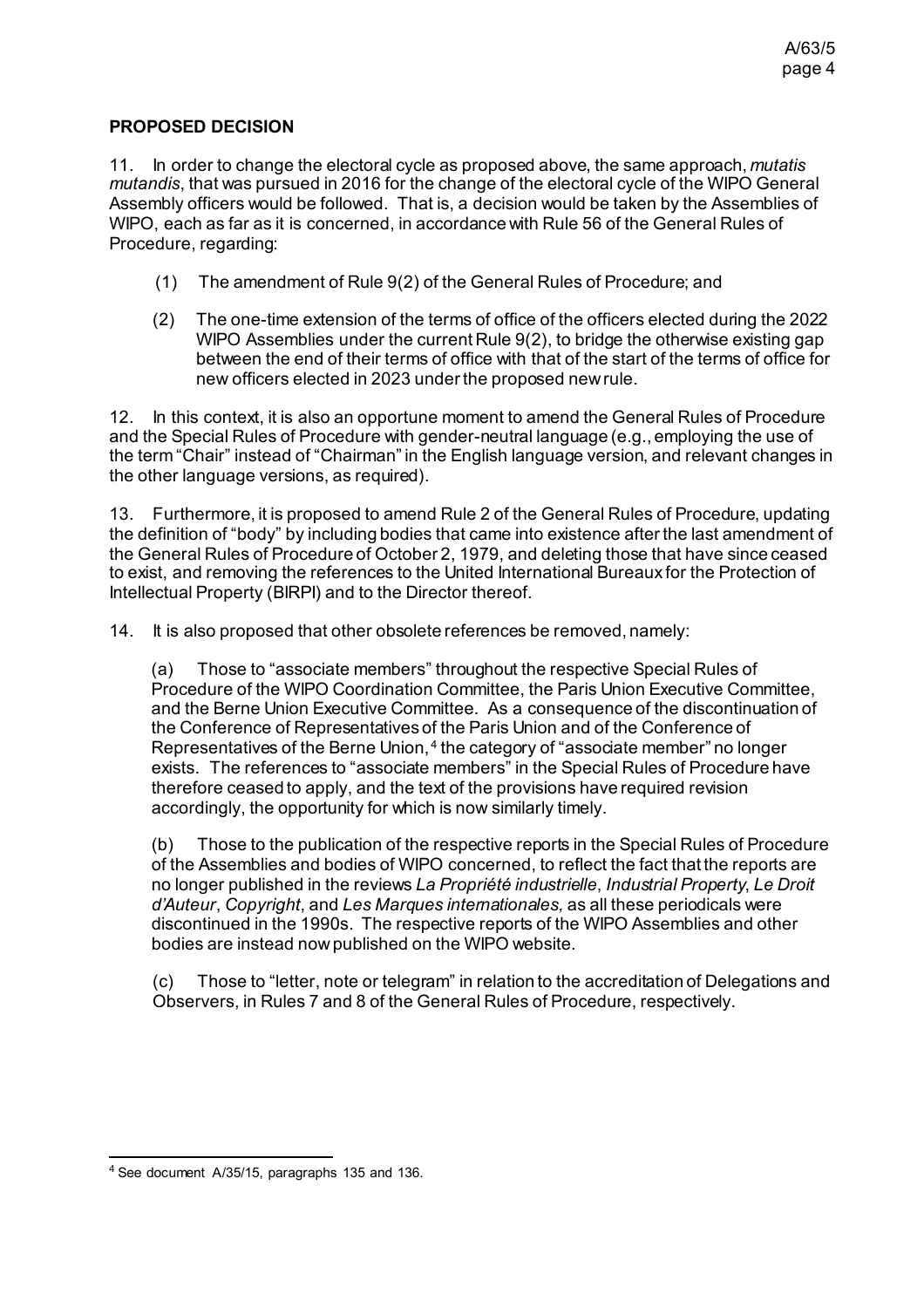**PROPOSED DECISION**

11. In order to change the electoral cycle as proposed above, the same approach, *mutatis mutandis*, that was pursued in 2016 for the change of the electoral cycle of the WIPO General Assembly officers would be followed. That is, a decision would be taken by the Assemblies of WIPO, each as far as it is concerned, in accordance with Rule 56 of the General Rules of Procedure, regarding:

(1) The amendment of Rule 9(2) of the General Rules of Procedure; and

(2) The one-time extension of the terms of office of the officers elected during the 2022 WIPO Assemblies under the current Rule 9(2), to bridge the otherwise existing gap between the end of their terms of office with that of the start of the terms of office for new officers elected in 2023 under the proposed new rule.

12. In this context, it is also an opportune moment to amend the General Rules of Procedure and the Special Rules of Procedure with gender-neutral language (e.g., employing the use of the term "Chair" instead of "Chairman" in the English language version, and relevant changes in the other language versions, as required).

13. Furthermore, it is proposed to amend Rule 2 of the General Rules of Procedure, updating the definition of "body" by including bodies that came into existence after the last amendment of the General Rules of Procedure of October 2, 1979, and deleting those that have since ceased to exist, and removing the references to the United International Bureaux for the Protection of Intellectual Property (BIRPI) and to the Director thereof.

14. It is also proposed that other obsolete references be removed, namely:

(a) Those to "associate members" throughout the respective Special Rules of Procedure of the WIPO Coordination Committee, the Paris Union Executive Committee, and the Berne Union Executive Committee. As a consequence of the discontinuation of the Conference of Representatives of the Paris Union and of the Conference of Representatives of the Berne Union,[4] the category of "associate member" no longer exists. The references to "associate members" in the Special Rules of Procedure have therefore ceased to apply, and the text of the provisions have required revision accordingly, the opportunity for which is now similarly timely.

(b) Those to the publication of the respective reports in the Special Rules of Procedure of the Assemblies and bodies of WIPO concerned, to reflect the fact that the reports are no longer published in the reviews *La Propriété industrielle*, *Industrial Property*, *Le Droit d'Auteur*, *Copyright*, and *Les Marques internationales,* as all these periodicals were discontinued in the 1990s. The respective reports of the WIPO Assemblies and other bodies are instead now published on the WIPO website.

(c) Those to "letter, note or telegram" in relation to the accreditation of Delegations and Observers, in Rules 7 and 8 of the General Rules of Procedure, respectively.

---

[4] See document A/35/15, paragraphs 135 and 136.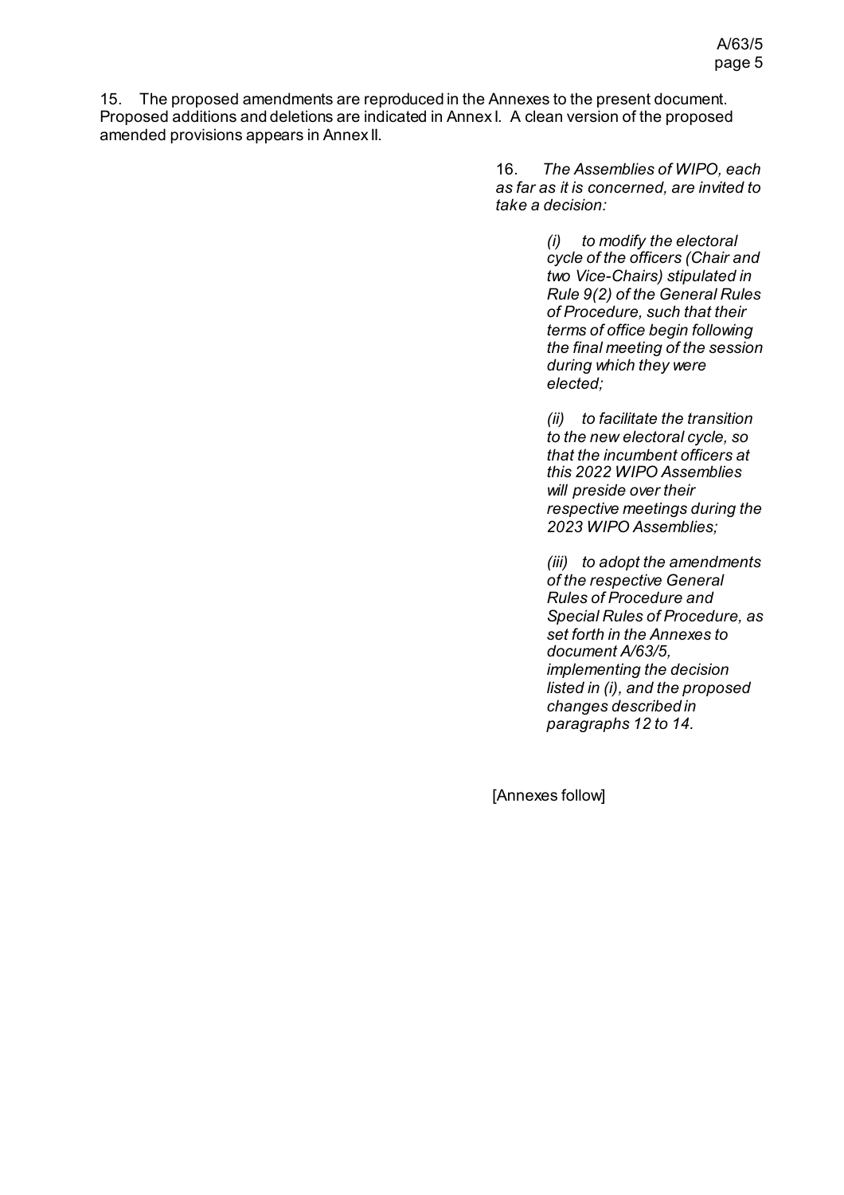15. The proposed amendments are reproduced in the Annexes to the present document. Proposed additions and deletions are indicated in Annex I. A clean version of the proposed amended provisions appears in Annex II.

16. *The Assemblies of WIPO, each as far as it is concerned, are invited to take a decision:*

*(i) to modify the electoral cycle of the officers (Chair and two Vice-Chairs) stipulated in Rule 9(2) of the General Rules of Procedure, such that their terms of office begin following the final meeting of the session during which they were elected;*

*(ii) to facilitate the transition to the new electoral cycle, so that the incumbent officers at this 2022 WIPO Assemblies will preside over their respective meetings during the 2023 WIPO Assemblies;*

*(iii) to adopt the amendments of the respective General Rules of Procedure and Special Rules of Procedure, as set forth in the Annexes to document A/63/5, implementing the decision listed in (i), and the proposed changes described in paragraphs 12 to 14.*

[Annexes follow]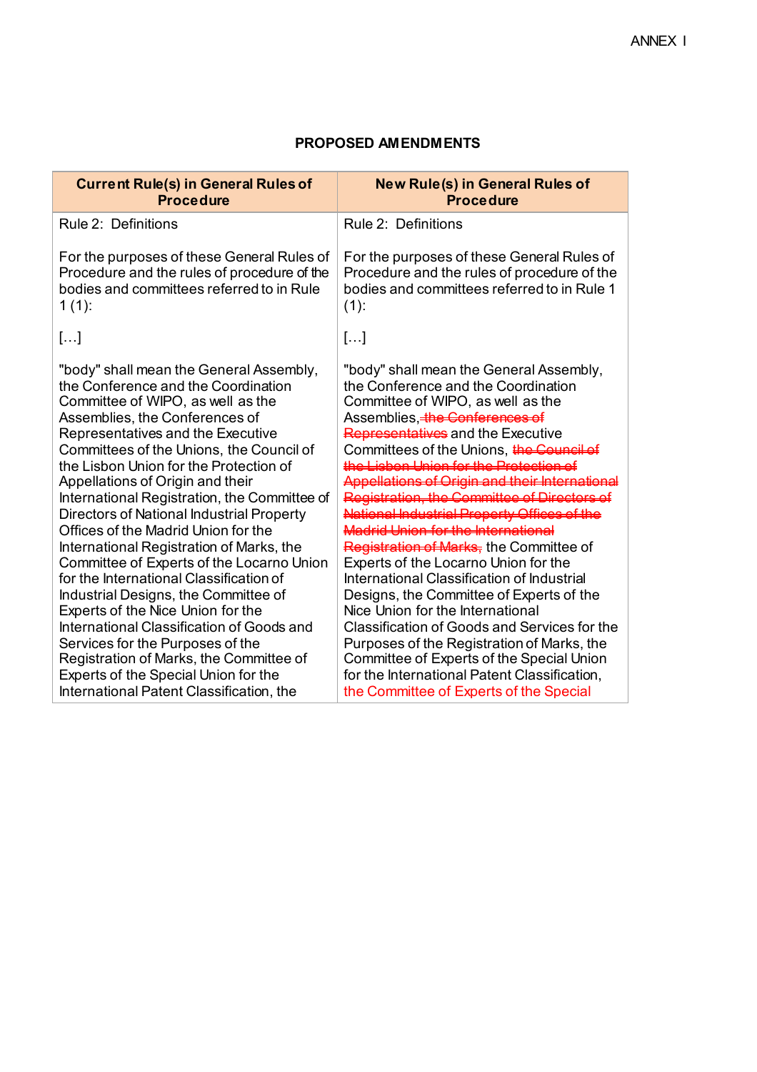ANNEX I

**PROPOSED AMENDMENTS**

| Current Rule(s) in General Rules of Procedure | New Rule(s) in General Rules of Procedure |
|---|---|
| Rule 2: Definitions<br><br>For the purposes of these General Rules of Procedure and the rules of procedure of the bodies and committees referred to in Rule 1 (1):<br><br>[…]<br><br>"body" shall mean the General Assembly, the Conference and the Coordination Committee of WIPO, as well as the Assemblies, the Conferences of Representatives and the Executive Committees of the Unions, the Council of the Lisbon Union for the Protection of Appellations of Origin and their International Registration, the Committee of Directors of National Industrial Property Offices of the Madrid Union for the International Registration of Marks, the Committee of Experts of the Locarno Union for the International Classification of Industrial Designs, the Committee of Experts of the Nice Union for the International Classification of Goods and Services for the Purposes of the Registration of Marks, the Committee of Experts of the Special Union for the International Patent Classification, the | Rule 2: Definitions<br><br>For the purposes of these General Rules of Procedure and the rules of procedure of the bodies and committees referred to in Rule 1 (1):<br><br>[…]<br><br>"body" shall mean the General Assembly, the Conference and the Coordination Committee of WIPO, as well as the Assemblies, ~~the Conferences of Representatives~~ and the Executive Committees of the Unions, ~~the Council of the Lisbon Union for the Protection of Appellations of Origin and their International Registration, the Committee of Directors of National Industrial Property Offices of the Madrid Union for the International Registration of Marks,~~ the Committee of Experts of the Locarno Union for the International Classification of Industrial Designs, the Committee of Experts of the Nice Union for the International Classification of Goods and Services for the Purposes of the Registration of Marks, the Committee of Experts of the Special Union for the International Patent Classification, the Committee of Experts of the Special |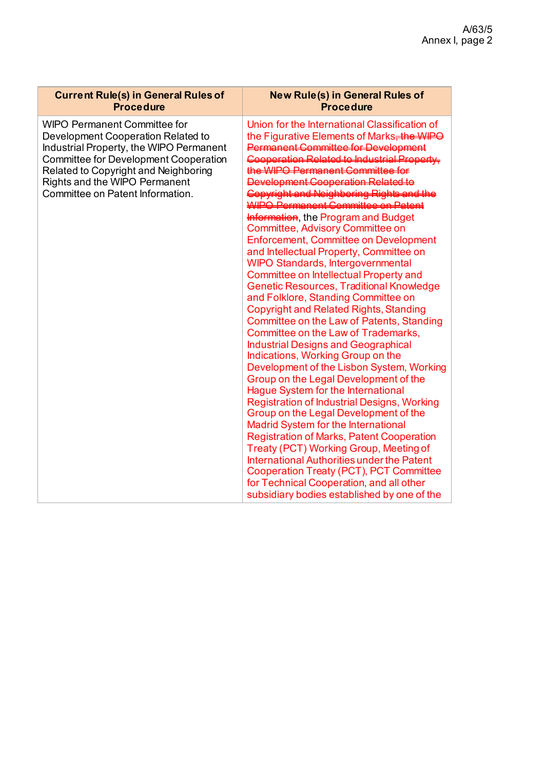| Current Rule(s) in General Rules of Procedure | New Rule(s) in General Rules of Procedure |
|---|---|
| WIPO Permanent Committee for Development Cooperation Related to Industrial Property, the WIPO Permanent Committee for Development Cooperation Related to Copyright and Neighboring Rights and the WIPO Permanent Committee on Patent Information. | Union for the International Classification of the Figurative Elements of Marks~~, the WIPO Permanent Committee for Development Cooperation Related to Industrial Property, the WIPO Permanent Committee for Development Cooperation Related to Copyright and Neighboring Rights and the WIPO Permanent Committee on Patent Information~~, the Program and Budget Committee, Advisory Committee on Enforcement, Committee on Development and Intellectual Property, Committee on WIPO Standards, Intergovernmental Committee on Intellectual Property and Genetic Resources, Traditional Knowledge and Folklore, Standing Committee on Copyright and Related Rights, Standing Committee on the Law of Patents, Standing Committee on the Law of Trademarks, Industrial Designs and Geographical Indications, Working Group on the Development of the Lisbon System, Working Group on the Legal Development of the Hague System for the International Registration of Industrial Designs, Working Group on the Legal Development of the Madrid System for the International Registration of Marks, Patent Cooperation Treaty (PCT) Working Group, Meeting of International Authorities under the Patent Cooperation Treaty (PCT), PCT Committee for Technical Cooperation, and all other subsidiary bodies established by one of the |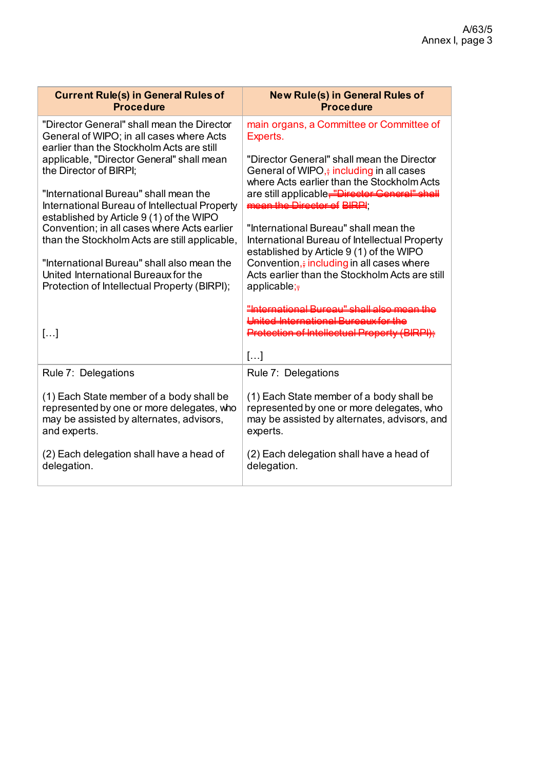| Current Rule(s) in General Rules of Procedure | New Rule(s) in General Rules of Procedure |
|---|---|
| "Director General" shall mean the Director General of WIPO; in all cases where Acts earlier than the Stockholm Acts are still applicable, "Director General" shall mean the Director of BIRPI;<br><br>"International Bureau" shall mean the International Bureau of Intellectual Property established by Article 9 (1) of the WIPO Convention; in all cases where Acts earlier than the Stockholm Acts are still applicable,<br><br>"International Bureau" shall also mean the United International Bureaux for the Protection of Intellectual Property (BIRPI);<br><br>[…] | main organs, a Committee or Committee of Experts.<br><br>"Director General" shall mean the Director General of WIPO,~~;~~ including in all cases where Acts earlier than the Stockholm Acts are still applicable~~, "Director General" shall mean the Director of BIRPI~~;<br><br>"International Bureau" shall mean the International Bureau of Intellectual Property established by Article 9 (1) of the WIPO Convention,~~;~~ including in all cases where Acts earlier than the Stockholm Acts are still applicable;~~,~~<br><br>~~"International Bureau" shall also mean the United International Bureaux for the Protection of Intellectual Property (BIRPI);~~<br><br>[…] |
| Rule 7: Delegations<br><br>(1) Each State member of a body shall be represented by one or more delegates, who may be assisted by alternates, advisors, and experts.<br><br>(2) Each delegation shall have a head of delegation. | Rule 7: Delegations<br><br>(1) Each State member of a body shall be represented by one or more delegates, who may be assisted by alternates, advisors, and experts.<br><br>(2) Each delegation shall have a head of delegation. |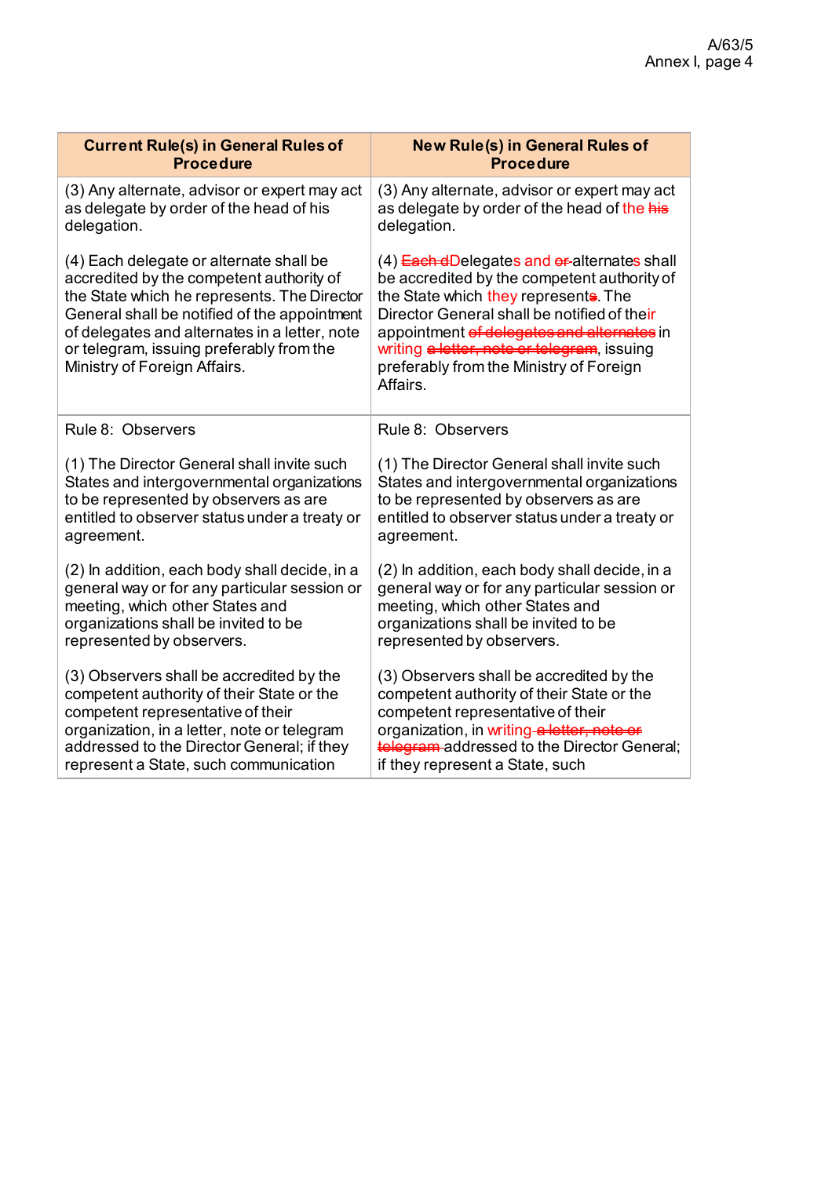| Current Rule(s) in General Rules of Procedure | New Rule(s) in General Rules of Procedure |
|---|---|
| (3) Any alternate, advisor or expert may act as delegate by order of the head of his delegation.<br><br>(4) Each delegate or alternate shall be accredited by the competent authority of the State which he represents. The Director General shall be notified of the appointment of delegates and alternates in a letter, note or telegram, issuing preferably from the Ministry of Foreign Affairs. | (3) Any alternate, advisor or expert may act as delegate by order of the head of the ~~his~~ delegation.<br><br>(4) ~~Each d~~Delegates and ~~or~~ alternates shall be accredited by the competent authority of the State which they represent~~s~~. The Director General shall be notified of their appointment ~~of delegates and alternates~~ in writing ~~a letter, note or telegram~~, issuing preferably from the Ministry of Foreign Affairs. |
| Rule 8: Observers<br><br>(1) The Director General shall invite such States and intergovernmental organizations to be represented by observers as are entitled to observer status under a treaty or agreement.<br><br>(2) In addition, each body shall decide, in a general way or for any particular session or meeting, which other States and organizations shall be invited to be represented by observers.<br><br>(3) Observers shall be accredited by the competent authority of their State or the competent representative of their organization, in a letter, note or telegram addressed to the Director General; if they represent a State, such communication | Rule 8: Observers<br><br>(1) The Director General shall invite such States and intergovernmental organizations to be represented by observers as are entitled to observer status under a treaty or agreement.<br><br>(2) In addition, each body shall decide, in a general way or for any particular session or meeting, which other States and organizations shall be invited to be represented by observers.<br><br>(3) Observers shall be accredited by the competent authority of their State or the competent representative of their organization, in writing ~~a letter, note or telegram~~ addressed to the Director General; if they represent a State, such |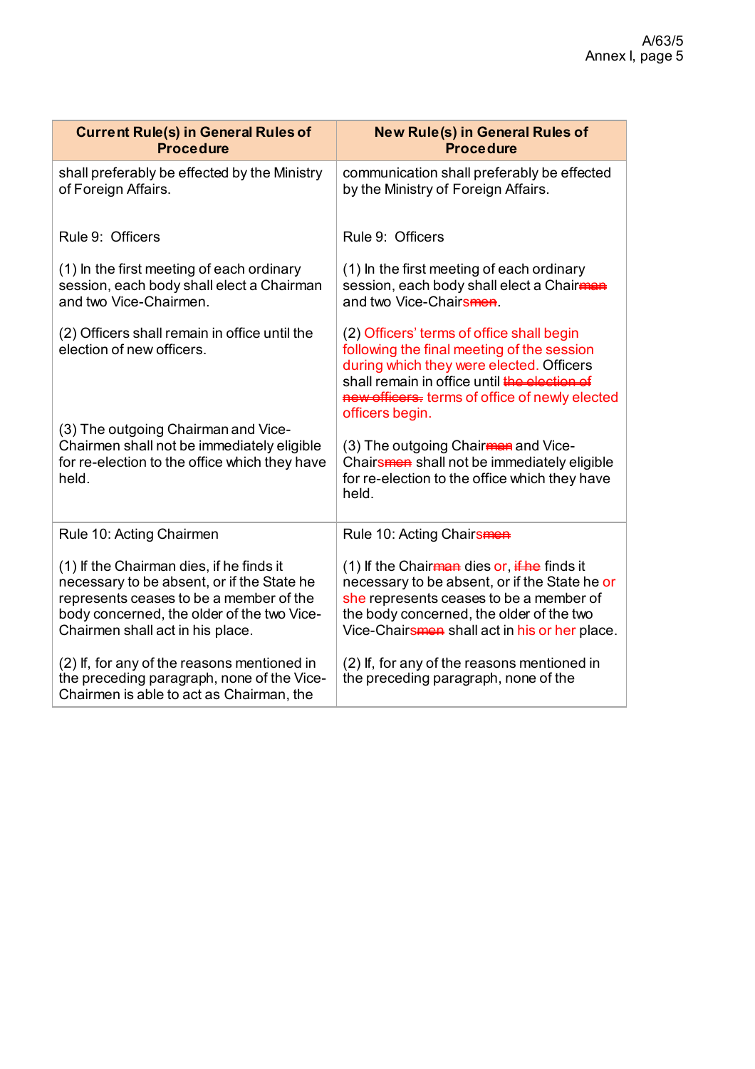| Current Rule(s) in General Rules of Procedure | New Rule(s) in General Rules of Procedure |
|---|---|
| shall preferably be effected by the Ministry of Foreign Affairs.<br><br>Rule 9: Officers<br><br>(1) In the first meeting of each ordinary session, each body shall elect a Chairman and two Vice-Chairmen.<br><br>(2) Officers shall remain in office until the election of new officers.<br><br>(3) The outgoing Chairman and Vice-Chairmen shall not be immediately eligible for re-election to the office which they have held. | communication shall preferably be effected by the Ministry of Foreign Affairs.<br><br>Rule 9: Officers<br><br>(1) In the first meeting of each ordinary session, each body shall elect a Chair~~man~~ and two Vice-Chairs~~men~~.<br><br>(2) Officers' terms of office shall begin following the final meeting of the session during which they were elected. Officers shall remain in office until ~~the election of new officers.~~ terms of office of newly elected officers begin.<br><br>(3) The outgoing Chair~~man~~ and Vice-Chairs~~men~~ shall not be immediately eligible for re-election to the office which they have held. |
| Rule 10: Acting Chairmen<br><br>(1) If the Chairman dies, if he finds it necessary to be absent, or if the State he represents ceases to be a member of the body concerned, the older of the two Vice-Chairmen shall act in his place.<br><br>(2) If, for any of the reasons mentioned in the preceding paragraph, none of the Vice-Chairmen is able to act as Chairman, the | Rule 10: Acting Chairs~~men~~<br><br>(1) If the Chair~~man~~ dies or, ~~if he~~ finds it necessary to be absent, or if the State he or she represents ceases to be a member of the body concerned, the older of the two Vice-Chairs~~men~~ shall act in his or her place.<br><br>(2) If, for any of the reasons mentioned in the preceding paragraph, none of the |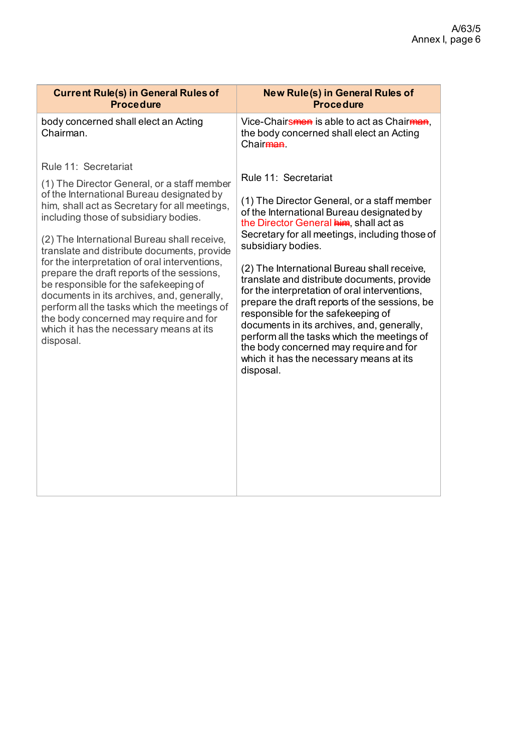| Current Rule(s) in General Rules of Procedure | New Rule(s) in General Rules of Procedure |
|---|---|
| body concerned shall elect an Acting Chairman.<br><br>Rule 11: Secretariat<br><br>(1) The Director General, or a staff member of the International Bureau designated by him, shall act as Secretary for all meetings, including those of subsidiary bodies.<br><br>(2) The International Bureau shall receive, translate and distribute documents, provide for the interpretation of oral interventions, prepare the draft reports of the sessions, be responsible for the safekeeping of documents in its archives, and, generally, perform all the tasks which the meetings of the body concerned may require and for which it has the necessary means at its disposal. | Vice-Chair~~smen~~ is able to act as Chair~~man~~, the body concerned shall elect an Acting Chair~~man~~.<br><br>Rule 11: Secretariat<br><br>(1) The Director General, or a staff member of the International Bureau designated by the Director General ~~him~~, shall act as Secretary for all meetings, including those of subsidiary bodies.<br><br>(2) The International Bureau shall receive, translate and distribute documents, provide for the interpretation of oral interventions, prepare the draft reports of the sessions, be responsible for the safekeeping of documents in its archives, and, generally, perform all the tasks which the meetings of the body concerned may require and for which it has the necessary means at its disposal. |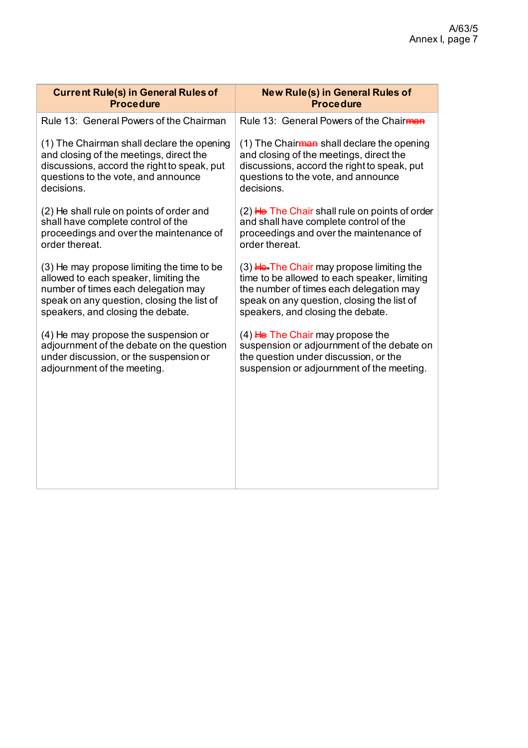| Current Rule(s) in General Rules of Procedure | New Rule(s) in General Rules of Procedure |
|---|---|
| Rule 13: General Powers of the Chairman<br><br>(1) The Chairman shall declare the opening and closing of the meetings, direct the discussions, accord the right to speak, put questions to the vote, and announce decisions.<br><br>(2) He shall rule on points of order and shall have complete control of the proceedings and over the maintenance of order thereat.<br><br>(3) He may propose limiting the time to be allowed to each speaker, limiting the number of times each delegation may speak on any question, closing the list of speakers, and closing the debate.<br><br>(4) He may propose the suspension or adjournment of the debate on the question under discussion, or the suspension or adjournment of the meeting. | Rule 13: General Powers of the Chair~~man~~<br><br>(1) The Chair~~man~~ shall declare the opening and closing of the meetings, direct the discussions, accord the right to speak, put questions to the vote, and announce decisions.<br><br>(2) ~~He~~ The Chair shall rule on points of order and shall have complete control of the proceedings and over the maintenance of order thereat.<br><br>(3) ~~He~~ The Chair may propose limiting the time to be allowed to each speaker, limiting the number of times each delegation may speak on any question, closing the list of speakers, and closing the debate.<br><br>(4) ~~He~~ The Chair may propose the suspension or adjournment of the debate on the question under discussion, or the suspension or adjournment of the meeting. |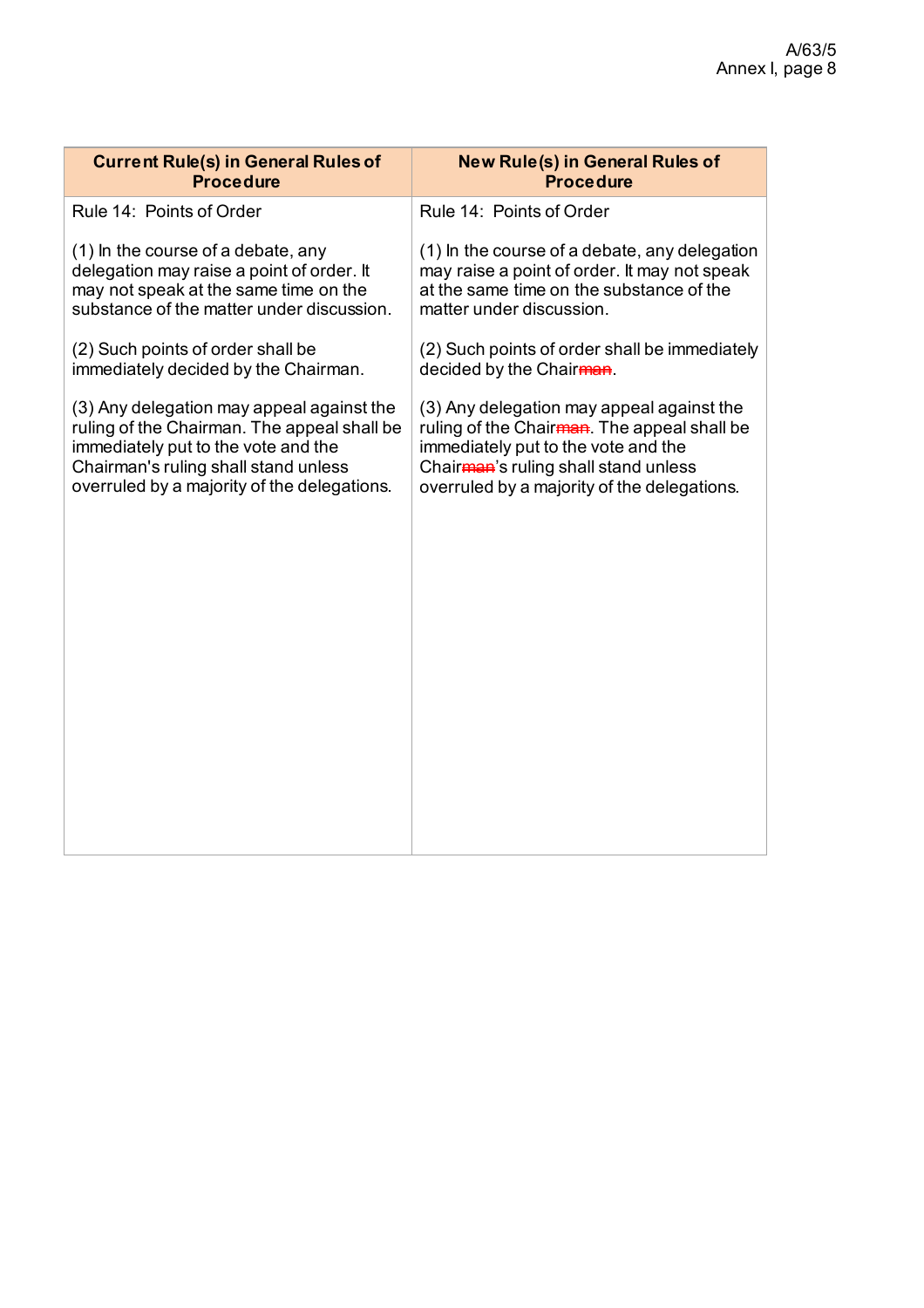| Current Rule(s) in General Rules of Procedure | New Rule(s) in General Rules of Procedure |
|---|---|
| Rule 14: Points of Order<br><br>(1) In the course of a debate, any delegation may raise a point of order. It may not speak at the same time on the substance of the matter under discussion.<br><br>(2) Such points of order shall be immediately decided by the Chairman.<br><br>(3) Any delegation may appeal against the ruling of the Chairman. The appeal shall be immediately put to the vote and the Chairman's ruling shall stand unless overruled by a majority of the delegations. | Rule 14: Points of Order<br><br>(1) In the course of a debate, any delegation may raise a point of order. It may not speak at the same time on the substance of the matter under discussion.<br><br>(2) Such points of order shall be immediately decided by the Chair~~man~~.<br><br>(3) Any delegation may appeal against the ruling of the Chair~~man~~. The appeal shall be immediately put to the vote and the Chair~~man~~'s ruling shall stand unless overruled by a majority of the delegations. |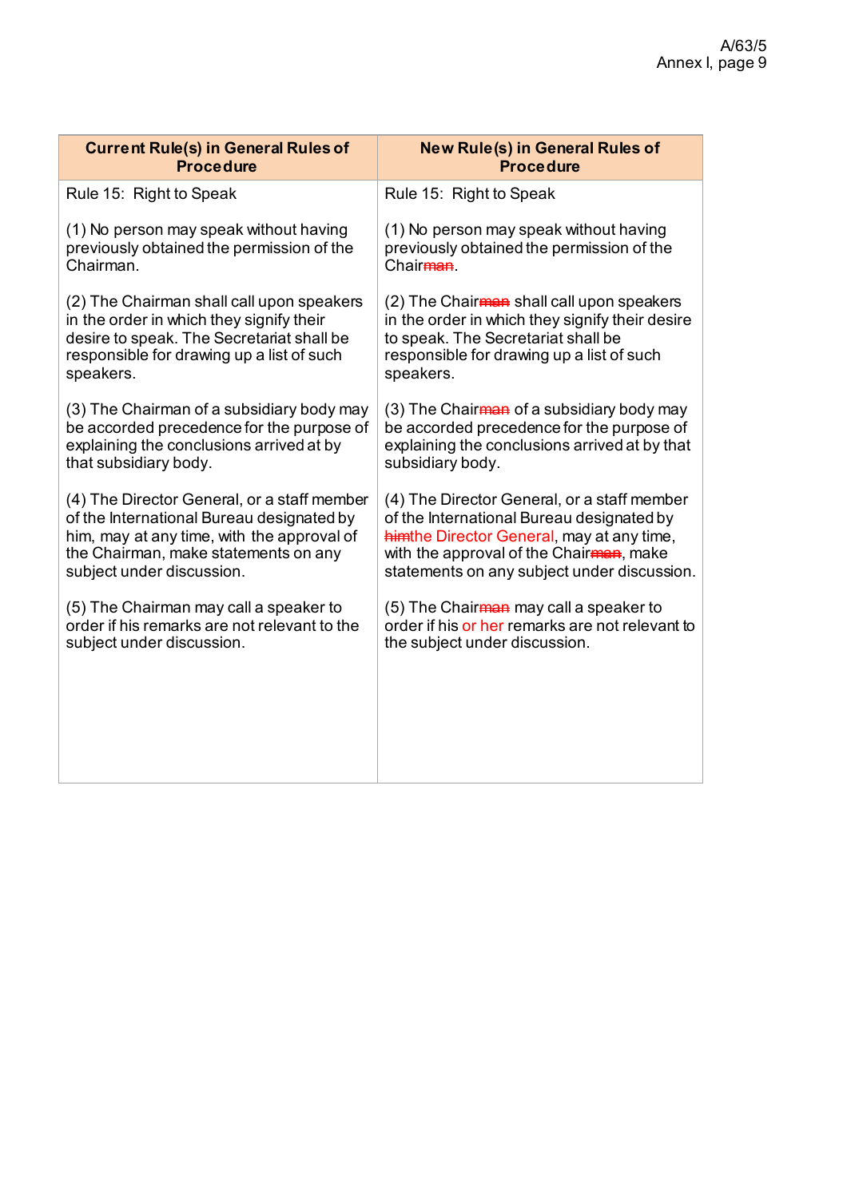| Current Rule(s) in General Rules of Procedure | New Rule(s) in General Rules of Procedure |
|---|---|
| Rule 15: Right to Speak | Rule 15: Right to Speak |
| (1) No person may speak without having previously obtained the permission of the Chairman. | (1) No person may speak without having previously obtained the permission of the Chair~~man~~. |
| (2) The Chairman shall call upon speakers in the order in which they signify their desire to speak. The Secretariat shall be responsible for drawing up a list of such speakers. | (2) The Chair~~man~~ shall call upon speakers in the order in which they signify their desire to speak. The Secretariat shall be responsible for drawing up a list of such speakers. |
| (3) The Chairman of a subsidiary body may be accorded precedence for the purpose of explaining the conclusions arrived at by that subsidiary body. | (3) The Chair~~man~~ of a subsidiary body may be accorded precedence for the purpose of explaining the conclusions arrived at by that subsidiary body. |
| (4) The Director General, or a staff member of the International Bureau designated by him, may at any time, with the approval of the Chairman, make statements on any subject under discussion. | (4) The Director General, or a staff member of the International Bureau designated by ~~him~~the Director General, may at any time, with the approval of the Chair~~man~~, make statements on any subject under discussion. |
| (5) The Chairman may call a speaker to order if his remarks are not relevant to the subject under discussion. | (5) The Chair~~man~~ may call a speaker to order if his or her remarks are not relevant to the subject under discussion. |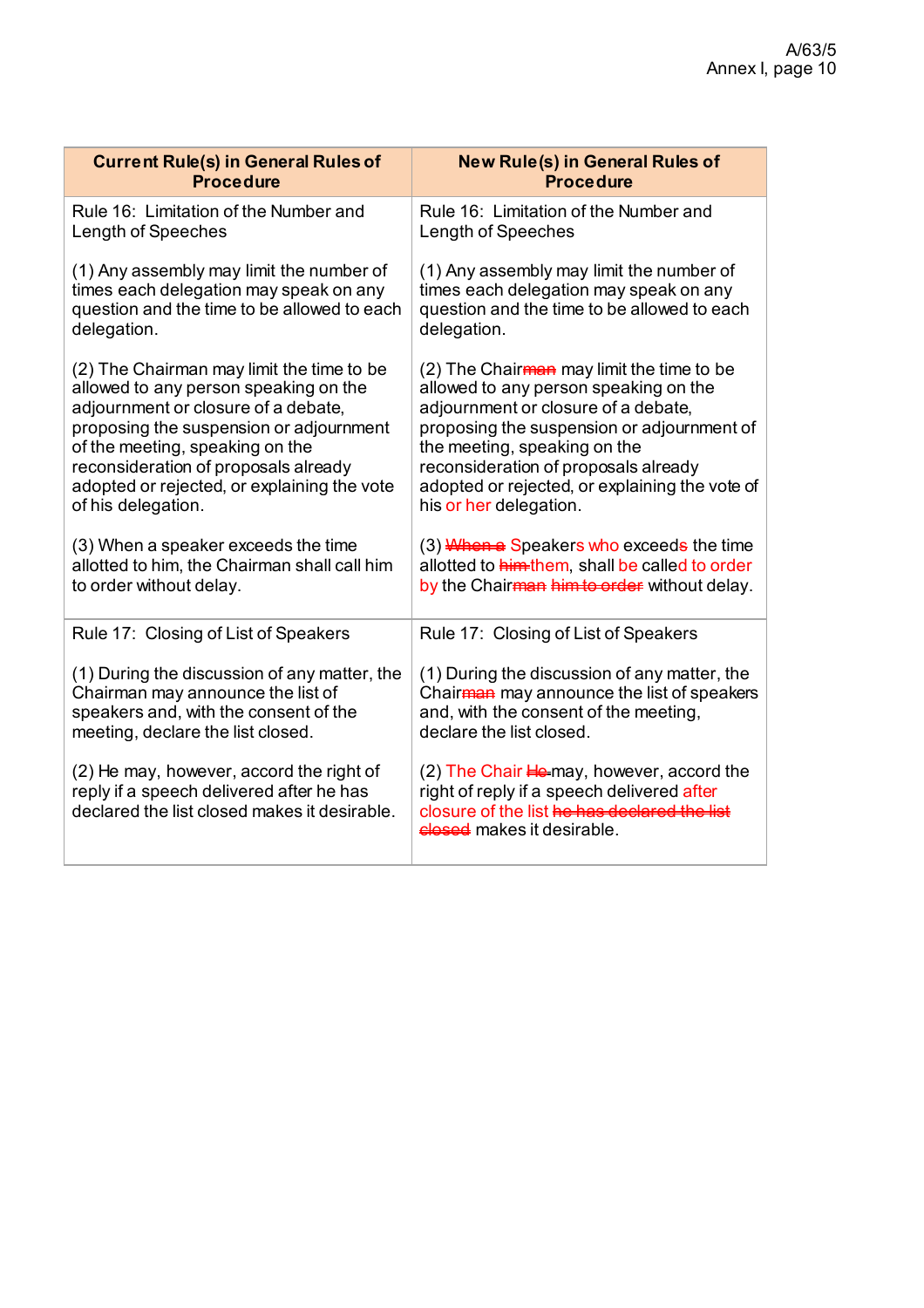| Current Rule(s) in General Rules of Procedure | New Rule(s) in General Rules of Procedure |
|---|---|
| Rule 16: Limitation of the Number and Length of Speeches<br><br>(1) Any assembly may limit the number of times each delegation may speak on any question and the time to be allowed to each delegation.<br><br>(2) The Chairman may limit the time to be allowed to any person speaking on the adjournment or closure of a debate, proposing the suspension or adjournment of the meeting, speaking on the reconsideration of proposals already adopted or rejected, or explaining the vote of his delegation.<br><br>(3) When a speaker exceeds the time allotted to him, the Chairman shall call him to order without delay. | Rule 16: Limitation of the Number and Length of Speeches<br><br>(1) Any assembly may limit the number of times each delegation may speak on any question and the time to be allowed to each delegation.<br><br>(2) The Chair~~man~~ may limit the time to be allowed to any person speaking on the adjournment or closure of a debate, proposing the suspension or adjournment of the meeting, speaking on the reconsideration of proposals already adopted or rejected, or explaining the vote of his or her delegation.<br><br>(3) ~~When a~~ Speakers who exceeds the time allotted to ~~him~~ them, shall be called to order by the Chair~~man~~ ~~him to order~~ without delay. |
| Rule 17: Closing of List of Speakers<br><br>(1) During the discussion of any matter, the Chairman may announce the list of speakers and, with the consent of the meeting, declare the list closed.<br><br>(2) He may, however, accord the right of reply if a speech delivered after he has declared the list closed makes it desirable. | Rule 17: Closing of List of Speakers<br><br>(1) During the discussion of any matter, the Chair~~man~~ may announce the list of speakers and, with the consent of the meeting, declare the list closed.<br><br>(2) The Chair ~~He~~ may, however, accord the right of reply if a speech delivered after closure of the list ~~he has declared the list closed~~ makes it desirable. |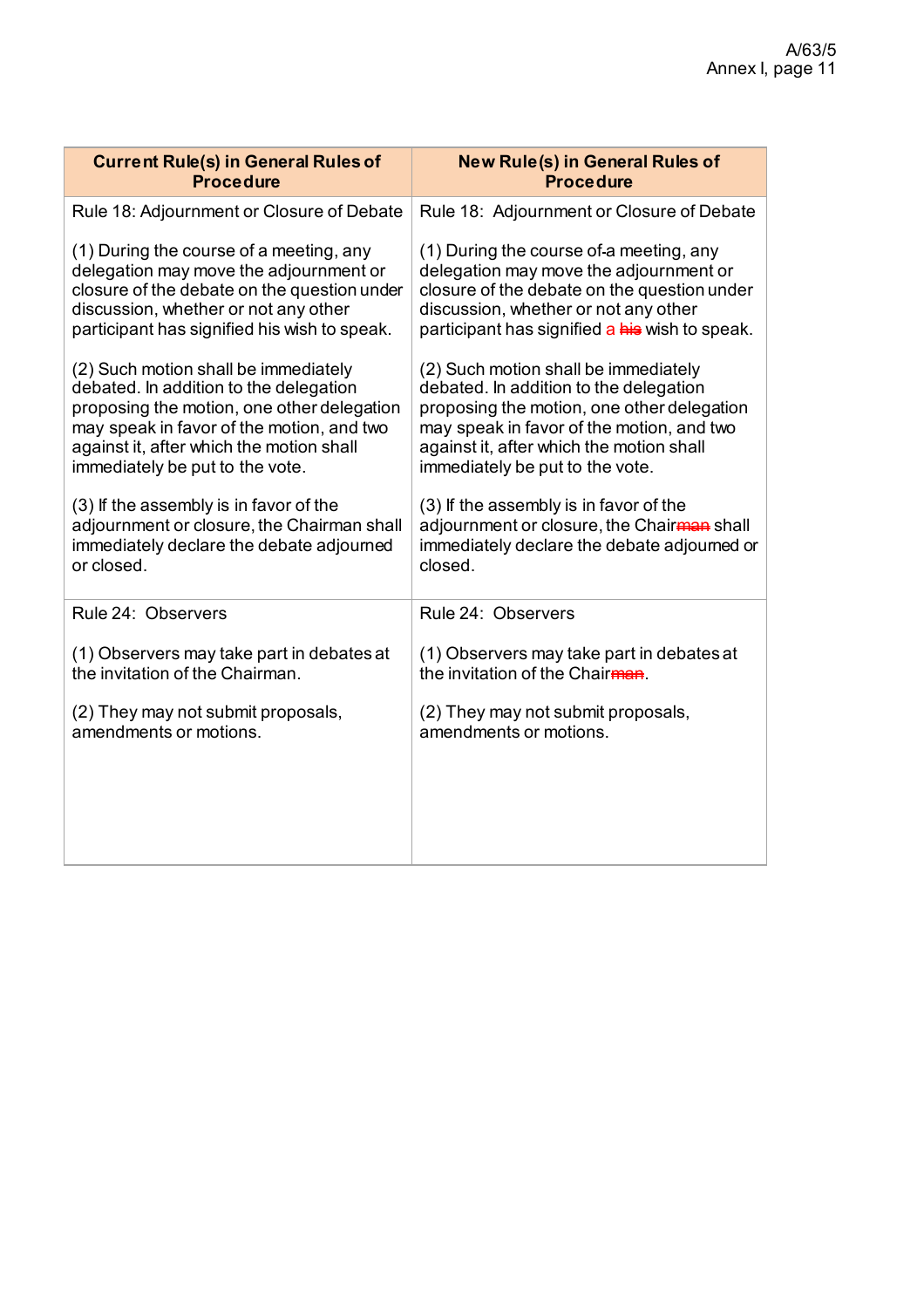| Current Rule(s) in General Rules of Procedure | New Rule(s) in General Rules of Procedure |
|---|---|
| Rule 18: Adjournment or Closure of Debate<br><br>(1) During the course of a meeting, any delegation may move the adjournment or closure of the debate on the question under discussion, whether or not any other participant has signified his wish to speak.<br><br>(2) Such motion shall be immediately debated. In addition to the delegation proposing the motion, one other delegation may speak in favor of the motion, and two against it, after which the motion shall immediately be put to the vote.<br><br>(3) If the assembly is in favor of the adjournment or closure, the Chairman shall immediately declare the debate adjourned or closed. | Rule 18: Adjournment or Closure of Debate<br><br>(1) During the course of a meeting, any delegation may move the adjournment or closure of the debate on the question under discussion, whether or not any other participant has signified a ~~his~~ wish to speak.<br><br>(2) Such motion shall be immediately debated. In addition to the delegation proposing the motion, one other delegation may speak in favor of the motion, and two against it, after which the motion shall immediately be put to the vote.<br><br>(3) If the assembly is in favor of the adjournment or closure, the Chair~~man~~ shall immediately declare the debate adjourned or closed. |
| Rule 24: Observers<br><br>(1) Observers may take part in debates at the invitation of the Chairman.<br><br>(2) They may not submit proposals, amendments or motions. | Rule 24: Observers<br><br>(1) Observers may take part in debates at the invitation of the Chair~~man~~.<br><br>(2) They may not submit proposals, amendments or motions. |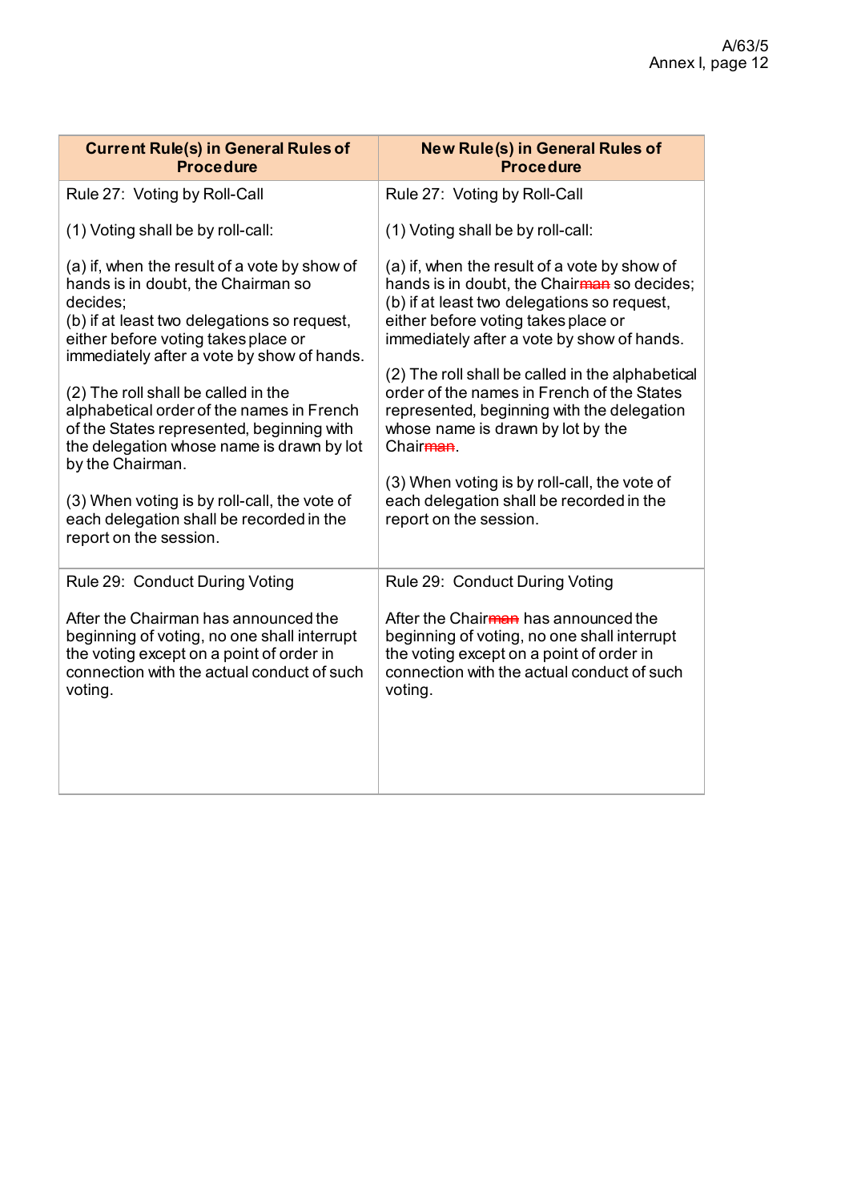| Current Rule(s) in General Rules of Procedure | New Rule(s) in General Rules of Procedure |
|---|---|
| Rule 27: Voting by Roll-Call<br><br>(1) Voting shall be by roll-call:<br><br>(a) if, when the result of a vote by show of hands is in doubt, the Chairman so decides;<br>(b) if at least two delegations so request, either before voting takes place or immediately after a vote by show of hands.<br><br>(2) The roll shall be called in the alphabetical order of the names in French of the States represented, beginning with the delegation whose name is drawn by lot by the Chairman.<br><br>(3) When voting is by roll-call, the vote of each delegation shall be recorded in the report on the session. | Rule 27: Voting by Roll-Call<br><br>(1) Voting shall be by roll-call:<br><br>(a) if, when the result of a vote by show of hands is in doubt, the Chair~~man~~ so decides;<br>(b) if at least two delegations so request, either before voting takes place or immediately after a vote by show of hands.<br><br>(2) The roll shall be called in the alphabetical order of the names in French of the States represented, beginning with the delegation whose name is drawn by lot by the Chair~~man~~.<br><br>(3) When voting is by roll-call, the vote of each delegation shall be recorded in the report on the session. |
| Rule 29: Conduct During Voting<br><br>After the Chairman has announced the beginning of voting, no one shall interrupt the voting except on a point of order in connection with the actual conduct of such voting. | Rule 29: Conduct During Voting<br><br>After the Chair~~man~~ has announced the beginning of voting, no one shall interrupt the voting except on a point of order in connection with the actual conduct of such voting. |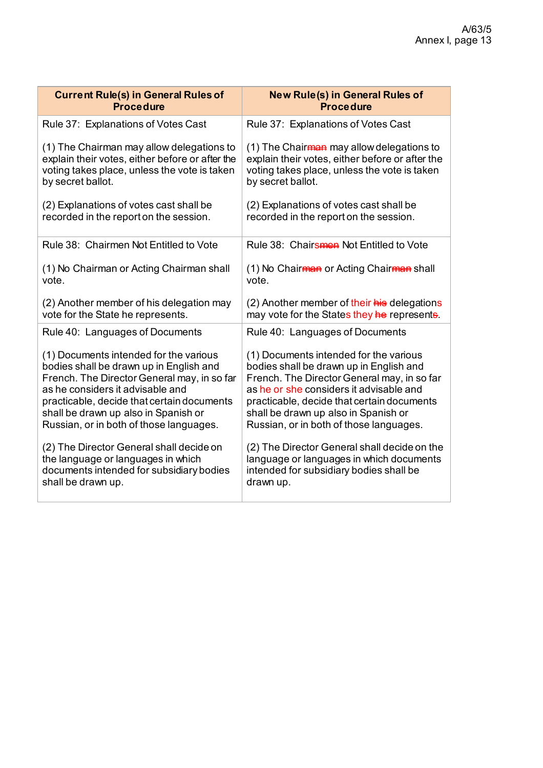| Current Rule(s) in General Rules of Procedure | New Rule(s) in General Rules of Procedure |
|---|---|
| Rule 37: Explanations of Votes Cast<br><br>(1) The Chairman may allow delegations to explain their votes, either before or after the voting takes place, unless the vote is taken by secret ballot.<br><br>(2) Explanations of votes cast shall be recorded in the report on the session. | Rule 37: Explanations of Votes Cast<br><br>(1) The Chair~~man~~ may allow delegations to explain their votes, either before or after the voting takes place, unless the vote is taken by secret ballot.<br><br>(2) Explanations of votes cast shall be recorded in the report on the session. |
| Rule 38: Chairmen Not Entitled to Vote<br><br>(1) No Chairman or Acting Chairman shall vote.<br><br>(2) Another member of his delegation may vote for the State he represents. | Rule 38: Chairs~~men~~ Not Entitled to Vote<br><br>(1) No Chair~~man~~ or Acting Chair~~man~~ shall vote.<br><br>(2) Another member of their ~~his~~ delegations may vote for the States they ~~he~~ represent~~s~~. |
| Rule 40: Languages of Documents<br><br>(1) Documents intended for the various bodies shall be drawn up in English and French. The Director General may, in so far as he considers it advisable and practicable, decide that certain documents shall be drawn up also in Spanish or Russian, or in both of those languages.<br><br>(2) The Director General shall decide on the language or languages in which documents intended for subsidiary bodies shall be drawn up. | Rule 40: Languages of Documents<br><br>(1) Documents intended for the various bodies shall be drawn up in English and French. The Director General may, in so far as he or she considers it advisable and practicable, decide that certain documents shall be drawn up also in Spanish or Russian, or in both of those languages.<br><br>(2) The Director General shall decide on the language or languages in which documents intended for subsidiary bodies shall be drawn up. |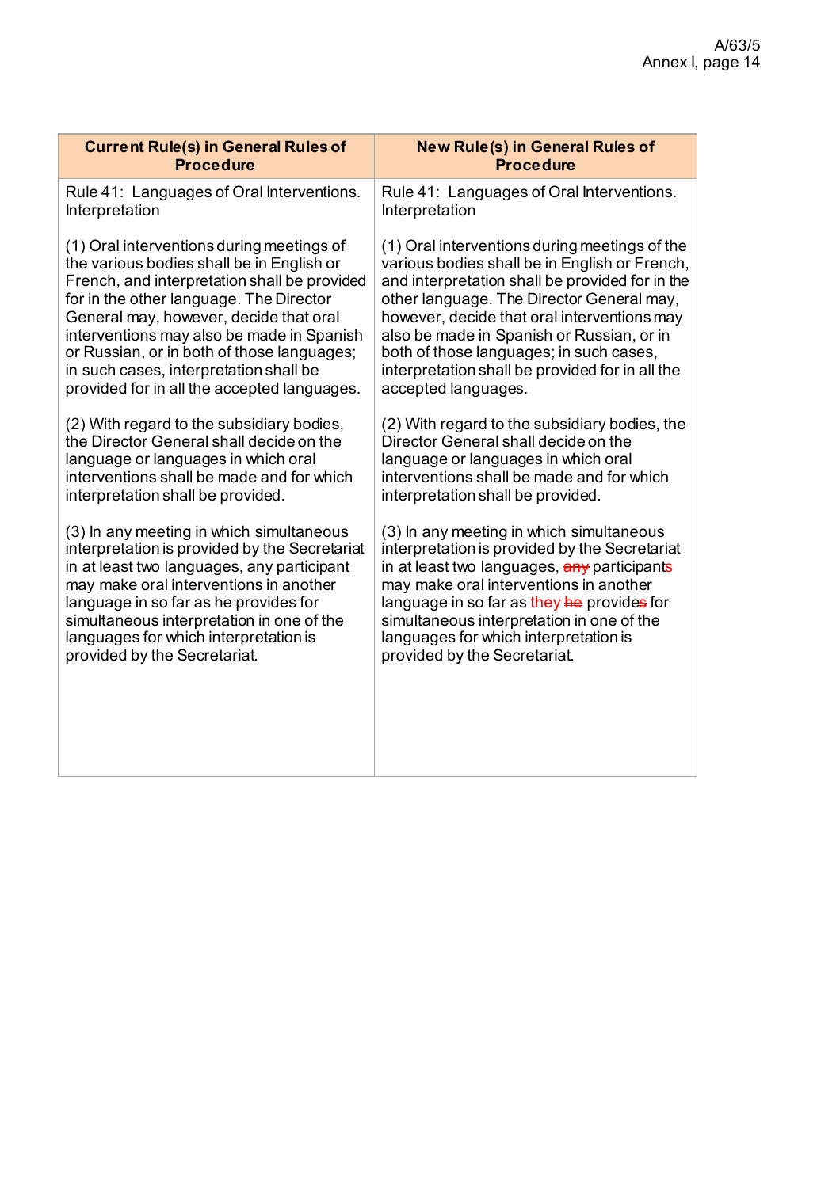| Current Rule(s) in General Rules of Procedure | New Rule(s) in General Rules of Procedure |
|---|---|
| Rule 41: Languages of Oral Interventions. Interpretation<br><br>(1) Oral interventions during meetings of the various bodies shall be in English or French, and interpretation shall be provided for in the other language. The Director General may, however, decide that oral interventions may also be made in Spanish or Russian, or in both of those languages; in such cases, interpretation shall be provided for in all the accepted languages.<br><br>(2) With regard to the subsidiary bodies, the Director General shall decide on the language or languages in which oral interventions shall be made and for which interpretation shall be provided.<br><br>(3) In any meeting in which simultaneous interpretation is provided by the Secretariat in at least two languages, any participant may make oral interventions in another language in so far as he provides for simultaneous interpretation in one of the languages for which interpretation is provided by the Secretariat. | Rule 41: Languages of Oral Interventions. Interpretation<br><br>(1) Oral interventions during meetings of the various bodies shall be in English or French, and interpretation shall be provided for in the other language. The Director General may, however, decide that oral interventions may also be made in Spanish or Russian, or in both of those languages; in such cases, interpretation shall be provided for in all the accepted languages.<br><br>(2) With regard to the subsidiary bodies, the Director General shall decide on the language or languages in which oral interventions shall be made and for which interpretation shall be provided.<br><br>(3) In any meeting in which simultaneous interpretation is provided by the Secretariat in at least two languages, ~~any~~ participants may make oral interventions in another language in so far as they ~~he~~ provide~~s~~ for simultaneous interpretation in one of the languages for which interpretation is provided by the Secretariat. |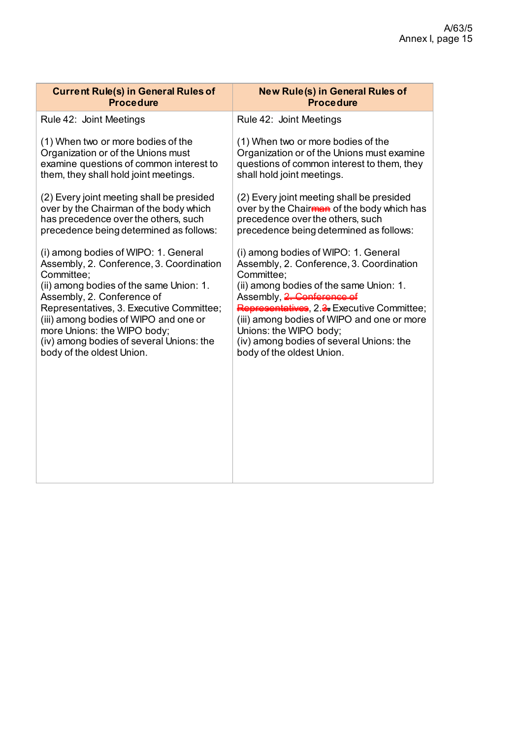| Current Rule(s) in General Rules of Procedure | New Rule(s) in General Rules of Procedure |
|---|---|
| Rule 42: Joint Meetings<br><br>(1) When two or more bodies of the Organization or of the Unions must examine questions of common interest to them, they shall hold joint meetings.<br><br>(2) Every joint meeting shall be presided over by the Chairman of the body which has precedence over the others, such precedence being determined as follows:<br><br>(i) among bodies of WIPO: 1. General Assembly, 2. Conference, 3. Coordination Committee;<br>(ii) among bodies of the same Union: 1. Assembly, 2. Conference of Representatives, 3. Executive Committee;<br>(iii) among bodies of WIPO and one or more Unions: the WIPO body;<br>(iv) among bodies of several Unions: the body of the oldest Union. | Rule 42: Joint Meetings<br><br>(1) When two or more bodies of the Organization or of the Unions must examine questions of common interest to them, they shall hold joint meetings.<br><br>(2) Every joint meeting shall be presided over by the Chair~~man~~ of the body which has precedence over the others, such precedence being determined as follows:<br><br>(i) among bodies of WIPO: 1. General Assembly, 2. Conference, 3. Coordination Committee;<br>(ii) among bodies of the same Union: 1. Assembly, ~~2. Conference of Representatives~~, 2.~~3.~~ Executive Committee;<br>(iii) among bodies of WIPO and one or more Unions: the WIPO body;<br>(iv) among bodies of several Unions: the body of the oldest Union. |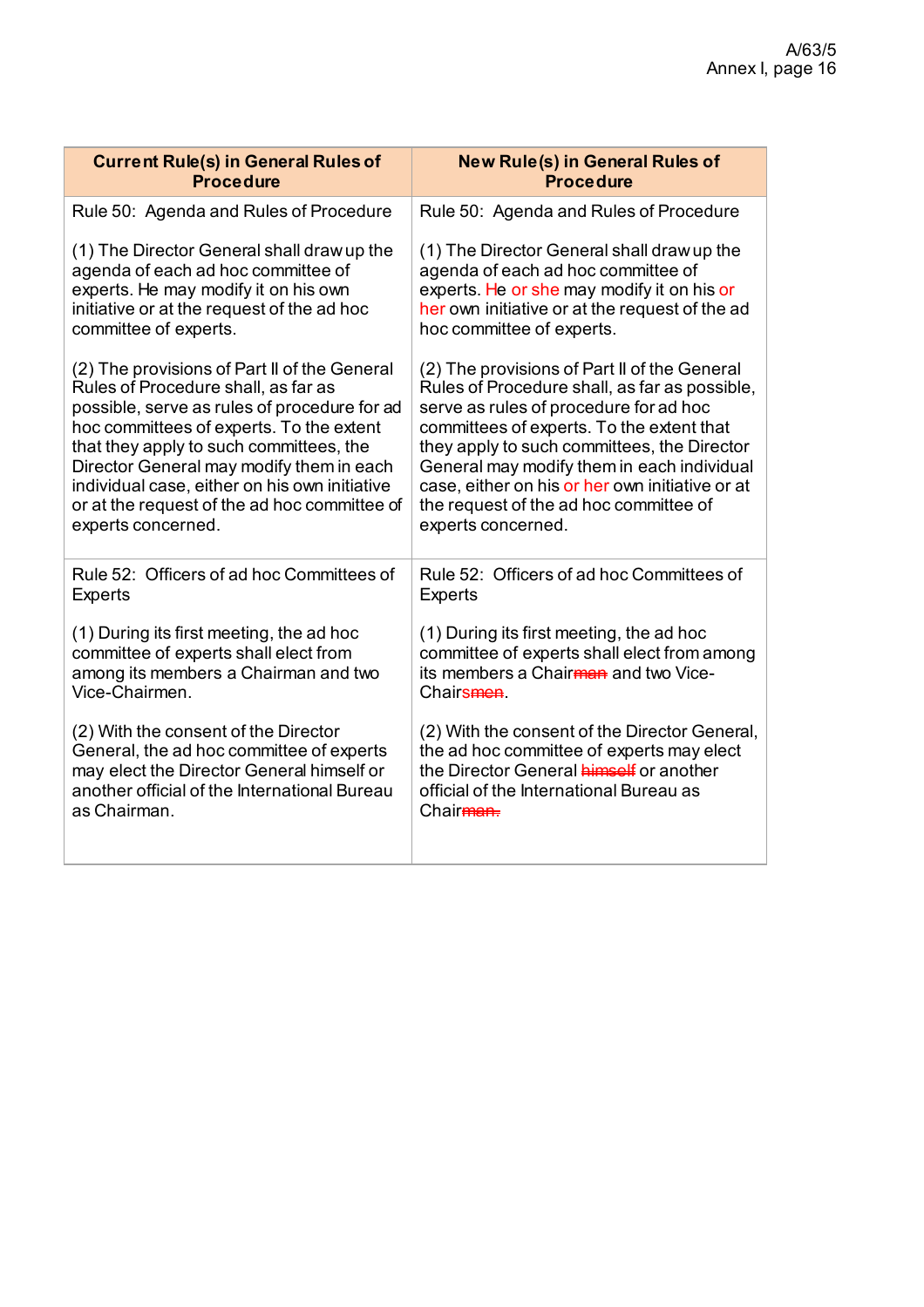| Current Rule(s) in General Rules of Procedure | New Rule(s) in General Rules of Procedure |
| --- | --- |
| Rule 50: Agenda and Rules of Procedure<br><br>(1) The Director General shall draw up the agenda of each ad hoc committee of experts. He may modify it on his own initiative or at the request of the ad hoc committee of experts.<br><br>(2) The provisions of Part II of the General Rules of Procedure shall, as far as possible, serve as rules of procedure for ad hoc committees of experts. To the extent that they apply to such committees, the Director General may modify them in each individual case, either on his own initiative or at the request of the ad hoc committee of experts concerned. | Rule 50: Agenda and Rules of Procedure<br><br>(1) The Director General shall draw up the agenda of each ad hoc committee of experts. He or she may modify it on his or her own initiative or at the request of the ad hoc committee of experts.<br><br>(2) The provisions of Part II of the General Rules of Procedure shall, as far as possible, serve as rules of procedure for ad hoc committees of experts. To the extent that they apply to such committees, the Director General may modify them in each individual case, either on his or her own initiative or at the request of the ad hoc committee of experts concerned. |
| Rule 52: Officers of ad hoc Committees of Experts<br><br>(1) During its first meeting, the ad hoc committee of experts shall elect from among its members a Chairman and two Vice-Chairmen.<br><br>(2) With the consent of the Director General, the ad hoc committee of experts may elect the Director General himself or another official of the International Bureau as Chairman. | Rule 52: Officers of ad hoc Committees of Experts<br><br>(1) During its first meeting, the ad hoc committee of experts shall elect from among its members a Chair~~man~~ and two Vice-Chairs~~men~~.<br><br>(2) With the consent of the Director General, the ad hoc committee of experts may elect the Director General ~~himself~~ or another official of the International Bureau as Chair~~man.~~ |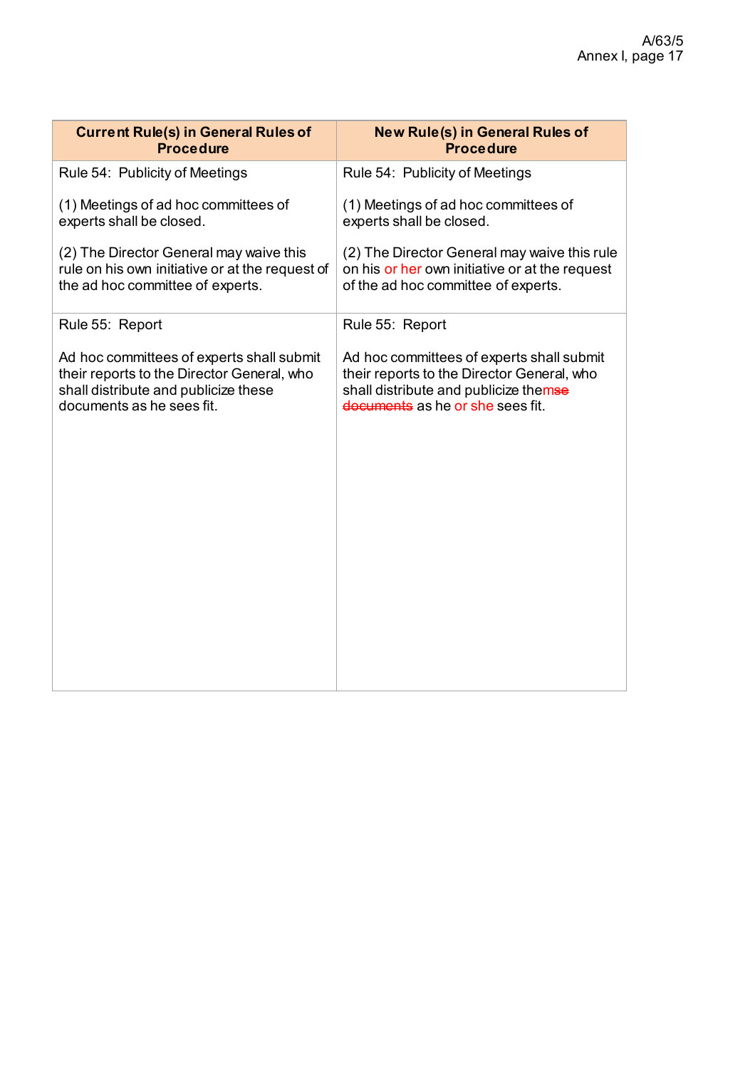| Current Rule(s) in General Rules of Procedure | New Rule(s) in General Rules of Procedure |
|---|---|
| Rule 54: Publicity of Meetings<br><br>(1) Meetings of ad hoc committees of experts shall be closed.<br><br>(2) The Director General may waive this rule on his own initiative or at the request of the ad hoc committee of experts. | Rule 54: Publicity of Meetings<br><br>(1) Meetings of ad hoc committees of experts shall be closed.<br><br>(2) The Director General may waive this rule on his or her own initiative or at the request of the ad hoc committee of experts. |
| Rule 55: Report<br><br>Ad hoc committees of experts shall submit their reports to the Director General, who shall distribute and publicize these documents as he sees fit. | Rule 55: Report<br><br>Ad hoc committees of experts shall submit their reports to the Director General, who shall distribute and publicize them~~se~~ ~~documents~~ as he or she sees fit. |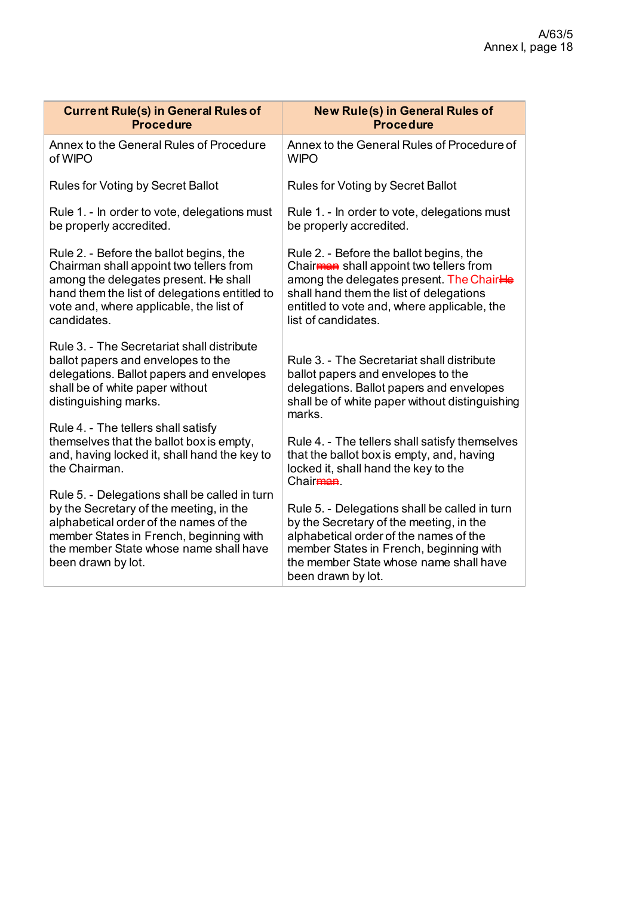| Current Rule(s) in General Rules of Procedure | New Rule(s) in General Rules of Procedure |
|---|---|
| Annex to the General Rules of Procedure of WIPO<br><br>Rules for Voting by Secret Ballot<br><br>Rule 1. - In order to vote, delegations must be properly accredited.<br><br>Rule 2. - Before the ballot begins, the Chairman shall appoint two tellers from among the delegates present. He shall hand them the list of delegations entitled to vote and, where applicable, the list of candidates.<br><br>Rule 3. - The Secretariat shall distribute ballot papers and envelopes to the delegations. Ballot papers and envelopes shall be of white paper without distinguishing marks.<br><br>Rule 4. - The tellers shall satisfy themselves that the ballot box is empty, and, having locked it, shall hand the key to the Chairman.<br><br>Rule 5. - Delegations shall be called in turn by the Secretary of the meeting, in the alphabetical order of the names of the member States in French, beginning with the member State whose name shall have been drawn by lot. | Annex to the General Rules of Procedure of WIPO<br><br>Rules for Voting by Secret Ballot<br><br>Rule 1. - In order to vote, delegations must be properly accredited.<br><br>Rule 2. - Before the ballot begins, the Chair~~man~~ shall appoint two tellers from among the delegates present. The Chair~~He~~ shall hand them the list of delegations entitled to vote and, where applicable, the list of candidates.<br><br>Rule 3. - The Secretariat shall distribute ballot papers and envelopes to the delegations. Ballot papers and envelopes shall be of white paper without distinguishing marks.<br><br>Rule 4. - The tellers shall satisfy themselves that the ballot box is empty, and, having locked it, shall hand the key to the Chair~~man~~.<br><br>Rule 5. - Delegations shall be called in turn by the Secretary of the meeting, in the alphabetical order of the names of the member States in French, beginning with the member State whose name shall have been drawn by lot. |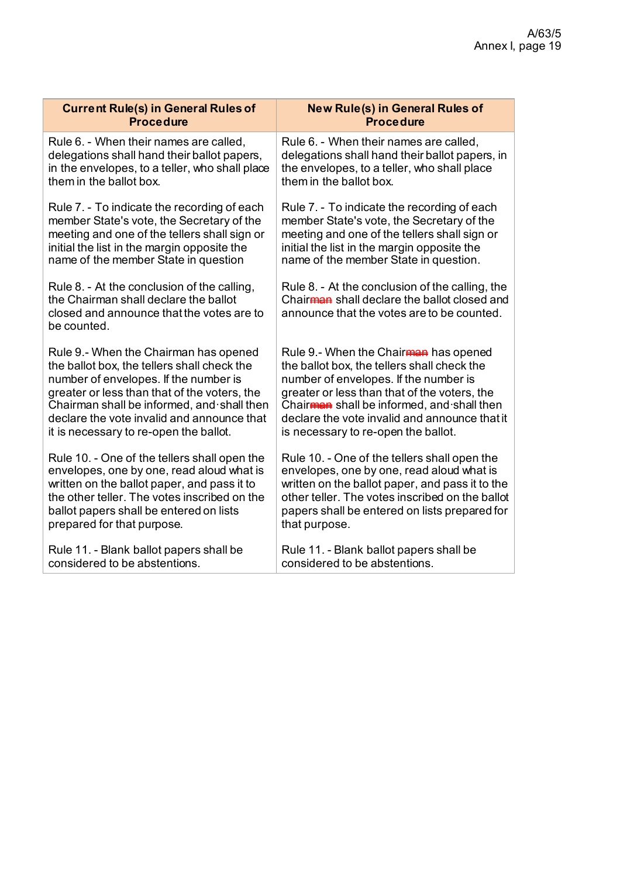| Current Rule(s) in General Rules of Procedure | New Rule(s) in General Rules of Procedure |
|---|---|
| Rule 6. - When their names are called, delegations shall hand their ballot papers, in the envelopes, to a teller, who shall place them in the ballot box. | Rule 6. - When their names are called, delegations shall hand their ballot papers, in the envelopes, to a teller, who shall place them in the ballot box. |
| Rule 7. - To indicate the recording of each member State's vote, the Secretary of the meeting and one of the tellers shall sign or initial the list in the margin opposite the name of the member State in question | Rule 7. - To indicate the recording of each member State's vote, the Secretary of the meeting and one of the tellers shall sign or initial the list in the margin opposite the name of the member State in question. |
| Rule 8. - At the conclusion of the calling, the Chairman shall declare the ballot closed and announce that the votes are to be counted. | Rule 8. - At the conclusion of the calling, the Chair~~man~~ shall declare the ballot closed and announce that the votes are to be counted. |
| Rule 9.- When the Chairman has opened the ballot box, the tellers shall check the number of envelopes. If the number is greater or less than that of the voters, the Chairman shall be informed, and·shall then declare the vote invalid and announce that it is necessary to re-open the ballot. | Rule 9.- When the Chair~~man~~ has opened the ballot box, the tellers shall check the number of envelopes. If the number is greater or less than that of the voters, the Chair~~man~~ shall be informed, and·shall then declare the vote invalid and announce that it is necessary to re-open the ballot. |
| Rule 10. - One of the tellers shall open the envelopes, one by one, read aloud what is written on the ballot paper, and pass it to the other teller. The votes inscribed on the ballot papers shall be entered on lists prepared for that purpose. | Rule 10. - One of the tellers shall open the envelopes, one by one, read aloud what is written on the ballot paper, and pass it to the other teller. The votes inscribed on the ballot papers shall be entered on lists prepared for that purpose. |
| Rule 11. - Blank ballot papers shall be considered to be abstentions. | Rule 11. - Blank ballot papers shall be considered to be abstentions. |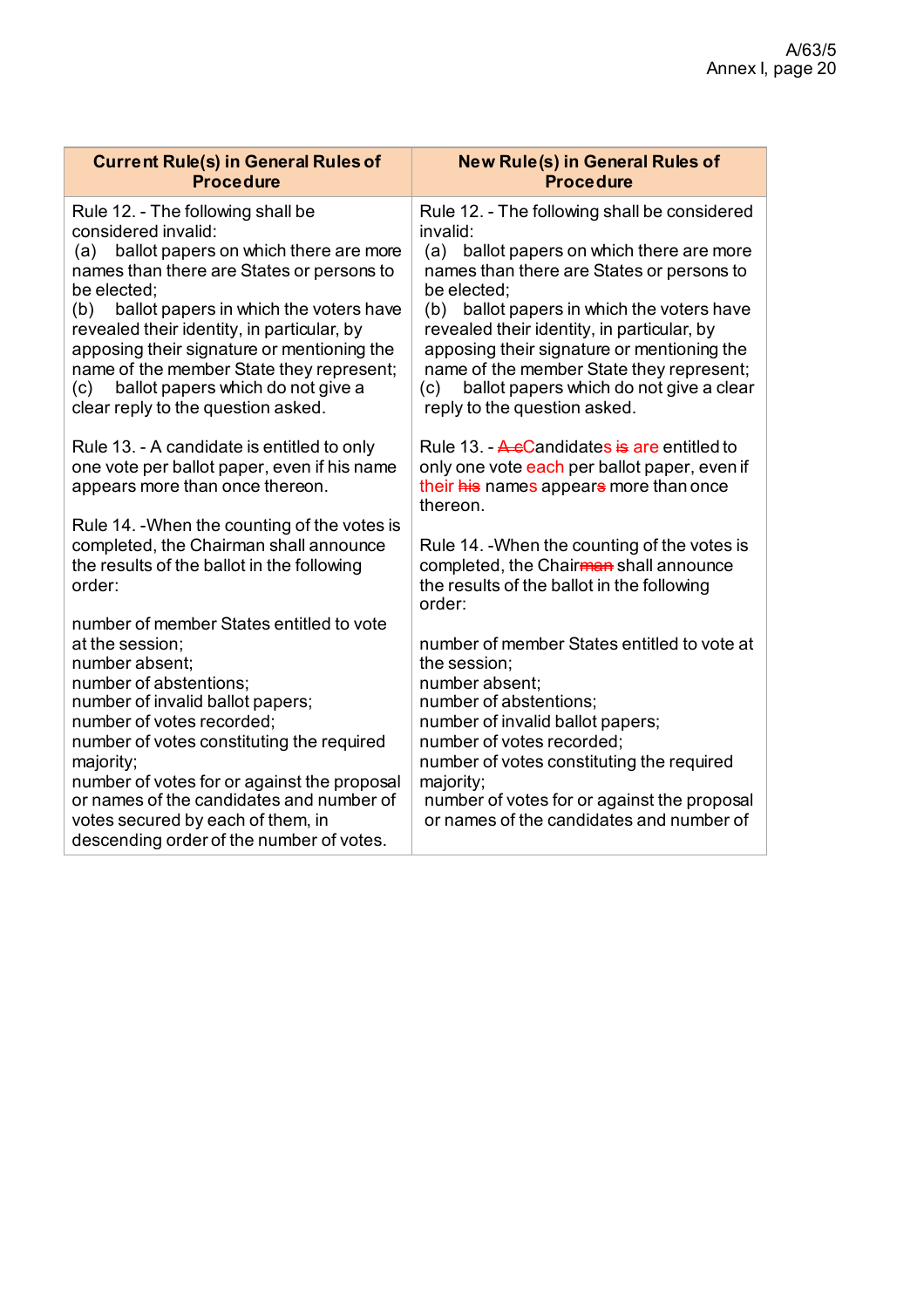| Current Rule(s) in General Rules of Procedure | New Rule(s) in General Rules of Procedure |
|---|---|
| Rule 12. - The following shall be considered invalid:<br>(a) ballot papers on which there are more names than there are States or persons to be elected;<br>(b) ballot papers in which the voters have revealed their identity, in particular, by apposing their signature or mentioning the name of the member State they represent;<br>(c) ballot papers which do not give a clear reply to the question asked. | Rule 12. - The following shall be considered invalid:<br>(a) ballot papers on which there are more names than there are States or persons to be elected;<br>(b) ballot papers in which the voters have revealed their identity, in particular, by apposing their signature or mentioning the name of the member State they represent;<br>(c) ballot papers which do not give a clear reply to the question asked. |
| Rule 13. - A candidate is entitled to only one vote per ballot paper, even if his name appears more than once thereon. | Rule 13. - ~~A c~~Candidates ~~is~~ are entitled to only one vote each per ballot paper, even if their ~~his~~ names appear~~s~~ more than once thereon. |
| Rule 14. -When the counting of the votes is completed, the Chairman shall announce the results of the ballot in the following order:<br><br>number of member States entitled to vote at the session;<br>number absent;<br>number of abstentions;<br>number of invalid ballot papers;<br>number of votes recorded;<br>number of votes constituting the required majority;<br>number of votes for or against the proposal or names of the candidates and number of votes secured by each of them, in descending order of the number of votes. | Rule 14. -When the counting of the votes is completed, the Chair~~man~~ shall announce the results of the ballot in the following order:<br><br>number of member States entitled to vote at the session;<br>number absent;<br>number of abstentions;<br>number of invalid ballot papers;<br>number of votes recorded;<br>number of votes constituting the required majority;<br>number of votes for or against the proposal or names of the candidates and number of |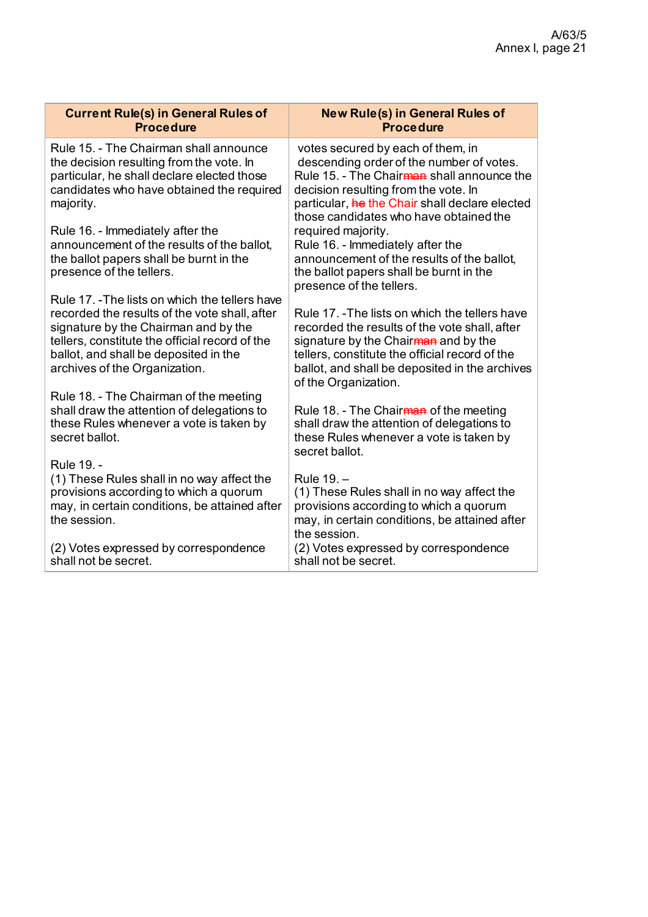| Current Rule(s) in General Rules of Procedure | New Rule(s) in General Rules of Procedure |
|---|---|
| Rule 15. - The Chairman shall announce the decision resulting from the vote. In particular, he shall declare elected those candidates who have obtained the required majority.<br><br>Rule 16. - Immediately after the announcement of the results of the ballot, the ballot papers shall be burnt in the presence of the tellers.<br><br>Rule 17. -The lists on which the tellers have recorded the results of the vote shall, after signature by the Chairman and by the tellers, constitute the official record of the ballot, and shall be deposited in the archives of the Organization.<br><br>Rule 18. - The Chairman of the meeting shall draw the attention of delegations to these Rules whenever a vote is taken by secret ballot.<br><br>Rule 19. -<br>(1) These Rules shall in no way affect the provisions according to which a quorum may, in certain conditions, be attained after the session.<br><br>(2) Votes expressed by correspondence shall not be secret. | votes secured by each of them, in descending order of the number of votes.<br>Rule 15. - The Chair~~man~~ shall announce the decision resulting from the vote. In particular, ~~he~~ the Chair shall declare elected those candidates who have obtained the required majority.<br>Rule 16. - Immediately after the announcement of the results of the ballot, the ballot papers shall be burnt in the presence of the tellers.<br><br>Rule 17. -The lists on which the tellers have recorded the results of the vote shall, after signature by the Chair~~man~~ and by the tellers, constitute the official record of the ballot, and shall be deposited in the archives of the Organization.<br><br>Rule 18. - The Chair~~man~~ of the meeting shall draw the attention of delegations to these Rules whenever a vote is taken by secret ballot.<br><br>Rule 19. –<br>(1) These Rules shall in no way affect the provisions according to which a quorum may, in certain conditions, be attained after the session.<br>(2) Votes expressed by correspondence shall not be secret. |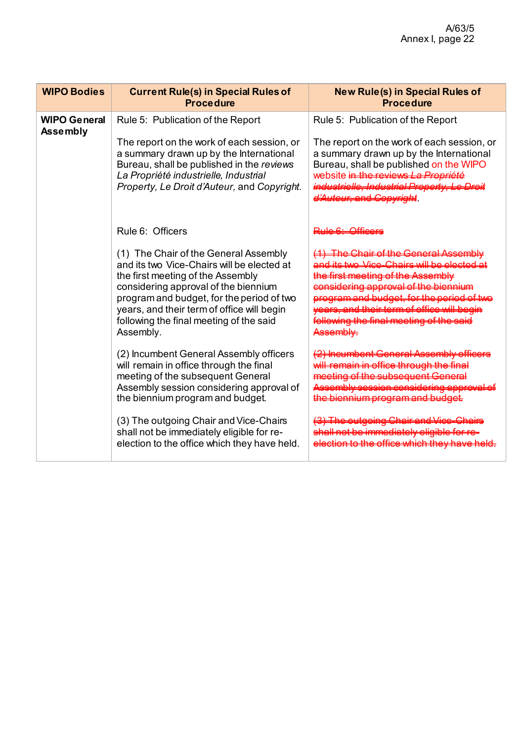| WIPO Bodies | Current Rule(s) in Special Rules of Procedure | New Rule(s) in Special Rules of Procedure |
|---|---|---|
| **WIPO General Assembly** | Rule 5: Publication of the Report<br><br>The report on the work of each session, or a summary drawn up by the International Bureau, shall be published in the *reviews La Propriété industrielle, Industrial Property, Le Droit d'Auteur,* and *Copyright*.<br><br>Rule 6: Officers<br><br>(1) The Chair of the General Assembly and its two Vice-Chairs will be elected at the first meeting of the Assembly considering approval of the biennium program and budget, for the period of two years, and their term of office will begin following the final meeting of the said Assembly.<br><br>(2) Incumbent General Assembly officers will remain in office through the final meeting of the subsequent General Assembly session considering approval of the biennium program and budget.<br><br>(3) The outgoing Chair and Vice-Chairs shall not be immediately eligible for re-election to the office which they have held. | Rule 5: Publication of the Report<br><br>The report on the work of each session, or a summary drawn up by the International Bureau, shall be published on the WIPO website ~~in the reviews *La Propriété industrielle, Industrial Property, Le Droit d'Auteur,* and *Copyright*~~.<br><br>~~Rule 6: Officers~~<br><br>~~(1) The Chair of the General Assembly and its two Vice-Chairs will be elected at the first meeting of the Assembly considering approval of the biennium program and budget, for the period of two years, and their term of office will begin following the final meeting of the said Assembly.~~<br><br>~~(2) Incumbent General Assembly officers will remain in office through the final meeting of the subsequent General Assembly session considering approval of the biennium program and budget.~~<br><br>~~(3) The outgoing Chair and Vice-Chairs shall not be immediately eligible for re-election to the office which they have held.~~ |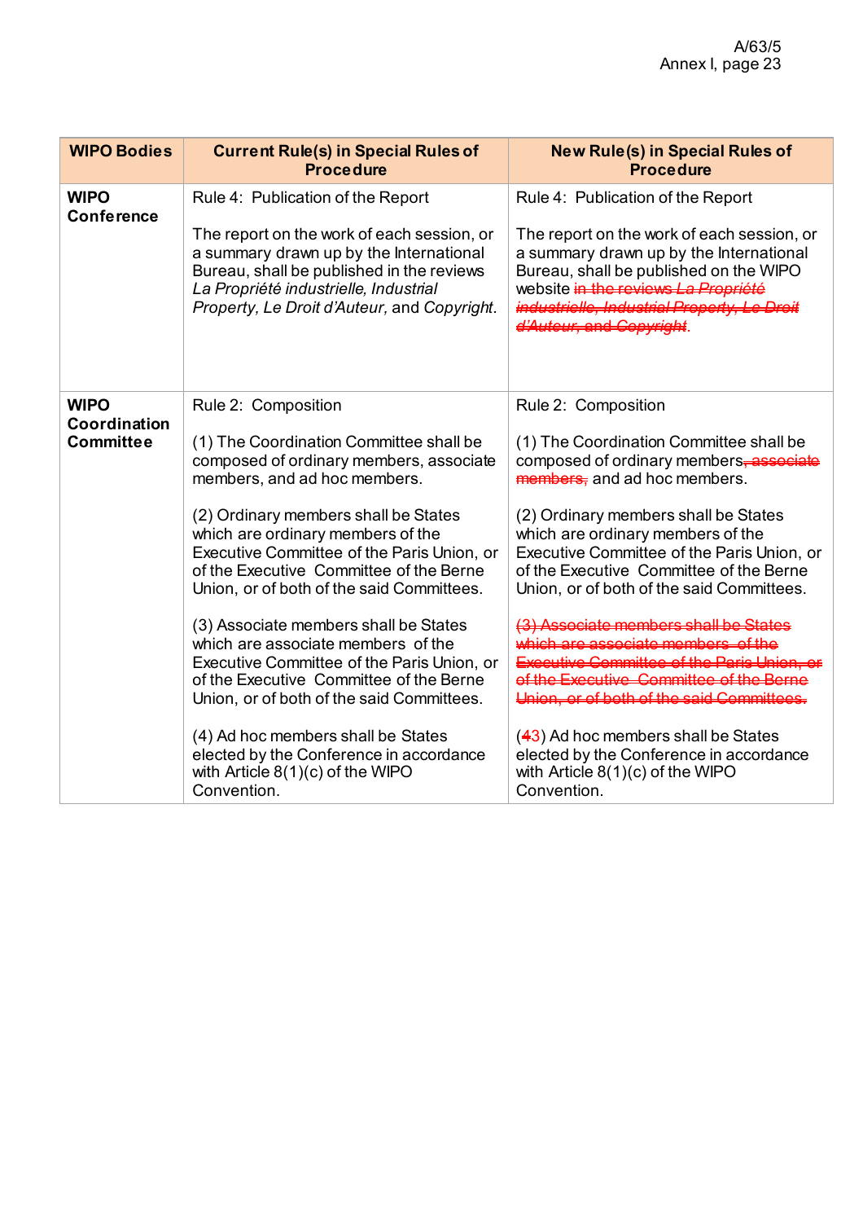| WIPO Bodies | Current Rule(s) in Special Rules of Procedure | New Rule(s) in Special Rules of Procedure |
|---|---|---|
| **WIPO Conference** | Rule 4: Publication of the Report<br><br>The report on the work of each session, or a summary drawn up by the International Bureau, shall be published in the reviews *La Propriété industrielle, Industrial Property, Le Droit d'Auteur,* and *Copyright*. | Rule 4: Publication of the Report<br><br>The report on the work of each session, or a summary drawn up by the International Bureau, shall be published on the WIPO website ~~in the reviews *La Propriété industrielle, Industrial Property, Le Droit d'Auteur, and Copyright*~~. |
| **WIPO Coordination Committee** | Rule 2: Composition<br><br>(1) The Coordination Committee shall be composed of ordinary members, associate members, and ad hoc members.<br><br>(2) Ordinary members shall be States which are ordinary members of the Executive Committee of the Paris Union, or of the Executive Committee of the Berne Union, or of both of the said Committees.<br><br>(3) Associate members shall be States which are associate members of the Executive Committee of the Paris Union, or of the Executive Committee of the Berne Union, or of both of the said Committees.<br><br>(4) Ad hoc members shall be States elected by the Conference in accordance with Article 8(1)(c) of the WIPO Convention. | Rule 2: Composition<br><br>(1) The Coordination Committee shall be composed of ordinary members~~, associate members,~~ and ad hoc members.<br><br>(2) Ordinary members shall be States which are ordinary members of the Executive Committee of the Paris Union, or of the Executive Committee of the Berne Union, or of both of the said Committees.<br><br>~~(3) Associate members shall be States which are associate members of the Executive Committee of the Paris Union, or of the Executive Committee of the Berne Union, or of both of the said Committees.~~<br><br>(~~4~~3) Ad hoc members shall be States elected by the Conference in accordance with Article 8(1)(c) of the WIPO Convention. |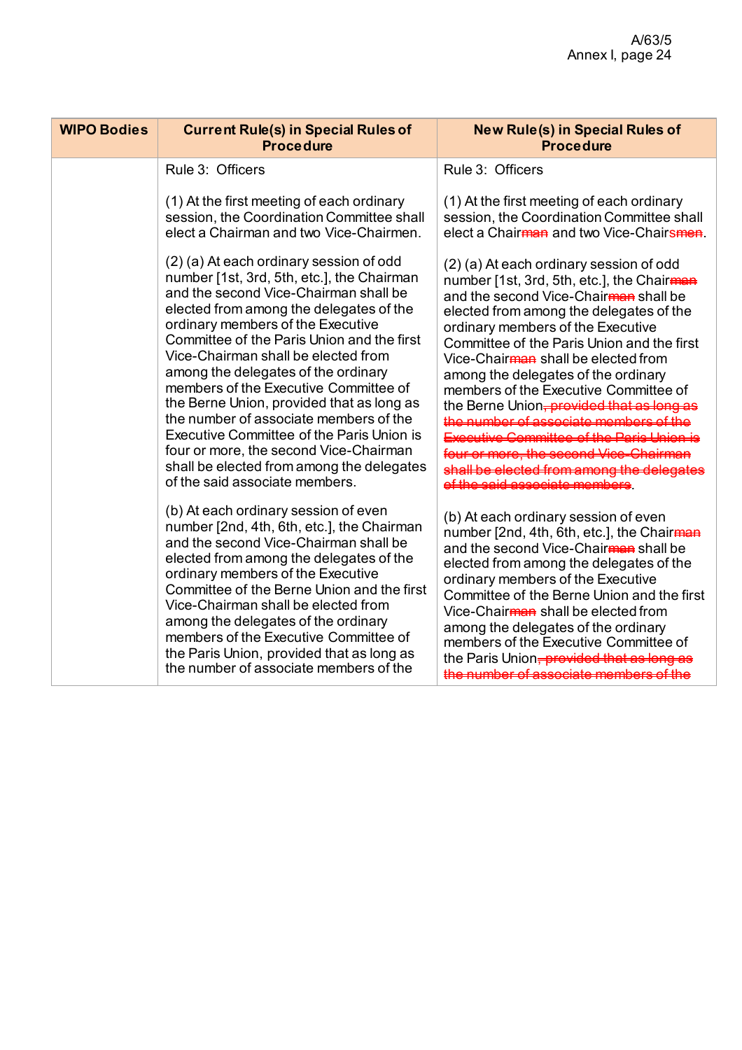| WIPO Bodies | Current Rule(s) in Special Rules of Procedure | New Rule(s) in Special Rules of Procedure |
|---|---|---|
| | Rule 3: Officers<br><br>(1) At the first meeting of each ordinary session, the Coordination Committee shall elect a Chairman and two Vice-Chairmen.<br><br>(2) (a) At each ordinary session of odd number [1st, 3rd, 5th, etc.], the Chairman and the second Vice-Chairman shall be elected from among the delegates of the ordinary members of the Executive Committee of the Paris Union and the first Vice-Chairman shall be elected from among the delegates of the ordinary members of the Executive Committee of the Berne Union, provided that as long as the number of associate members of the Executive Committee of the Paris Union is four or more, the second Vice-Chairman shall be elected from among the delegates of the said associate members.<br><br>(b) At each ordinary session of even number [2nd, 4th, 6th, etc.], the Chairman and the second Vice-Chairman shall be elected from among the delegates of the ordinary members of the Executive Committee of the Berne Union and the first Vice-Chairman shall be elected from among the delegates of the ordinary members of the Executive Committee of the Paris Union, provided that as long as the number of associate members of the | Rule 3: Officers<br><br>(1) At the first meeting of each ordinary session, the Coordination Committee shall elect a Chair~~man~~ and two Vice-Chair~~s~~~~men~~.<br><br>(2) (a) At each ordinary session of odd number [1st, 3rd, 5th, etc.], the Chair~~man~~ and the second Vice-Chair~~man~~ shall be elected from among the delegates of the ordinary members of the Executive Committee of the Paris Union and the first Vice-Chair~~man~~ shall be elected from among the delegates of the ordinary members of the Executive Committee of the Berne Union~~, provided that as long as the number of associate members of the Executive Committee of the Paris Union is four or more, the second Vice-Chairman shall be elected from among the delegates of the said associate members~~.<br><br>(b) At each ordinary session of even number [2nd, 4th, 6th, etc.], the Chair~~man~~ and the second Vice-Chair~~man~~ shall be elected from among the delegates of the ordinary members of the Executive Committee of the Berne Union and the first Vice-Chair~~man~~ shall be elected from among the delegates of the ordinary members of the Executive Committee of the Paris Union~~, provided that as long as the number of associate members of the~~ |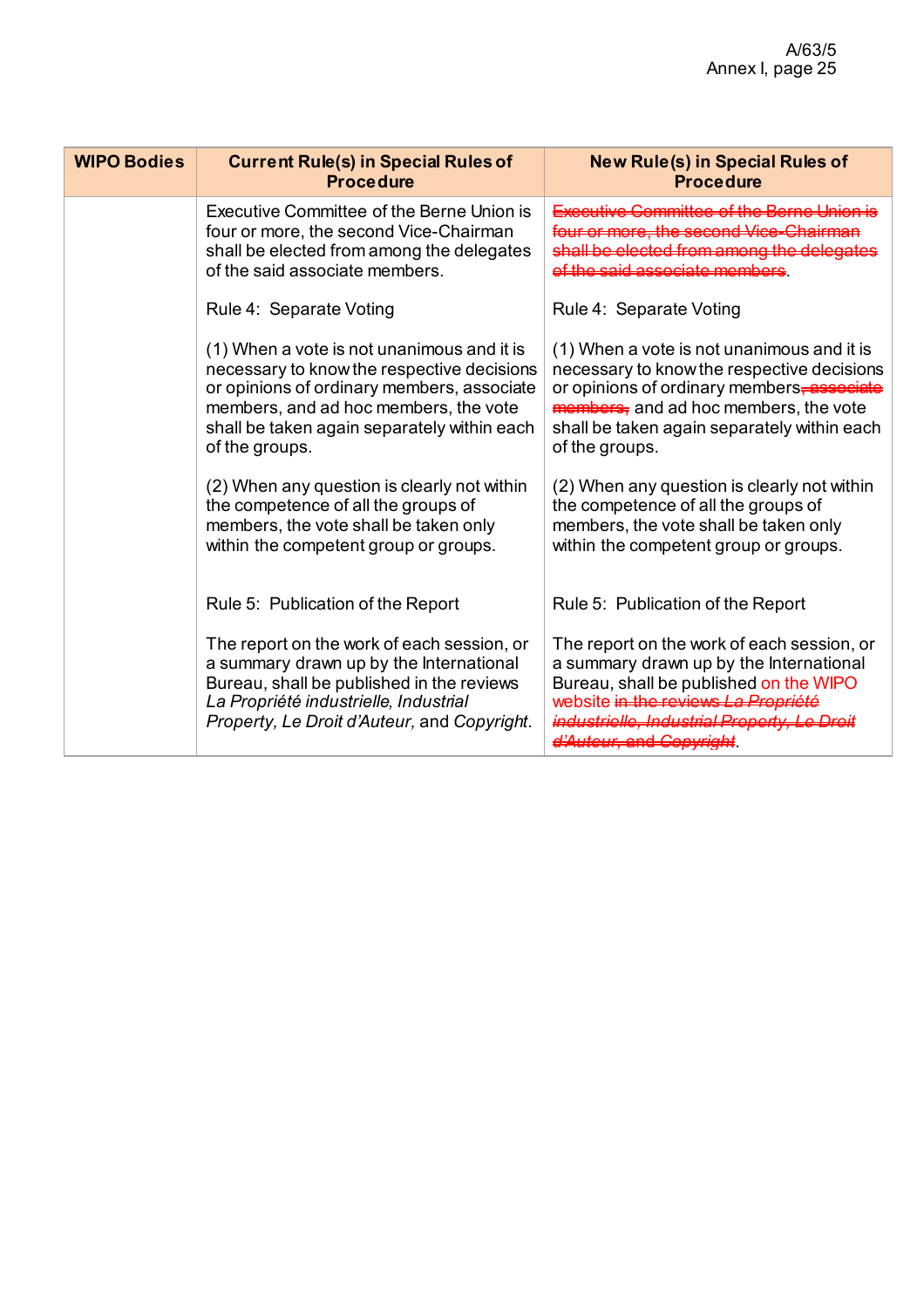| WIPO Bodies | Current Rule(s) in Special Rules of Procedure | New Rule(s) in Special Rules of Procedure |
|---|---|---|
| | Executive Committee of the Berne Union is four or more, the second Vice-Chairman shall be elected from among the delegates of the said associate members.<br><br>Rule 4: Separate Voting<br><br>(1) When a vote is not unanimous and it is necessary to know the respective decisions or opinions of ordinary members, associate members, and ad hoc members, the vote shall be taken again separately within each of the groups.<br><br>(2) When any question is clearly not within the competence of all the groups of members, the vote shall be taken only within the competent group or groups.<br><br>Rule 5: Publication of the Report<br><br>The report on the work of each session, or a summary drawn up by the International Bureau, shall be published in the reviews *La Propriété industrielle, Industrial Property, Le Droit d'Auteur,* and *Copyright*. | ~~Executive Committee of the Berne Union is four or more, the second Vice-Chairman shall be elected from among the delegates of the said associate members~~.<br><br>Rule 4: Separate Voting<br><br>(1) When a vote is not unanimous and it is necessary to know the respective decisions or opinions of ordinary members~~, associate members,~~ and ad hoc members, the vote shall be taken again separately within each of the groups.<br><br>(2) When any question is clearly not within the competence of all the groups of members, the vote shall be taken only within the competent group or groups.<br><br>Rule 5: Publication of the Report<br><br>The report on the work of each session, or a summary drawn up by the International Bureau, shall be published on the WIPO website ~~in the reviews *La Propriété industrielle, Industrial Property, Le Droit d'Auteur, and Copyright*~~. |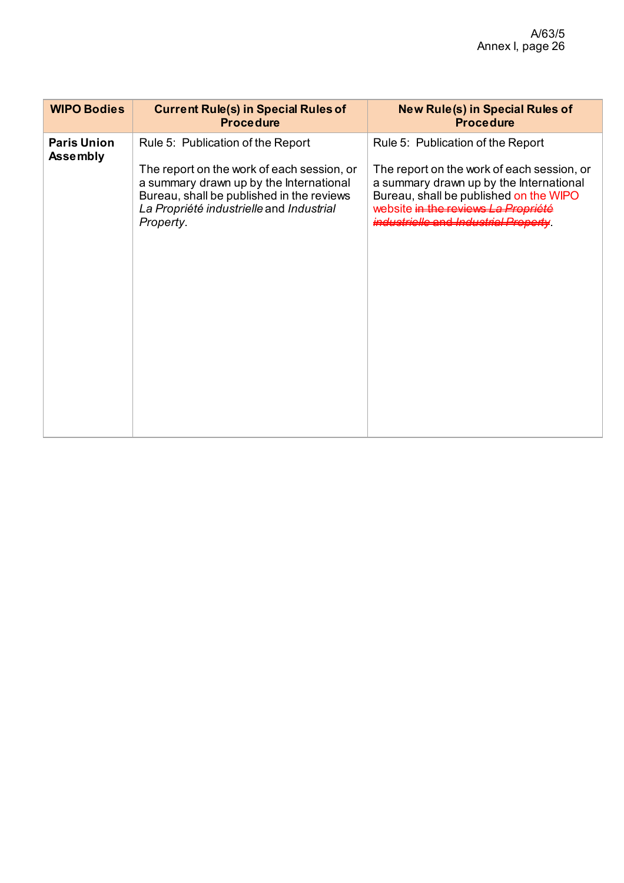| WIPO Bodies | Current Rule(s) in Special Rules of Procedure | New Rule(s) in Special Rules of Procedure |
|---|---|---|
| **Paris Union Assembly** | Rule 5: Publication of the Report<br><br>The report on the work of each session, or a summary drawn up by the International Bureau, shall be published in the reviews *La Propriété industrielle* and *Industrial Property*. | Rule 5: Publication of the Report<br><br>The report on the work of each session, or a summary drawn up by the International Bureau, shall be published on the WIPO website ~~in the reviews *La Propriété industrielle* and *Industrial Property*~~. |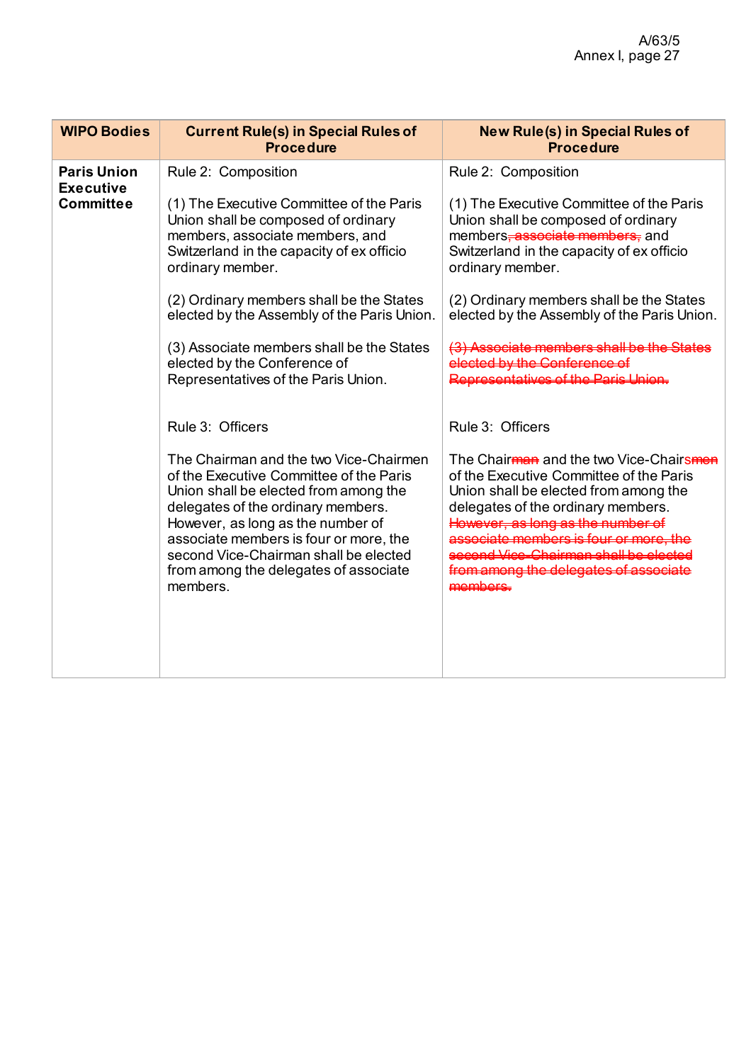| WIPO Bodies | Current Rule(s) in Special Rules of Procedure | New Rule(s) in Special Rules of Procedure |
|---|---|---|
| **Paris Union Executive Committee** | Rule 2: Composition<br><br>(1) The Executive Committee of the Paris Union shall be composed of ordinary members, associate members, and Switzerland in the capacity of ex officio ordinary member.<br><br>(2) Ordinary members shall be the States elected by the Assembly of the Paris Union.<br><br>(3) Associate members shall be the States elected by the Conference of Representatives of the Paris Union.<br><br><br>Rule 3: Officers<br><br>The Chairman and the two Vice-Chairmen of the Executive Committee of the Paris Union shall be elected from among the delegates of the ordinary members. However, as long as the number of associate members is four or more, the second Vice-Chairman shall be elected from among the delegates of associate members. | Rule 2: Composition<br><br>(1) The Executive Committee of the Paris Union shall be composed of ordinary members~~, associate members,~~ and Switzerland in the capacity of ex officio ordinary member.<br><br>(2) Ordinary members shall be the States elected by the Assembly of the Paris Union.<br><br>~~(3) Associate members shall be the States elected by the Conference of Representatives of the Paris Union.~~<br><br><br>Rule 3: Officers<br><br>The Chair~~man~~ and the two Vice-Chairs~~men~~ of the Executive Committee of the Paris Union shall be elected from among the delegates of the ordinary members. ~~However, as long as the number of associate members is four or more, the second Vice-Chairman shall be elected from among the delegates of associate members.~~ |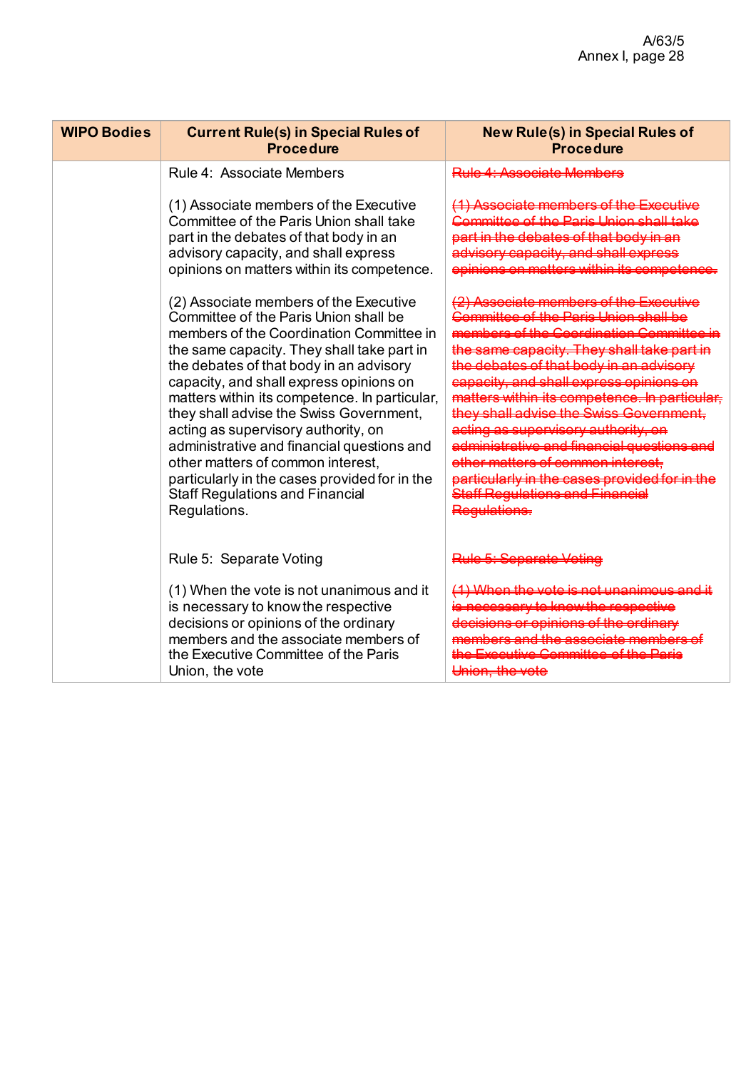| WIPO Bodies | Current Rule(s) in Special Rules of Procedure | New Rule(s) in Special Rules of Procedure |
|---|---|---|
| | Rule 4: Associate Members<br><br>(1) Associate members of the Executive Committee of the Paris Union shall take part in the debates of that body in an advisory capacity, and shall express opinions on matters within its competence.<br><br>(2) Associate members of the Executive Committee of the Paris Union shall be members of the Coordination Committee in the same capacity. They shall take part in the debates of that body in an advisory capacity, and shall express opinions on matters within its competence. In particular, they shall advise the Swiss Government, acting as supervisory authority, on administrative and financial questions and other matters of common interest, particularly in the cases provided for in the Staff Regulations and Financial Regulations.<br><br>Rule 5: Separate Voting<br><br>(1) When the vote is not unanimous and it is necessary to know the respective decisions or opinions of the ordinary members and the associate members of the Executive Committee of the Paris Union, the vote | ~~Rule 4: Associate Members~~<br><br>~~(1) Associate members of the Executive Committee of the Paris Union shall take part in the debates of that body in an advisory capacity, and shall express opinions on matters within its competence.~~<br><br>~~(2) Associate members of the Executive Committee of the Paris Union shall be members of the Coordination Committee in the same capacity. They shall take part in the debates of that body in an advisory capacity, and shall express opinions on matters within its competence. In particular, they shall advise the Swiss Government, acting as supervisory authority, on administrative and financial questions and other matters of common interest, particularly in the cases provided for in the Staff Regulations and Financial Regulations.~~<br><br>~~Rule 5: Separate Voting~~<br><br>~~(1) When the vote is not unanimous and it is necessary to know the respective decisions or opinions of the ordinary members and the associate members of the Executive Committee of the Paris Union, the vote~~ |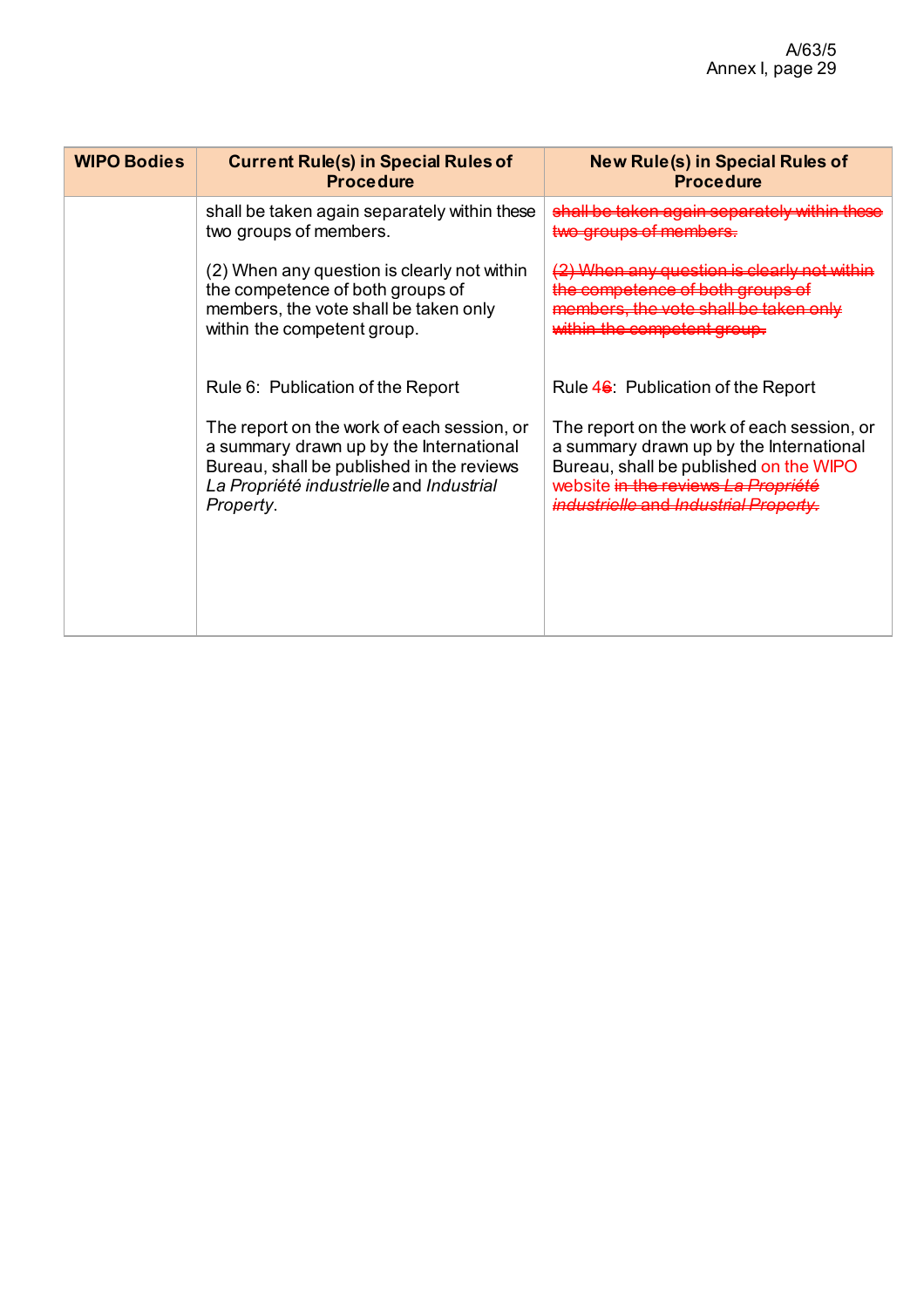| WIPO Bodies | Current Rule(s) in Special Rules of Procedure | New Rule(s) in Special Rules of Procedure |
|---|---|---|
| | shall be taken again separately within these two groups of members.<br><br>(2) When any question is clearly not within the competence of both groups of members, the vote shall be taken only within the competent group.<br><br>Rule 6: Publication of the Report<br><br>The report on the work of each session, or a summary drawn up by the International Bureau, shall be published in the reviews *La Propriété industrielle* and *Industrial Property*. | ~~shall be taken again separately within these two groups of members.~~<br><br>~~(2) When any question is clearly not within the competence of both groups of members, the vote shall be taken only within the competent group.~~<br><br>Rule 4~~6~~: Publication of the Report<br><br>The report on the work of each session, or a summary drawn up by the International Bureau, shall be published on the WIPO website ~~in the reviews *La Propriété industrielle* and *Industrial Property*.~~ |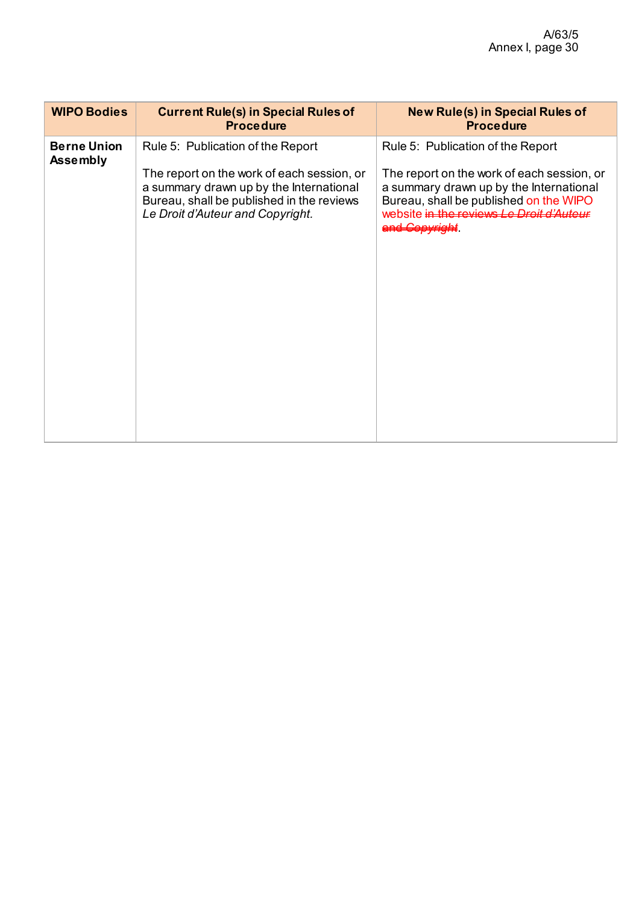| WIPO Bodies | Current Rule(s) in Special Rules of Procedure | New Rule(s) in Special Rules of Procedure |
|---|---|---|
| **Berne Union Assembly** | Rule 5: Publication of the Report<br><br>The report on the work of each session, or a summary drawn up by the International Bureau, shall be published in the reviews *Le Droit d'Auteur and Copyright.* | Rule 5: Publication of the Report<br><br>The report on the work of each session, or a summary drawn up by the International Bureau, shall be published on the WIPO website ~~in the reviews *Le Droit d'Auteur* and *Copyright*~~. |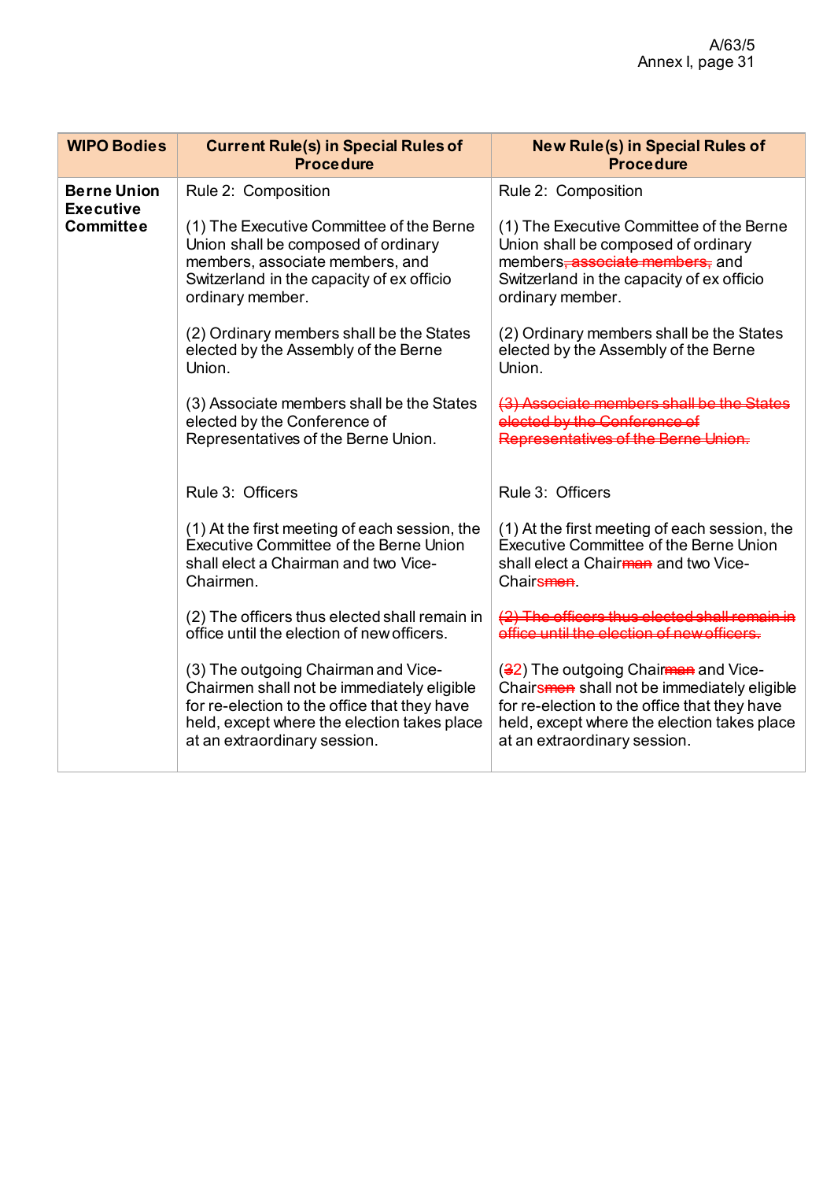| WIPO Bodies | Current Rule(s) in Special Rules of Procedure | New Rule(s) in Special Rules of Procedure |
|---|---|---|
| **Berne Union Executive Committee** | Rule 2: Composition<br><br>(1) The Executive Committee of the Berne Union shall be composed of ordinary members, associate members, and Switzerland in the capacity of ex officio ordinary member.<br><br>(2) Ordinary members shall be the States elected by the Assembly of the Berne Union.<br><br>(3) Associate members shall be the States elected by the Conference of Representatives of the Berne Union.<br><br><br>Rule 3: Officers<br><br>(1) At the first meeting of each session, the Executive Committee of the Berne Union shall elect a Chairman and two Vice-Chairmen.<br><br>(2) The officers thus elected shall remain in office until the election of new officers.<br><br>(3) The outgoing Chairman and Vice-Chairmen shall not be immediately eligible for re-election to the office that they have held, except where the election takes place at an extraordinary session. | Rule 2: Composition<br><br>(1) The Executive Committee of the Berne Union shall be composed of ordinary members~~, associate members,~~ and Switzerland in the capacity of ex officio ordinary member.<br><br>(2) Ordinary members shall be the States elected by the Assembly of the Berne Union.<br><br>~~(3) Associate members shall be the States elected by the Conference of Representatives of the Berne Union.~~<br><br><br>Rule 3: Officers<br><br>(1) At the first meeting of each session, the Executive Committee of the Berne Union shall elect a Chair~~man~~ and two Vice-Chair~~men~~s.<br><br>~~(2) The officers thus elected shall remain in office until the election of new officers.~~<br><br>(~~3~~2) The outgoing Chair~~man~~ and Vice-Chair~~men~~s shall not be immediately eligible for re-election to the office that they have held, except where the election takes place at an extraordinary session. |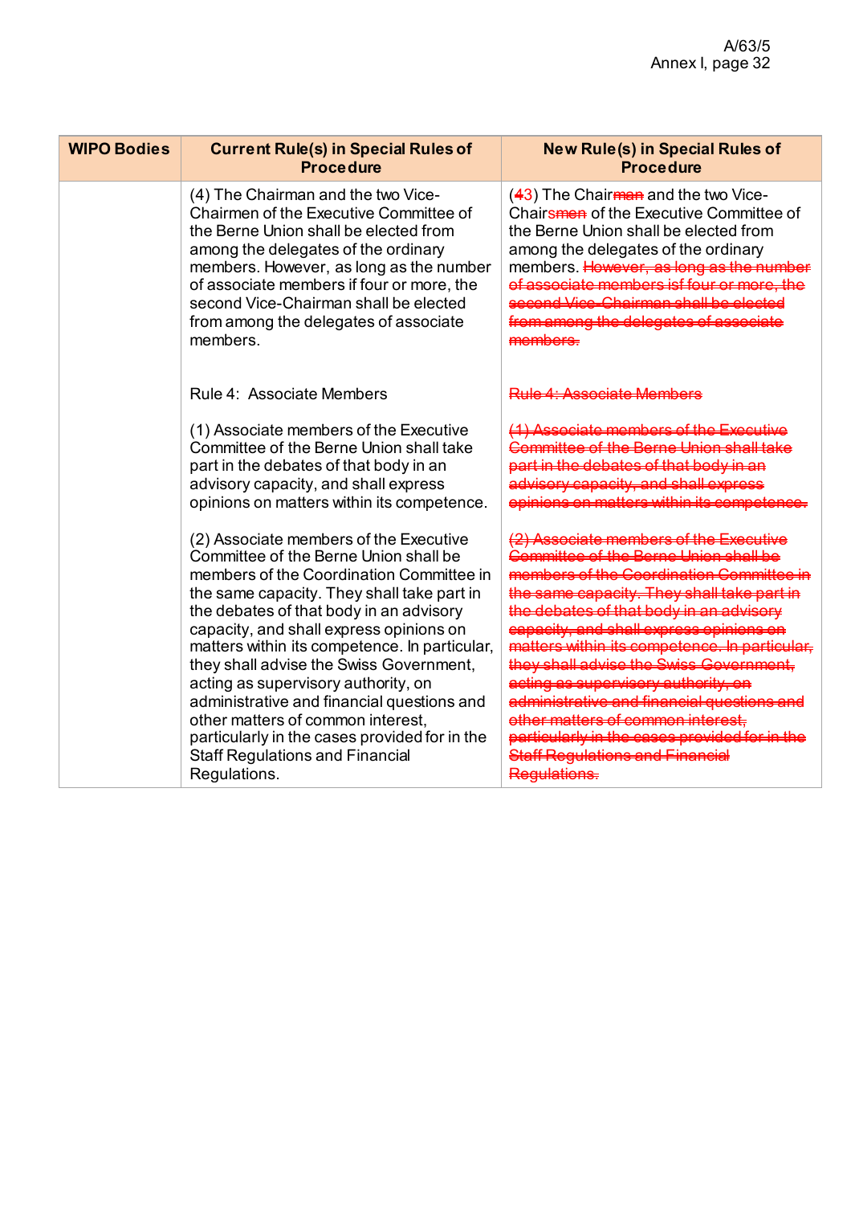| WIPO Bodies | Current Rule(s) in Special Rules of Procedure | New Rule(s) in Special Rules of Procedure |
|---|---|---|
| | (4) The Chairman and the two Vice-Chairmen of the Executive Committee of the Berne Union shall be elected from among the delegates of the ordinary members. However, as long as the number of associate members if four or more, the second Vice-Chairman shall be elected from among the delegates of associate members.<br><br>Rule 4: Associate Members<br><br>(1) Associate members of the Executive Committee of the Berne Union shall take part in the debates of that body in an advisory capacity, and shall express opinions on matters within its competence.<br><br>(2) Associate members of the Executive Committee of the Berne Union shall be members of the Coordination Committee in the same capacity. They shall take part in the debates of that body in an advisory capacity, and shall express opinions on matters within its competence. In particular, they shall advise the Swiss Government, acting as supervisory authority, on administrative and financial questions and other matters of common interest, particularly in the cases provided for in the Staff Regulations and Financial Regulations. | (~~4~~3) The Chair~~man~~ and the two Vice-Chair~~smen~~ of the Executive Committee of the Berne Union shall be elected from among the delegates of the ordinary members. ~~However, as long as the number of associate members isf four or more, the second Vice-Chairman shall be elected from among the delegates of associate members.~~<br><br>~~Rule 4: Associate Members~~<br><br>~~(1) Associate members of the Executive Committee of the Berne Union shall take part in the debates of that body in an advisory capacity, and shall express opinions on matters within its competence.~~<br><br>~~(2) Associate members of the Executive Committee of the Berne Union shall be members of the Coordination Committee in the same capacity. They shall take part in the debates of that body in an advisory capacity, and shall express opinions on matters within its competence. In particular, they shall advise the Swiss Government, acting as supervisory authority, on administrative and financial questions and other matters of common interest, particularly in the cases provided for in the Staff Regulations and Financial Regulations.~~ |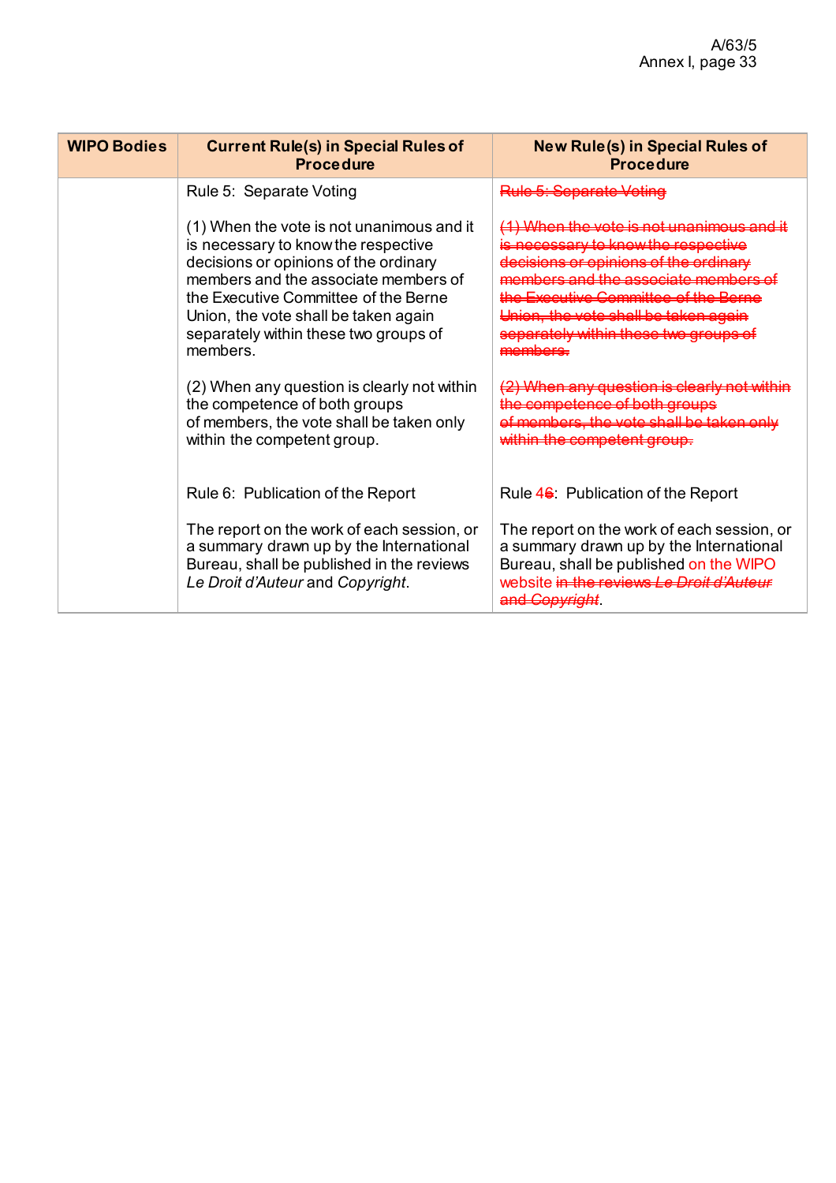| WIPO Bodies | Current Rule(s) in Special Rules of Procedure | New Rule(s) in Special Rules of Procedure |
|---|---|---|
| | Rule 5: Separate Voting<br><br>(1) When the vote is not unanimous and it is necessary to know the respective decisions or opinions of the ordinary members and the associate members of the Executive Committee of the Berne Union, the vote shall be taken again separately within these two groups of members.<br><br>(2) When any question is clearly not within the competence of both groups of members, the vote shall be taken only within the competent group.<br><br><br>Rule 6: Publication of the Report<br><br>The report on the work of each session, or a summary drawn up by the International Bureau, shall be published in the reviews *Le Droit d'Auteur* and *Copyright*. | ~~Rule 5: Separate Voting~~<br><br>~~(1) When the vote is not unanimous and it is necessary to know the respective decisions or opinions of the ordinary members and the associate members of the Executive Committee of the Berne Union, the vote shall be taken again separately within these two groups of members.~~<br><br>~~(2) When any question is clearly not within the competence of both groups of members, the vote shall be taken only within the competent group.~~<br><br><br>Rule 4~~6~~: Publication of the Report<br><br>The report on the work of each session, or a summary drawn up by the International Bureau, shall be published on the WIPO website ~~in the reviews *Le Droit d'Auteur* and *Copyright*~~. |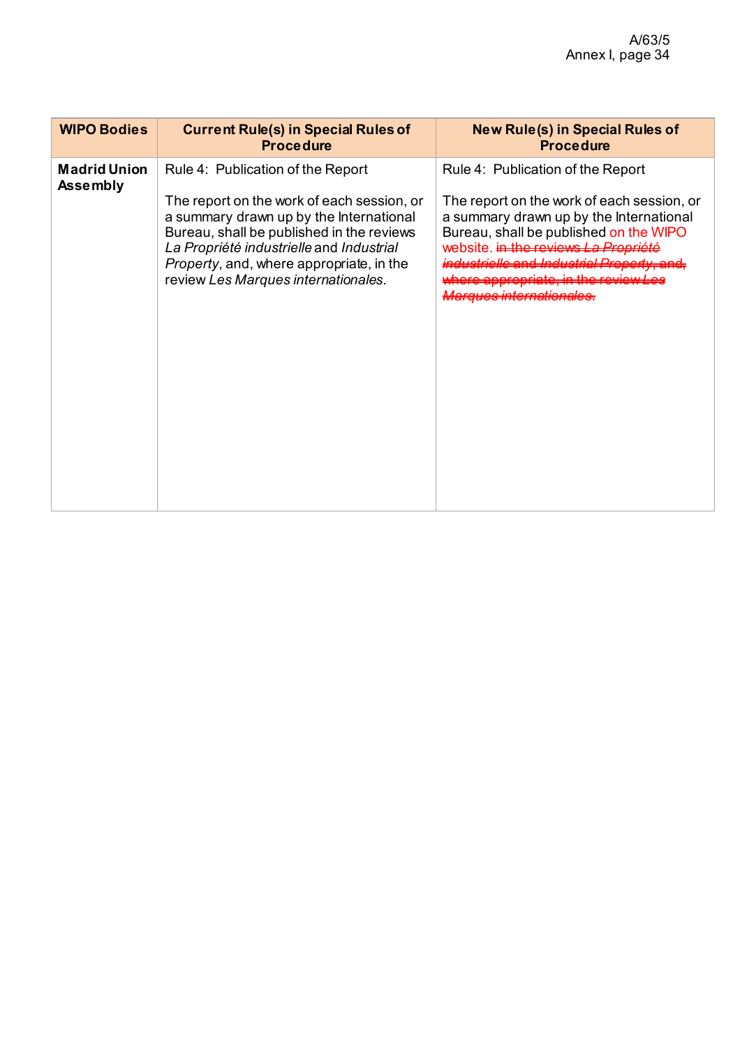| WIPO Bodies | Current Rule(s) in Special Rules of Procedure | New Rule(s) in Special Rules of Procedure |
|---|---|---|
| **Madrid Union Assembly** | Rule 4: Publication of the Report<br><br>The report on the work of each session, or a summary drawn up by the International Bureau, shall be published in the reviews *La Propriété industrielle* and *Industrial Property*, and, where appropriate, in the review *Les Marques internationales*. | Rule 4: Publication of the Report<br><br>The report on the work of each session, or a summary drawn up by the International Bureau, shall be published on the WIPO website. ~~in the reviews *La Propriété industrielle* and *Industrial Property*, and, where appropriate, in the review *Les Marques internationales*.~~ |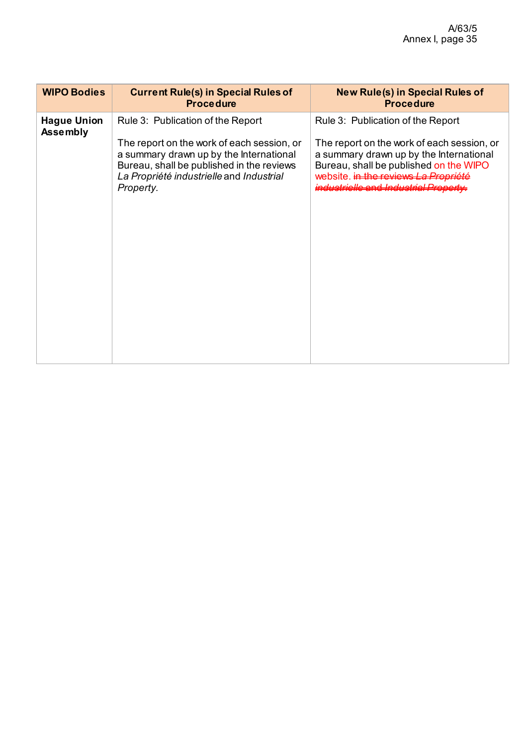| WIPO Bodies | Current Rule(s) in Special Rules of Procedure | New Rule(s) in Special Rules of Procedure |
|---|---|---|
| **Hague Union Assembly** | Rule 3: Publication of the Report<br><br>The report on the work of each session, or a summary drawn up by the International Bureau, shall be published in the reviews *La Propriété industrielle* and *Industrial Property*. | Rule 3: Publication of the Report<br><br>The report on the work of each session, or a summary drawn up by the International Bureau, shall be published on the WIPO website. ~~in the reviews *La Propriété industrielle* and *Industrial Property*.~~ |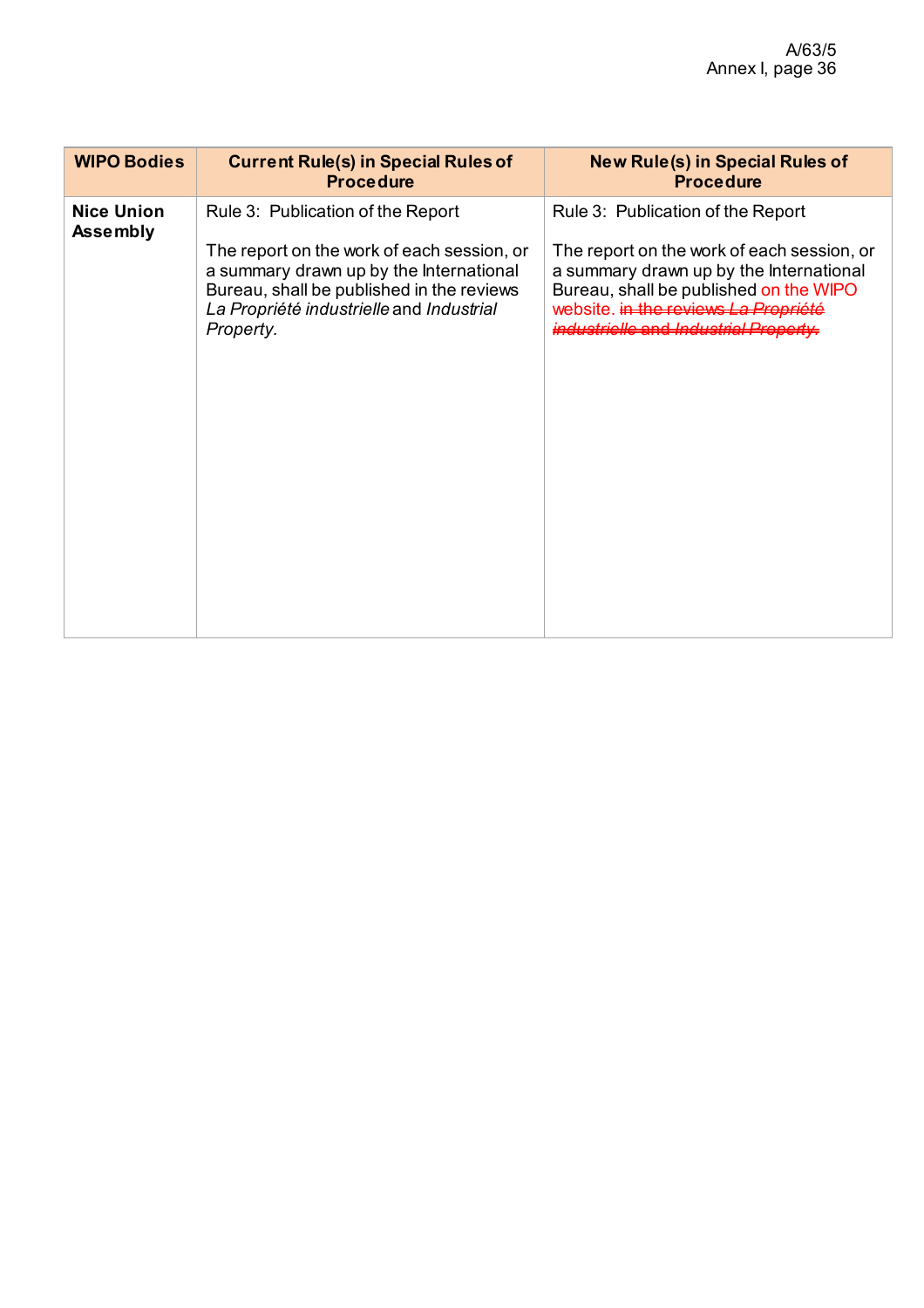| WIPO Bodies | Current Rule(s) in Special Rules of Procedure | New Rule(s) in Special Rules of Procedure |
|---|---|---|
| **Nice Union Assembly** | Rule 3: Publication of the Report<br><br>The report on the work of each session, or a summary drawn up by the International Bureau, shall be published in the reviews *La Propriété industrielle* and *Industrial Property*. | Rule 3: Publication of the Report<br><br>The report on the work of each session, or a summary drawn up by the International Bureau, shall be published on the WIPO website. ~~in the reviews *La Propriété industrielle* and *Industrial Property*.~~ |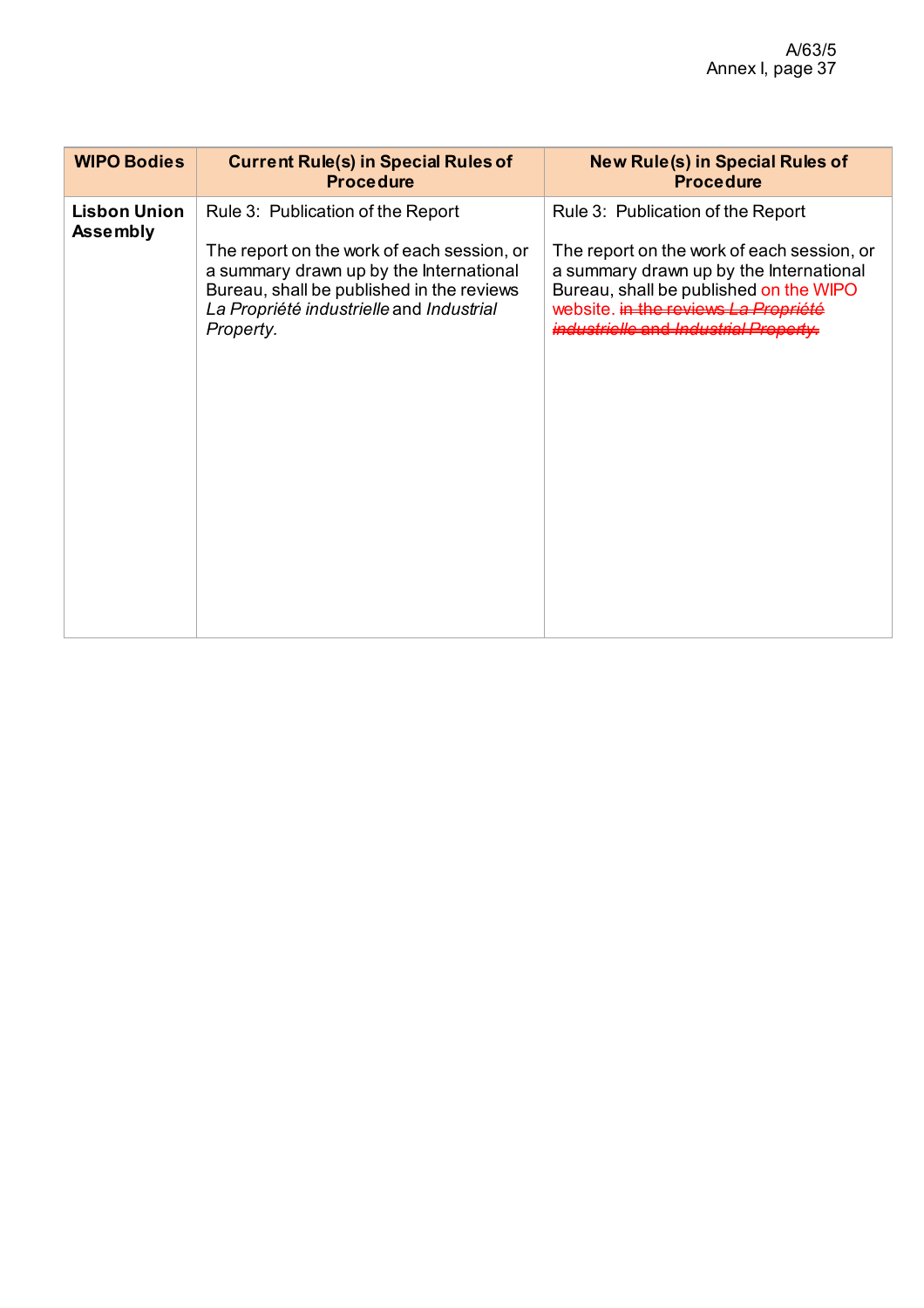| WIPO Bodies | Current Rule(s) in Special Rules of Procedure | New Rule(s) in Special Rules of Procedure |
|---|---|---|
| **Lisbon Union Assembly** | Rule 3: Publication of the Report<br><br>The report on the work of each session, or a summary drawn up by the International Bureau, shall be published in the reviews *La Propriété industrielle* and *Industrial Property*. | Rule 3: Publication of the Report<br><br>The report on the work of each session, or a summary drawn up by the International Bureau, shall be published on the WIPO website. ~~in the reviews *La Propriété industrielle* and *Industrial Property*.~~ |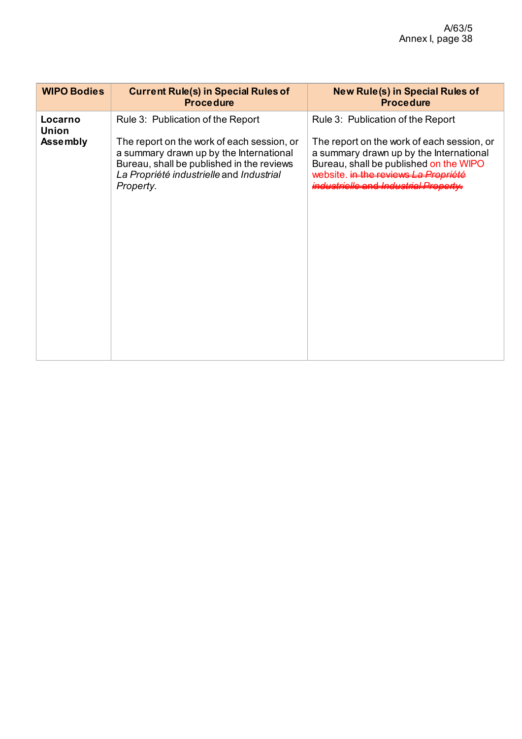| WIPO Bodies | Current Rule(s) in Special Rules of Procedure | New Rule(s) in Special Rules of Procedure |
|---|---|---|
| **Locarno Union Assembly** | Rule 3: Publication of the Report<br><br>The report on the work of each session, or a summary drawn up by the International Bureau, shall be published in the reviews *La Propriété industrielle* and *Industrial Property*. | Rule 3: Publication of the Report<br><br>The report on the work of each session, or a summary drawn up by the International Bureau, shall be published on the WIPO website. ~~in the reviews *La Propriété industrielle* and *Industrial Property*.~~ |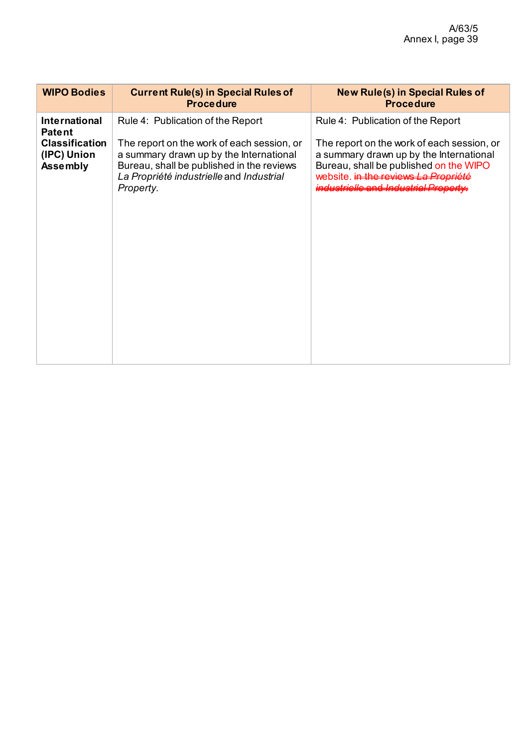| WIPO Bodies | Current Rule(s) in Special Rules of Procedure | New Rule(s) in Special Rules of Procedure |
|---|---|---|
| **International Patent Classification (IPC) Union Assembly** | Rule 4: Publication of the Report<br><br>The report on the work of each session, or a summary drawn up by the International Bureau, shall be published in the reviews *La Propriété industrielle* and *Industrial Property*. | Rule 4: Publication of the Report<br><br>The report on the work of each session, or a summary drawn up by the International Bureau, shall be published on the WIPO website. ~~in the reviews *La Propriété industrielle* and *Industrial Property*.~~ |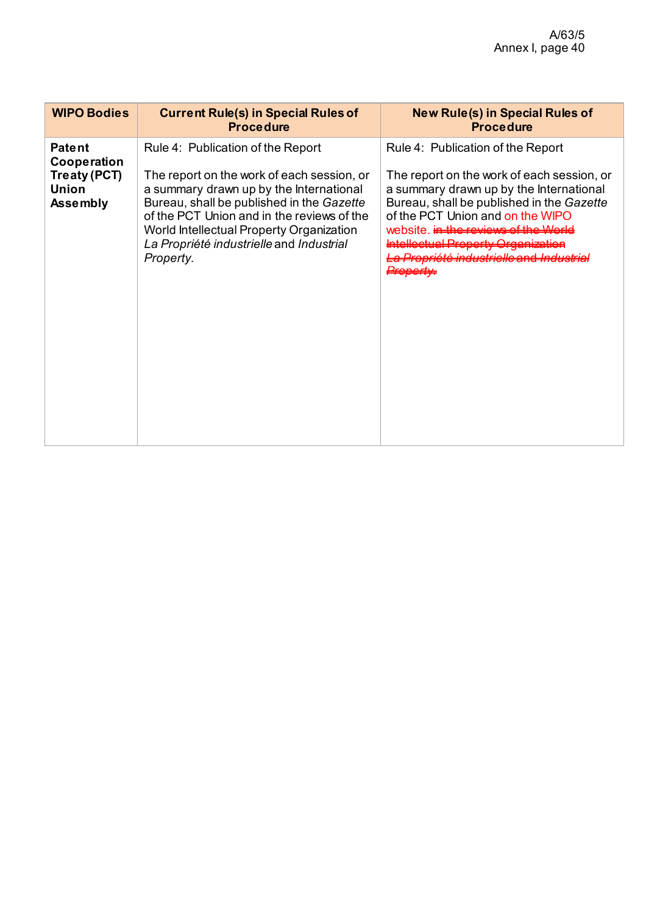| WIPO Bodies | Current Rule(s) in Special Rules of Procedure | New Rule(s) in Special Rules of Procedure |
|---|---|---|
| **Patent Cooperation Treaty (PCT) Union Assembly** | Rule 4: Publication of the Report<br><br>The report on the work of each session, or a summary drawn up by the International Bureau, shall be published in the *Gazette* of the PCT Union and in the reviews of the World Intellectual Property Organization *La Propriété industrielle* and *Industrial Property*. | Rule 4: Publication of the Report<br><br>The report on the work of each session, or a summary drawn up by the International Bureau, shall be published in the *Gazette* of the PCT Union and on the WIPO website. ~~in the reviews of the World Intellectual Property Organization *La Propriété industrielle* and *Industrial Property*.~~ |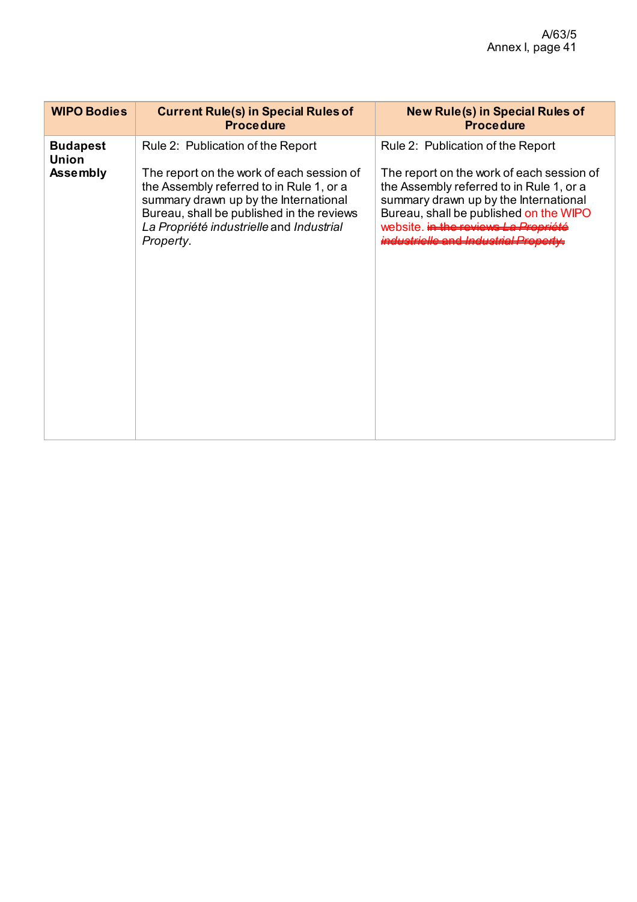| WIPO Bodies | Current Rule(s) in Special Rules of Procedure | New Rule(s) in Special Rules of Procedure |
|---|---|---|
| **Budapest Union Assembly** | Rule 2: Publication of the Report<br><br>The report on the work of each session of the Assembly referred to in Rule 1, or a summary drawn up by the International Bureau, shall be published in the reviews *La Propriété industrielle* and *Industrial Property*. | Rule 2: Publication of the Report<br><br>The report on the work of each session of the Assembly referred to in Rule 1, or a summary drawn up by the International Bureau, shall be published on the WIPO website. ~~in the reviews *La Propriété industrielle* and *Industrial Property*.~~ |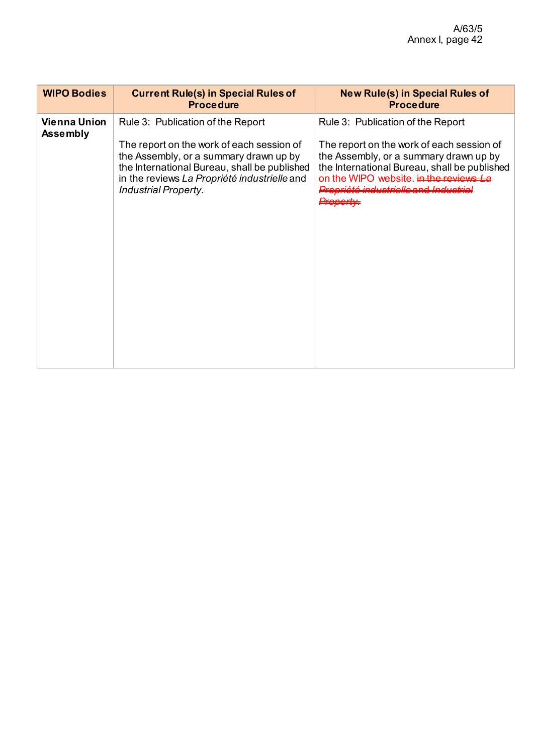| WIPO Bodies | Current Rule(s) in Special Rules of Procedure | New Rule(s) in Special Rules of Procedure |
|---|---|---|
| **Vienna Union Assembly** | Rule 3: Publication of the Report<br><br>The report on the work of each session of the Assembly, or a summary drawn up by the International Bureau, shall be published in the reviews *La Propriété industrielle* and *Industrial Property*. | Rule 3: Publication of the Report<br><br>The report on the work of each session of the Assembly, or a summary drawn up by the International Bureau, shall be published on the WIPO website. ~~in the reviews *La Propriété industrielle* and *Industrial Property*.~~ |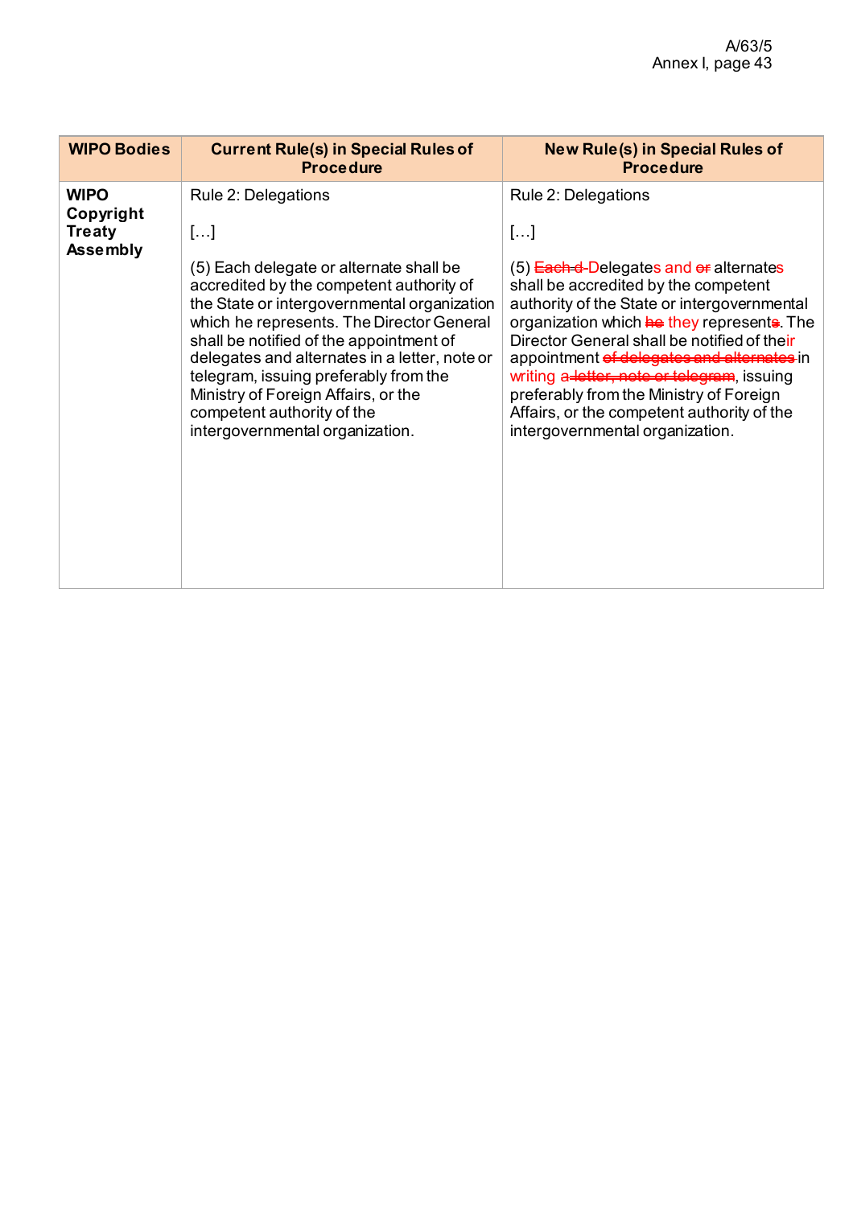| WIPO Bodies | Current Rule(s) in Special Rules of Procedure | New Rule(s) in Special Rules of Procedure |
|---|---|---|
| **WIPO Copyright Treaty Assembly** | Rule 2: Delegations<br><br>[…]<br><br>(5) Each delegate or alternate shall be accredited by the competent authority of the State or intergovernmental organization which he represents. The Director General shall be notified of the appointment of delegates and alternates in a letter, note or telegram, issuing preferably from the Ministry of Foreign Affairs, or the competent authority of the intergovernmental organization. | Rule 2: Delegations<br><br>[…]<br><br>(5) ~~Each d~~ Delegates and ~~or~~ alternates shall be accredited by the competent authority of the State or intergovernmental organization which ~~he~~ they represent~~s~~. The Director General shall be notified of their appointment ~~of delegates and alternates~~ in writing a ~~letter, note or telegram~~, issuing preferably from the Ministry of Foreign Affairs, or the competent authority of the intergovernmental organization. |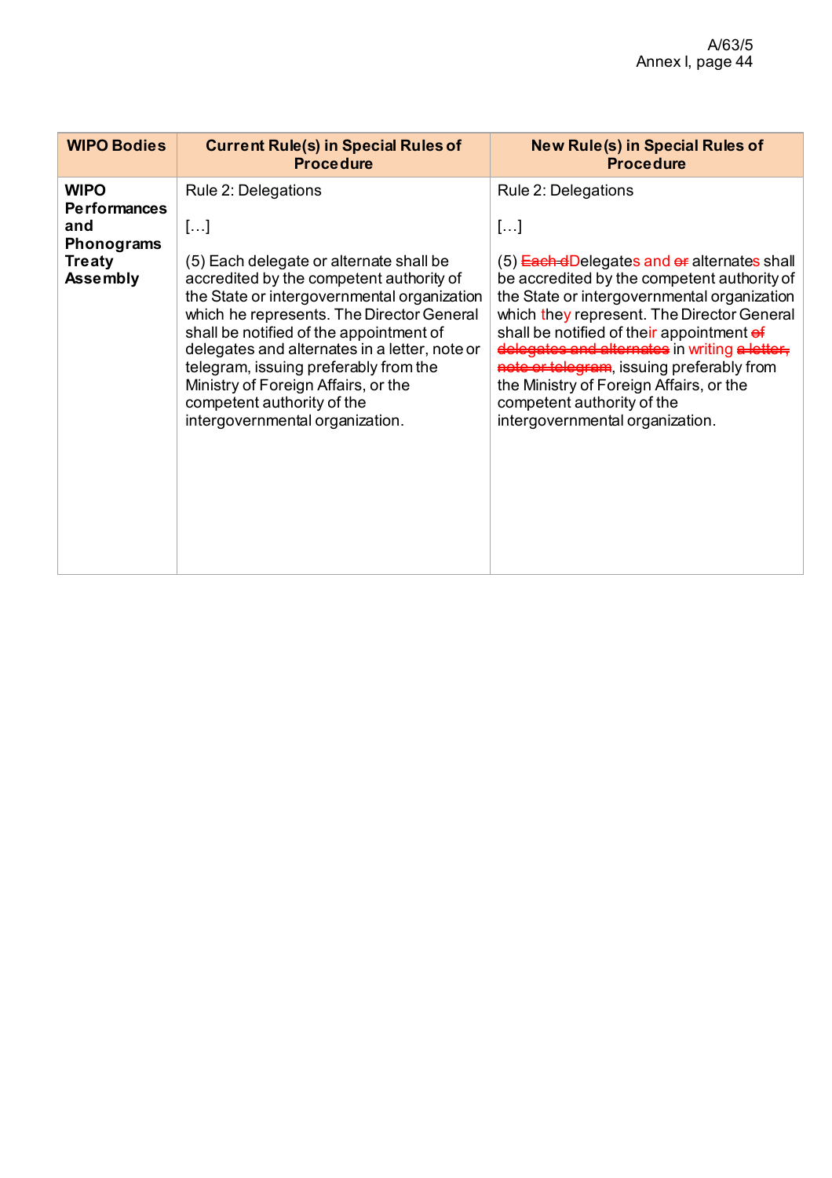| WIPO Bodies | Current Rule(s) in Special Rules of Procedure | New Rule(s) in Special Rules of Procedure |
|---|---|---|
| **WIPO Performances and Phonograms Treaty Assembly** | Rule 2: Delegations<br><br>[…]<br><br>(5) Each delegate or alternate shall be accredited by the competent authority of the State or intergovernmental organization which he represents. The Director General shall be notified of the appointment of delegates and alternates in a letter, note or telegram, issuing preferably from the Ministry of Foreign Affairs, or the competent authority of the intergovernmental organization. | Rule 2: Delegations<br><br>[…]<br><br>(5) ~~Each d~~Delegates and ~~or~~ alternates shall be accredited by the competent authority of the State or intergovernmental organization which they represent. The Director General shall be notified of their appointment ~~of delegates and alternates~~ in writing ~~a letter, note or telegram~~, issuing preferably from the Ministry of Foreign Affairs, or the competent authority of the intergovernmental organization. |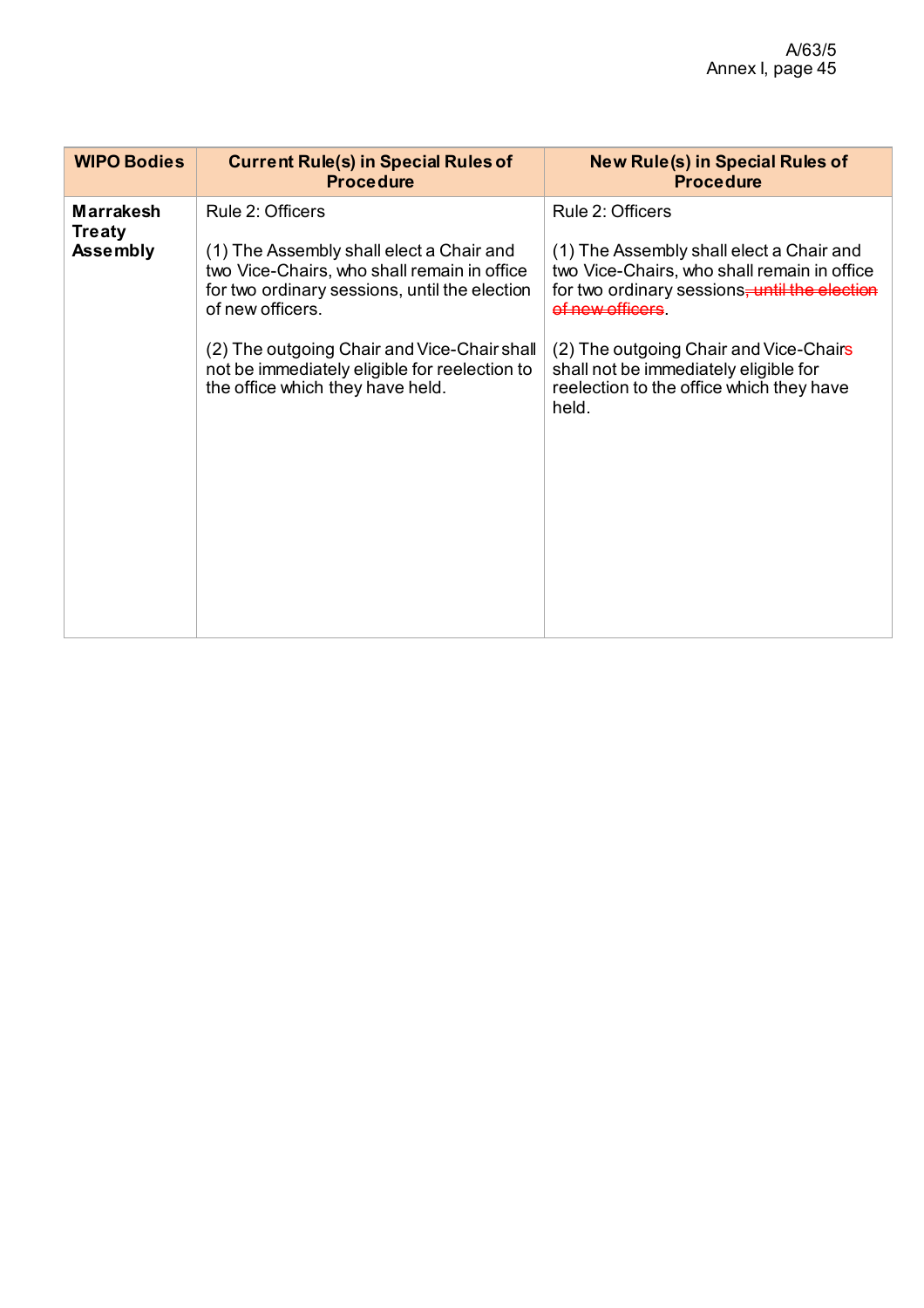| WIPO Bodies | Current Rule(s) in Special Rules of Procedure | New Rule(s) in Special Rules of Procedure |
|---|---|---|
| **Marrakesh Treaty Assembly** | Rule 2: Officers<br><br>(1) The Assembly shall elect a Chair and two Vice-Chairs, who shall remain in office for two ordinary sessions, until the election of new officers.<br><br>(2) The outgoing Chair and Vice-Chair shall not be immediately eligible for reelection to the office which they have held. | Rule 2: Officers<br><br>(1) The Assembly shall elect a Chair and two Vice-Chairs, who shall remain in office for two ordinary sessions~~, until the election of new officers~~.<br><br>(2) The outgoing Chair and Vice-Chairs shall not be immediately eligible for reelection to the office which they have held. |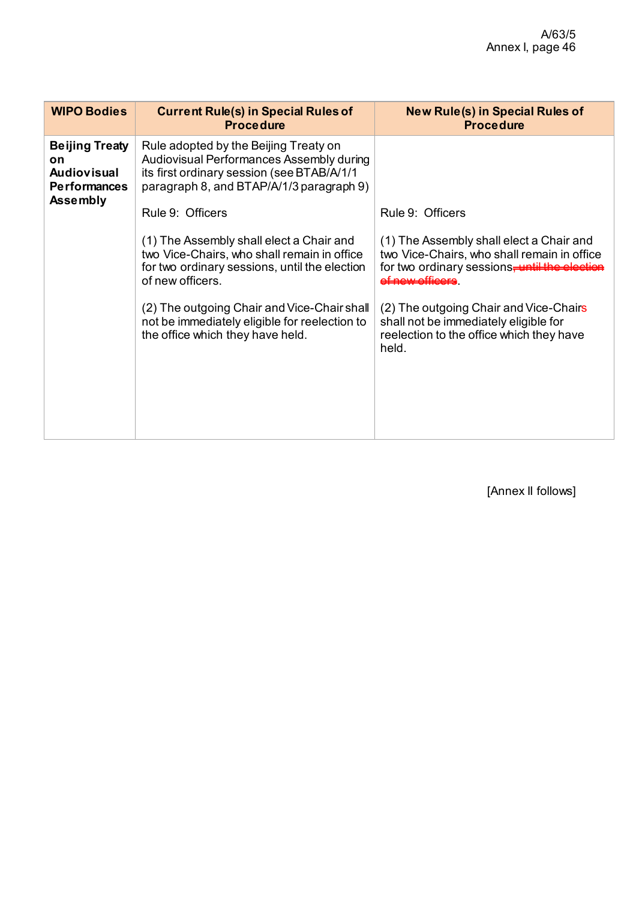| WIPO Bodies | Current Rule(s) in Special Rules of Procedure | New Rule(s) in Special Rules of Procedure |
|---|---|---|
| **Beijing Treaty on Audiovisual Performances Assembly** | Rule adopted by the Beijing Treaty on Audiovisual Performances Assembly during its first ordinary session (see BTAB/A/1/1 paragraph 8, and BTAP/A/1/3 paragraph 9)<br><br>Rule 9: Officers<br><br>(1) The Assembly shall elect a Chair and two Vice-Chairs, who shall remain in office for two ordinary sessions, until the election of new officers.<br><br>(2) The outgoing Chair and Vice-Chair shall not be immediately eligible for reelection to the office which they have held. | Rule 9: Officers<br><br>(1) The Assembly shall elect a Chair and two Vice-Chairs, who shall remain in office for two ordinary sessions~~, until the election of new officers~~.<br><br>(2) The outgoing Chair and Vice-Chairs shall not be immediately eligible for reelection to the office which they have held. |

[Annex II follows]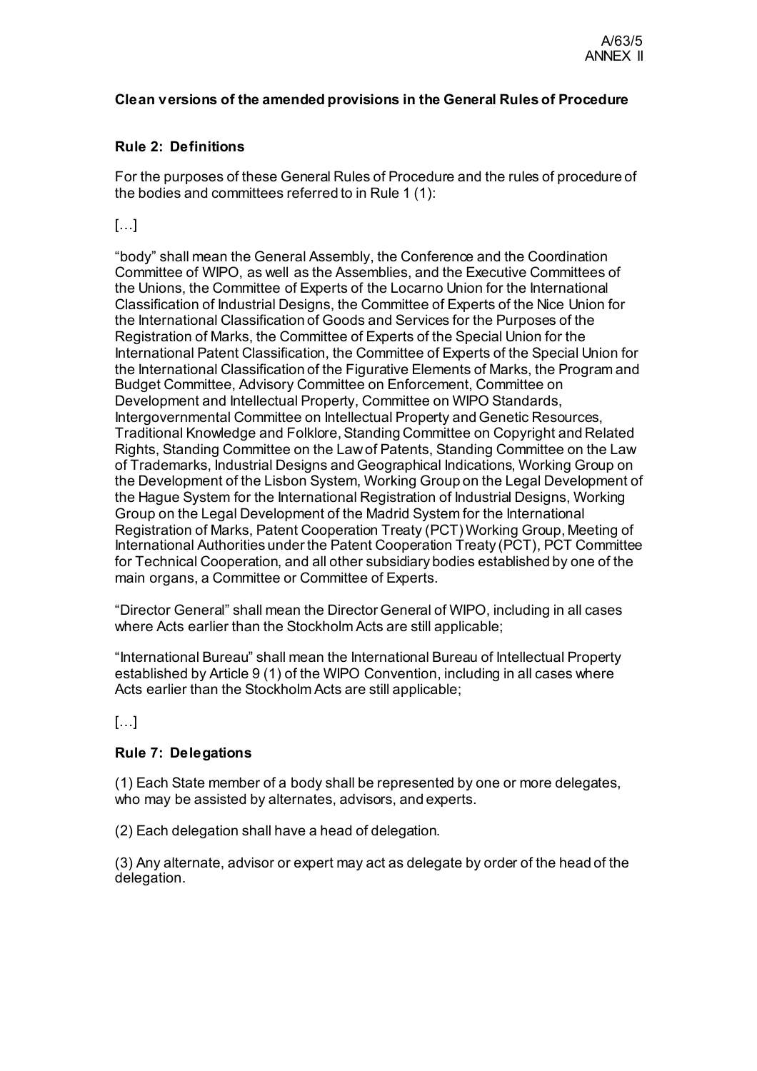**Clean versions of the amended provisions in the General Rules of Procedure**

**Rule 2: Definitions**

For the purposes of these General Rules of Procedure and the rules of procedure of the bodies and committees referred to in Rule 1 (1):

[…]

"body" shall mean the General Assembly, the Conference and the Coordination Committee of WIPO, as well as the Assemblies, and the Executive Committees of the Unions, the Committee of Experts of the Locarno Union for the International Classification of Industrial Designs, the Committee of Experts of the Nice Union for the International Classification of Goods and Services for the Purposes of the Registration of Marks, the Committee of Experts of the Special Union for the International Patent Classification, the Committee of Experts of the Special Union for the International Classification of the Figurative Elements of Marks, the Program and Budget Committee, Advisory Committee on Enforcement, Committee on Development and Intellectual Property, Committee on WIPO Standards, Intergovernmental Committee on Intellectual Property and Genetic Resources, Traditional Knowledge and Folklore, Standing Committee on Copyright and Related Rights, Standing Committee on the Law of Patents, Standing Committee on the Law of Trademarks, Industrial Designs and Geographical Indications, Working Group on the Development of the Lisbon System, Working Group on the Legal Development of the Hague System for the International Registration of Industrial Designs, Working Group on the Legal Development of the Madrid System for the International Registration of Marks, Patent Cooperation Treaty (PCT) Working Group, Meeting of International Authorities under the Patent Cooperation Treaty (PCT), PCT Committee for Technical Cooperation, and all other subsidiary bodies established by one of the main organs, a Committee or Committee of Experts.

"Director General" shall mean the Director General of WIPO, including in all cases where Acts earlier than the Stockholm Acts are still applicable;

"International Bureau" shall mean the International Bureau of Intellectual Property established by Article 9 (1) of the WIPO Convention, including in all cases where Acts earlier than the Stockholm Acts are still applicable;

[…]

**Rule 7: Delegations**

(1) Each State member of a body shall be represented by one or more delegates, who may be assisted by alternates, advisors, and experts.

(2) Each delegation shall have a head of delegation.

(3) Any alternate, advisor or expert may act as delegate by order of the head of the delegation.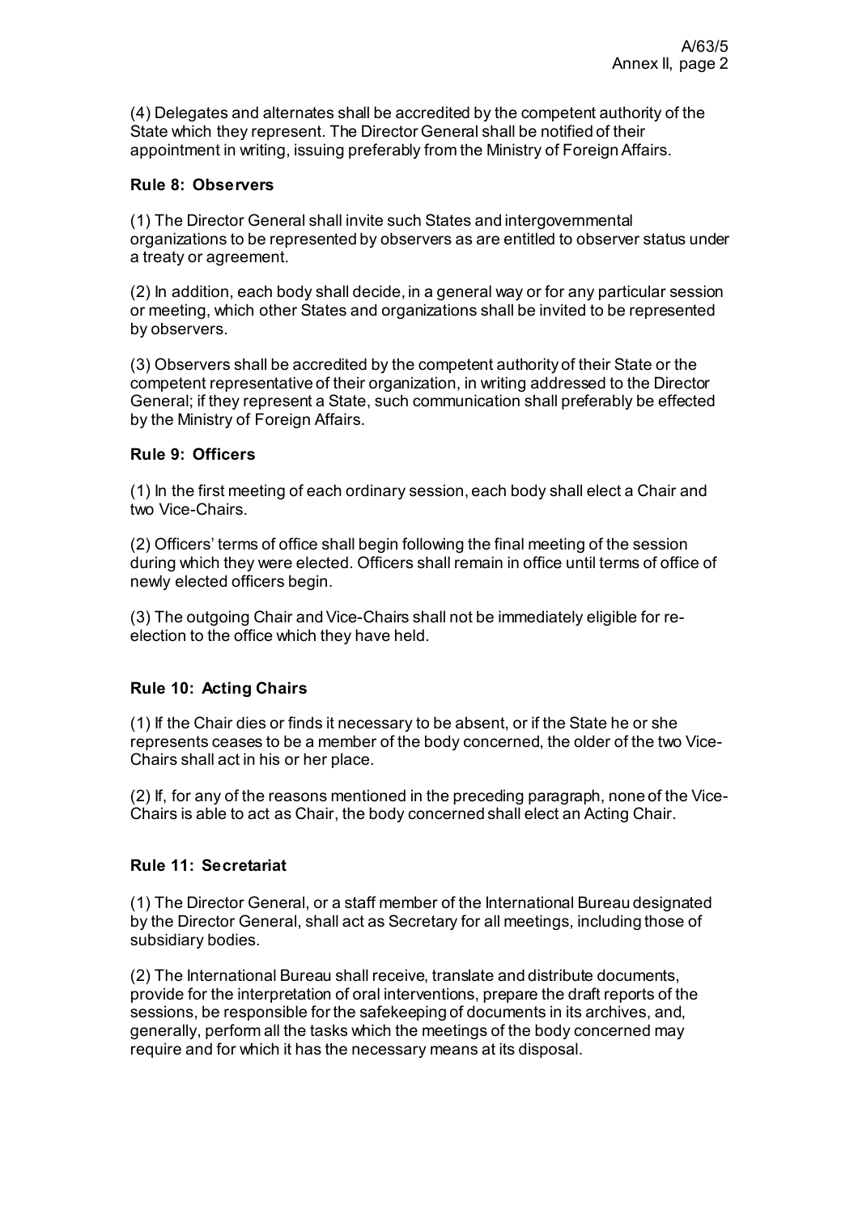(4) Delegates and alternates shall be accredited by the competent authority of the State which they represent. The Director General shall be notified of their appointment in writing, issuing preferably from the Ministry of Foreign Affairs.

**Rule 8: Observers**

(1) The Director General shall invite such States and intergovernmental organizations to be represented by observers as are entitled to observer status under a treaty or agreement.

(2) In addition, each body shall decide, in a general way or for any particular session or meeting, which other States and organizations shall be invited to be represented by observers.

(3) Observers shall be accredited by the competent authority of their State or the competent representative of their organization, in writing addressed to the Director General; if they represent a State, such communication shall preferably be effected by the Ministry of Foreign Affairs.

**Rule 9: Officers**

(1) In the first meeting of each ordinary session, each body shall elect a Chair and two Vice-Chairs.

(2) Officers' terms of office shall begin following the final meeting of the session during which they were elected. Officers shall remain in office until terms of office of newly elected officers begin.

(3) The outgoing Chair and Vice-Chairs shall not be immediately eligible for re-election to the office which they have held.

**Rule 10: Acting Chairs**

(1) If the Chair dies or finds it necessary to be absent, or if the State he or she represents ceases to be a member of the body concerned, the older of the two Vice-Chairs shall act in his or her place.

(2) If, for any of the reasons mentioned in the preceding paragraph, none of the Vice-Chairs is able to act as Chair, the body concerned shall elect an Acting Chair.

**Rule 11: Secretariat**

(1) The Director General, or a staff member of the International Bureau designated by the Director General, shall act as Secretary for all meetings, including those of subsidiary bodies.

(2) The International Bureau shall receive, translate and distribute documents, provide for the interpretation of oral interventions, prepare the draft reports of the sessions, be responsible for the safekeeping of documents in its archives, and, generally, perform all the tasks which the meetings of the body concerned may require and for which it has the necessary means at its disposal.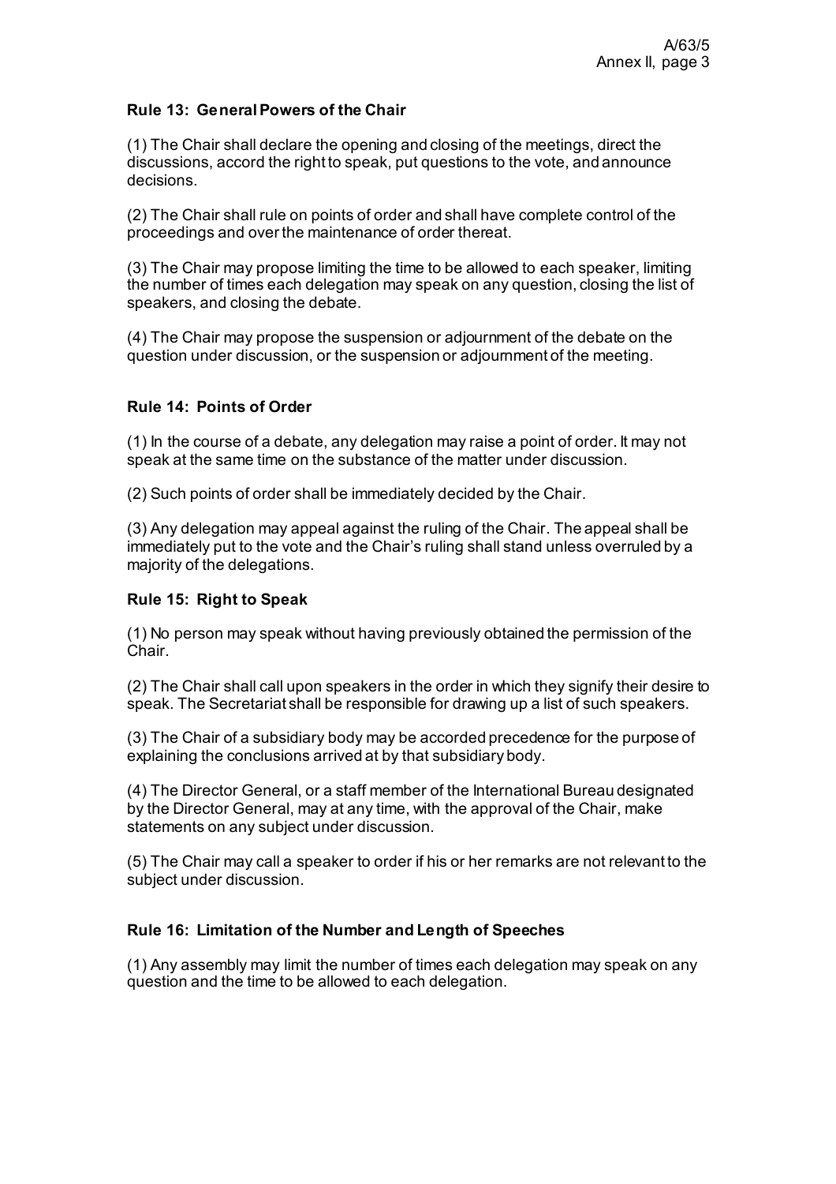### Rule 13: General Powers of the Chair

(1) The Chair shall declare the opening and closing of the meetings, direct the discussions, accord the right to speak, put questions to the vote, and announce decisions.

(2) The Chair shall rule on points of order and shall have complete control of the proceedings and over the maintenance of order thereat.

(3) The Chair may propose limiting the time to be allowed to each speaker, limiting the number of times each delegation may speak on any question, closing the list of speakers, and closing the debate.

(4) The Chair may propose the suspension or adjournment of the debate on the question under discussion, or the suspension or adjournment of the meeting.

### Rule 14: Points of Order

(1) In the course of a debate, any delegation may raise a point of order. It may not speak at the same time on the substance of the matter under discussion.

(2) Such points of order shall be immediately decided by the Chair.

(3) Any delegation may appeal against the ruling of the Chair. The appeal shall be immediately put to the vote and the Chair's ruling shall stand unless overruled by a majority of the delegations.

### Rule 15: Right to Speak

(1) No person may speak without having previously obtained the permission of the Chair.

(2) The Chair shall call upon speakers in the order in which they signify their desire to speak. The Secretariat shall be responsible for drawing up a list of such speakers.

(3) The Chair of a subsidiary body may be accorded precedence for the purpose of explaining the conclusions arrived at by that subsidiary body.

(4) The Director General, or a staff member of the International Bureau designated by the Director General, may at any time, with the approval of the Chair, make statements on any subject under discussion.

(5) The Chair may call a speaker to order if his or her remarks are not relevant to the subject under discussion.

### Rule 16: Limitation of the Number and Length of Speeches

(1) Any assembly may limit the number of times each delegation may speak on any question and the time to be allowed to each delegation.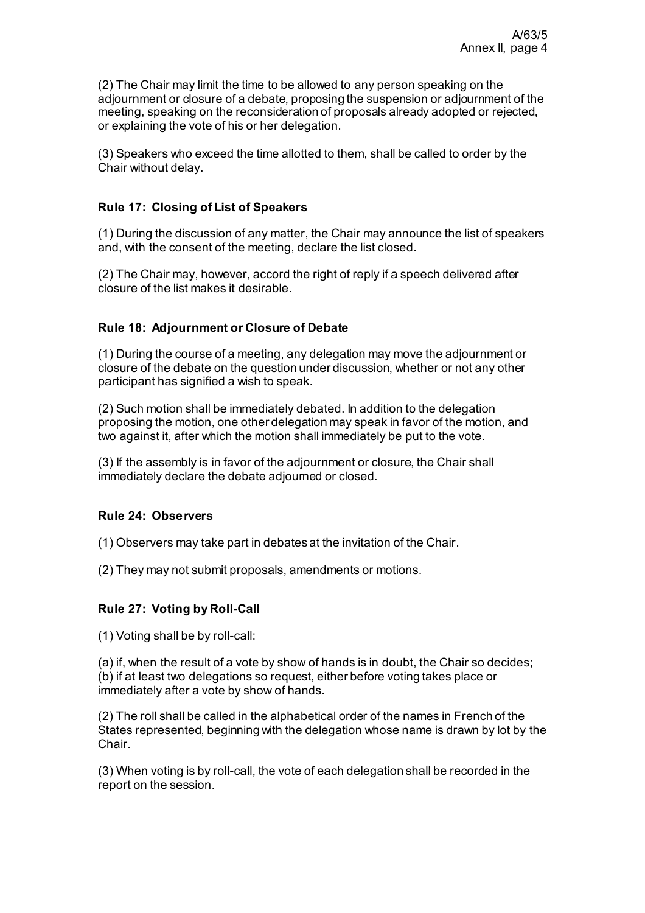(2) The Chair may limit the time to be allowed to any person speaking on the adjournment or closure of a debate, proposing the suspension or adjournment of the meeting, speaking on the reconsideration of proposals already adopted or rejected, or explaining the vote of his or her delegation.

(3) Speakers who exceed the time allotted to them, shall be called to order by the Chair without delay.

**Rule 17: Closing of List of Speakers**

(1) During the discussion of any matter, the Chair may announce the list of speakers and, with the consent of the meeting, declare the list closed.

(2) The Chair may, however, accord the right of reply if a speech delivered after closure of the list makes it desirable.

**Rule 18: Adjournment or Closure of Debate**

(1) During the course of a meeting, any delegation may move the adjournment or closure of the debate on the question under discussion, whether or not any other participant has signified a wish to speak.

(2) Such motion shall be immediately debated. In addition to the delegation proposing the motion, one other delegation may speak in favor of the motion, and two against it, after which the motion shall immediately be put to the vote.

(3) If the assembly is in favor of the adjournment or closure, the Chair shall immediately declare the debate adjourned or closed.

**Rule 24: Observers**

(1) Observers may take part in debates at the invitation of the Chair.

(2) They may not submit proposals, amendments or motions.

**Rule 27: Voting by Roll-Call**

(1) Voting shall be by roll-call:

(a) if, when the result of a vote by show of hands is in doubt, the Chair so decides;
(b) if at least two delegations so request, either before voting takes place or immediately after a vote by show of hands.

(2) The roll shall be called in the alphabetical order of the names in French of the States represented, beginning with the delegation whose name is drawn by lot by the Chair.

(3) When voting is by roll-call, the vote of each delegation shall be recorded in the report on the session.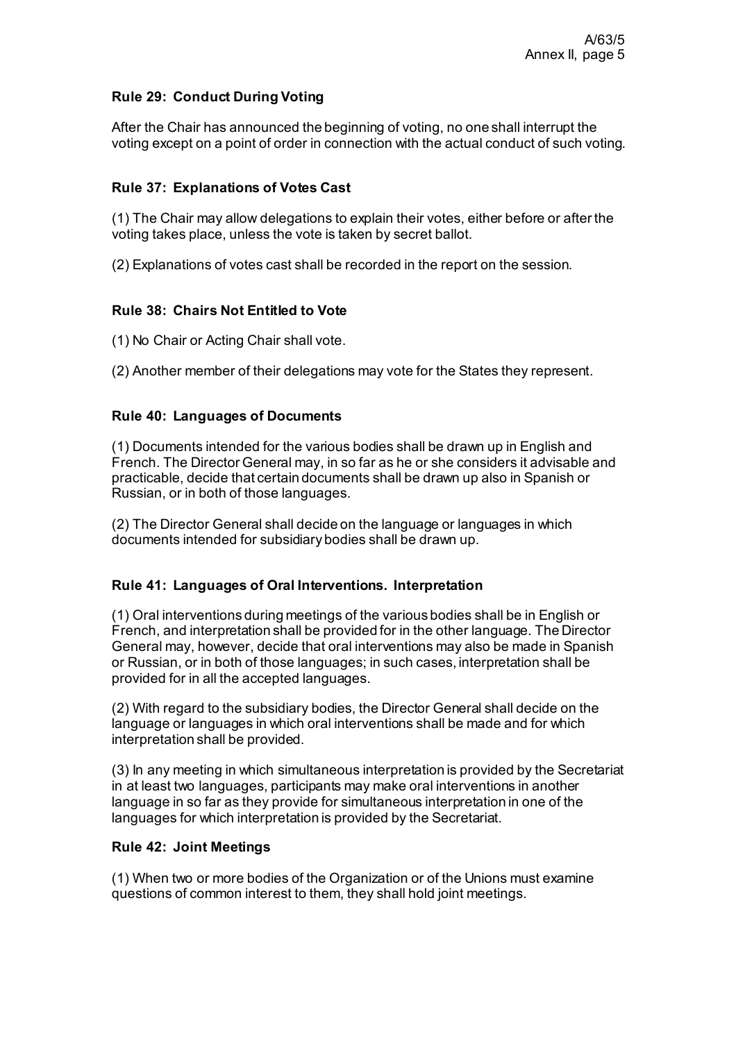### Rule 29: Conduct During Voting

After the Chair has announced the beginning of voting, no one shall interrupt the voting except on a point of order in connection with the actual conduct of such voting.

### Rule 37: Explanations of Votes Cast

(1) The Chair may allow delegations to explain their votes, either before or after the voting takes place, unless the vote is taken by secret ballot.

(2) Explanations of votes cast shall be recorded in the report on the session.

### Rule 38: Chairs Not Entitled to Vote

(1) No Chair or Acting Chair shall vote.

(2) Another member of their delegations may vote for the States they represent.

### Rule 40: Languages of Documents

(1) Documents intended for the various bodies shall be drawn up in English and French. The Director General may, in so far as he or she considers it advisable and practicable, decide that certain documents shall be drawn up also in Spanish or Russian, or in both of those languages.

(2) The Director General shall decide on the language or languages in which documents intended for subsidiary bodies shall be drawn up.

### Rule 41: Languages of Oral Interventions. Interpretation

(1) Oral interventions during meetings of the various bodies shall be in English or French, and interpretation shall be provided for in the other language. The Director General may, however, decide that oral interventions may also be made in Spanish or Russian, or in both of those languages; in such cases, interpretation shall be provided for in all the accepted languages.

(2) With regard to the subsidiary bodies, the Director General shall decide on the language or languages in which oral interventions shall be made and for which interpretation shall be provided.

(3) In any meeting in which simultaneous interpretation is provided by the Secretariat in at least two languages, participants may make oral interventions in another language in so far as they provide for simultaneous interpretation in one of the languages for which interpretation is provided by the Secretariat.

### Rule 42: Joint Meetings

(1) When two or more bodies of the Organization or of the Unions must examine questions of common interest to them, they shall hold joint meetings.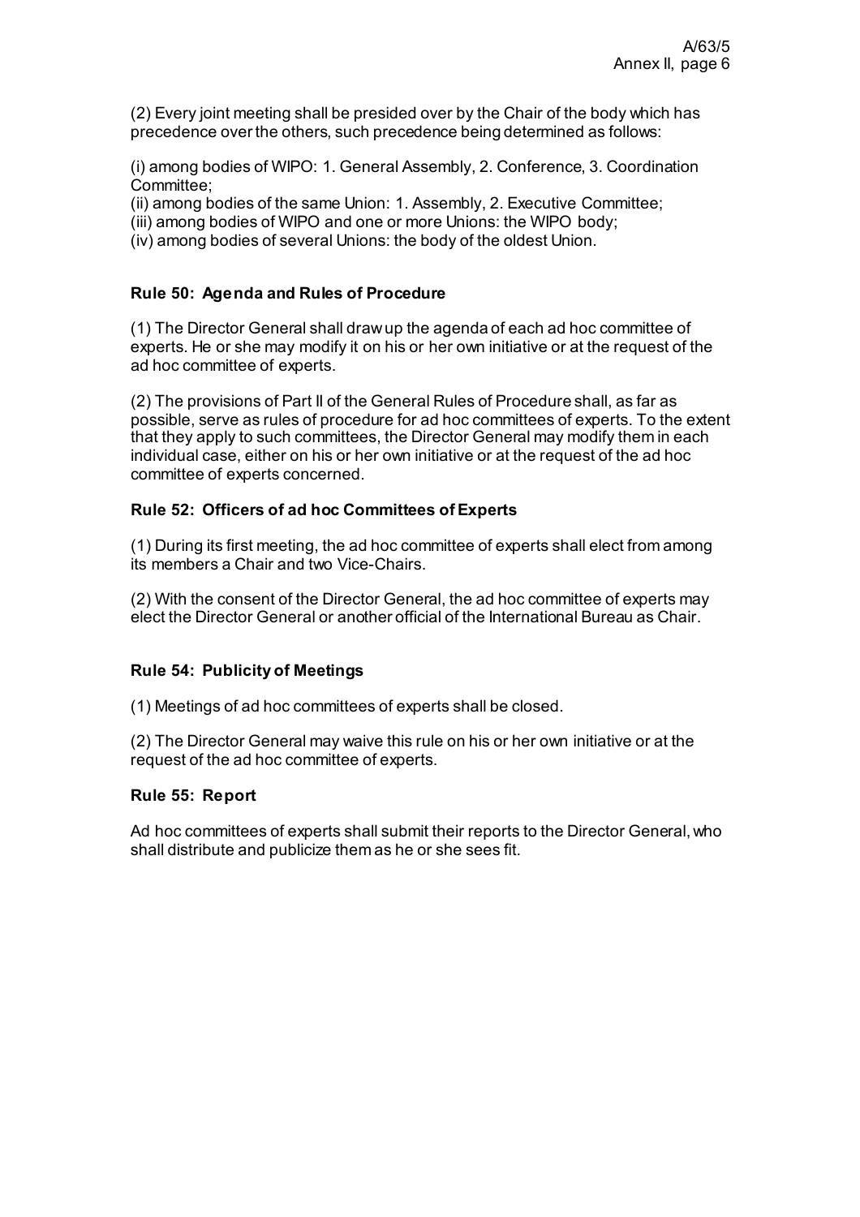(2) Every joint meeting shall be presided over by the Chair of the body which has precedence over the others, such precedence being determined as follows:

(i) among bodies of WIPO: 1. General Assembly, 2. Conference, 3. Coordination Committee;
(ii) among bodies of the same Union: 1. Assembly, 2. Executive Committee;
(iii) among bodies of WIPO and one or more Unions: the WIPO body;
(iv) among bodies of several Unions: the body of the oldest Union.

**Rule 50: Agenda and Rules of Procedure**

(1) The Director General shall draw up the agenda of each ad hoc committee of experts. He or she may modify it on his or her own initiative or at the request of the ad hoc committee of experts.

(2) The provisions of Part II of the General Rules of Procedure shall, as far as possible, serve as rules of procedure for ad hoc committees of experts. To the extent that they apply to such committees, the Director General may modify them in each individual case, either on his or her own initiative or at the request of the ad hoc committee of experts concerned.

**Rule 52: Officers of ad hoc Committees of Experts**

(1) During its first meeting, the ad hoc committee of experts shall elect from among its members a Chair and two Vice-Chairs.

(2) With the consent of the Director General, the ad hoc committee of experts may elect the Director General or another official of the International Bureau as Chair.

**Rule 54: Publicity of Meetings**

(1) Meetings of ad hoc committees of experts shall be closed.

(2) The Director General may waive this rule on his or her own initiative or at the request of the ad hoc committee of experts.

**Rule 55: Report**

Ad hoc committees of experts shall submit their reports to the Director General, who shall distribute and publicize them as he or she sees fit.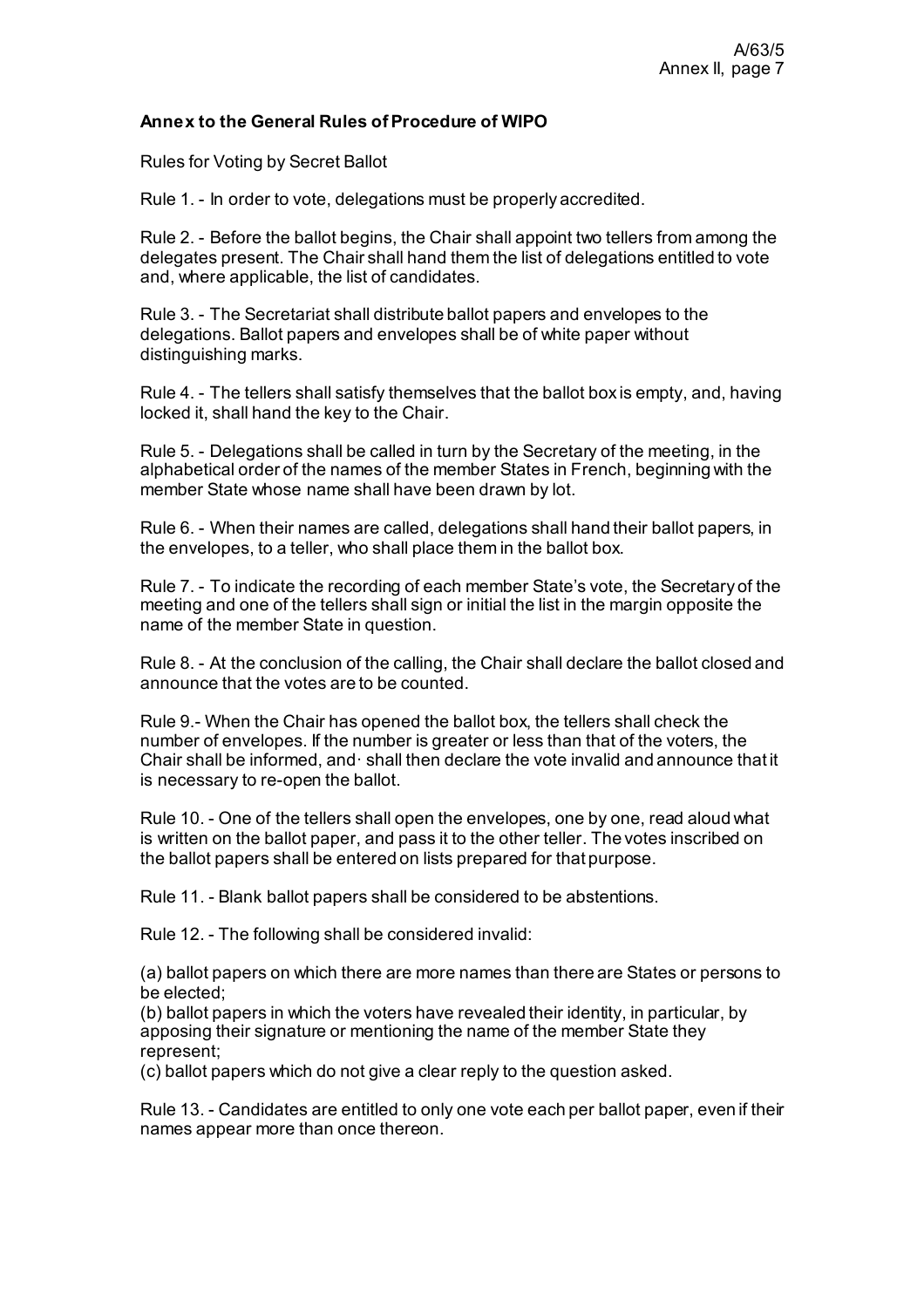**Annex to the General Rules of Procedure of WIPO**

Rules for Voting by Secret Ballot

Rule 1. - In order to vote, delegations must be properly accredited.

Rule 2. - Before the ballot begins, the Chair shall appoint two tellers from among the delegates present. The Chair shall hand them the list of delegations entitled to vote and, where applicable, the list of candidates.

Rule 3. - The Secretariat shall distribute ballot papers and envelopes to the delegations. Ballot papers and envelopes shall be of white paper without distinguishing marks.

Rule 4. - The tellers shall satisfy themselves that the ballot box is empty, and, having locked it, shall hand the key to the Chair.

Rule 5. - Delegations shall be called in turn by the Secretary of the meeting, in the alphabetical order of the names of the member States in French, beginning with the member State whose name shall have been drawn by lot.

Rule 6. - When their names are called, delegations shall hand their ballot papers, in the envelopes, to a teller, who shall place them in the ballot box.

Rule 7. - To indicate the recording of each member State's vote, the Secretary of the meeting and one of the tellers shall sign or initial the list in the margin opposite the name of the member State in question.

Rule 8. - At the conclusion of the calling, the Chair shall declare the ballot closed and announce that the votes are to be counted.

Rule 9.- When the Chair has opened the ballot box, the tellers shall check the number of envelopes. If the number is greater or less than that of the voters, the Chair shall be informed, and· shall then declare the vote invalid and announce that it is necessary to re-open the ballot.

Rule 10. - One of the tellers shall open the envelopes, one by one, read aloud what is written on the ballot paper, and pass it to the other teller. The votes inscribed on the ballot papers shall be entered on lists prepared for that purpose.

Rule 11. - Blank ballot papers shall be considered to be abstentions.

Rule 12. - The following shall be considered invalid:

(a) ballot papers on which there are more names than there are States or persons to be elected;
(b) ballot papers in which the voters have revealed their identity, in particular, by apposing their signature or mentioning the name of the member State they represent;
(c) ballot papers which do not give a clear reply to the question asked.

Rule 13. - Candidates are entitled to only one vote each per ballot paper, even if their names appear more than once thereon.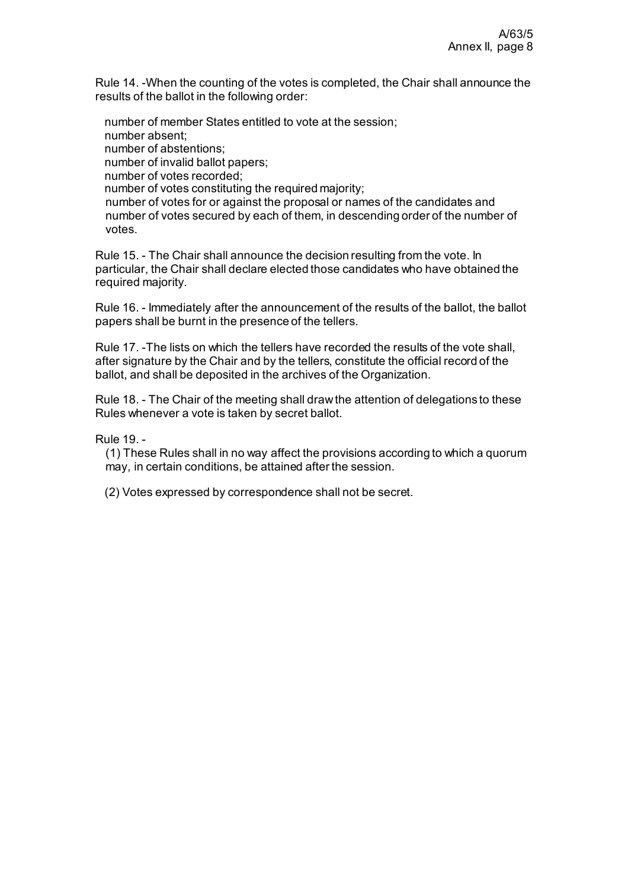Rule 14. -When the counting of the votes is completed, the Chair shall announce the results of the ballot in the following order:

number of member States entitled to vote at the session;
number absent;
number of abstentions;
number of invalid ballot papers;
number of votes recorded;
number of votes constituting the required majority;
number of votes for or against the proposal or names of the candidates and number of votes secured by each of them, in descending order of the number of votes.

Rule 15. - The Chair shall announce the decision resulting from the vote. In particular, the Chair shall declare elected those candidates who have obtained the required majority.

Rule 16. - Immediately after the announcement of the results of the ballot, the ballot papers shall be burnt in the presence of the tellers.

Rule 17. -The lists on which the tellers have recorded the results of the vote shall, after signature by the Chair and by the tellers, constitute the official record of the ballot, and shall be deposited in the archives of the Organization.

Rule 18. - The Chair of the meeting shall draw the attention of delegations to these Rules whenever a vote is taken by secret ballot.

Rule 19. -

(1) These Rules shall in no way affect the provisions according to which a quorum may, in certain conditions, be attained after the session.

(2) Votes expressed by correspondence shall not be secret.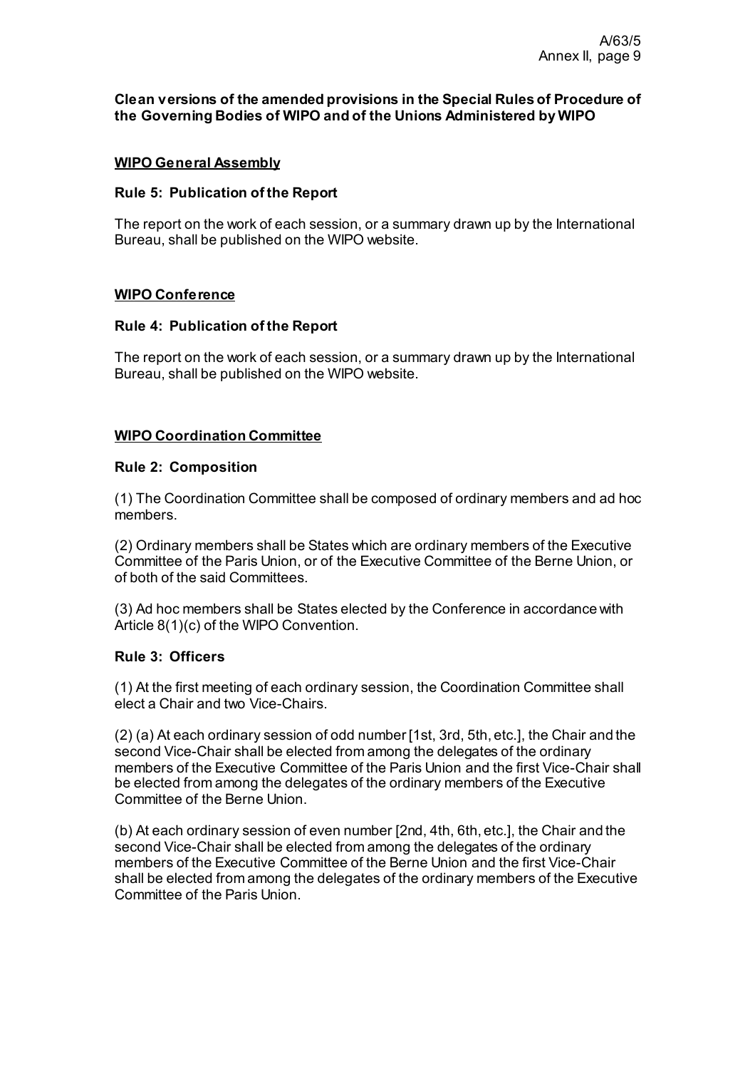**Clean versions of the amended provisions in the Special Rules of Procedure of the Governing Bodies of WIPO and of the Unions Administered by WIPO**

**WIPO General Assembly**

**Rule 5: Publication of the Report**

The report on the work of each session, or a summary drawn up by the International Bureau, shall be published on the WIPO website.

**WIPO Conference**

**Rule 4: Publication of the Report**

The report on the work of each session, or a summary drawn up by the International Bureau, shall be published on the WIPO website.

**WIPO Coordination Committee**

**Rule 2: Composition**

(1) The Coordination Committee shall be composed of ordinary members and ad hoc members.

(2) Ordinary members shall be States which are ordinary members of the Executive Committee of the Paris Union, or of the Executive Committee of the Berne Union, or of both of the said Committees.

(3) Ad hoc members shall be States elected by the Conference in accordance with Article 8(1)(c) of the WIPO Convention.

**Rule 3: Officers**

(1) At the first meeting of each ordinary session, the Coordination Committee shall elect a Chair and two Vice-Chairs.

(2) (a) At each ordinary session of odd number [1st, 3rd, 5th, etc.], the Chair and the second Vice-Chair shall be elected from among the delegates of the ordinary members of the Executive Committee of the Paris Union and the first Vice-Chair shall be elected from among the delegates of the ordinary members of the Executive Committee of the Berne Union.

(b) At each ordinary session of even number [2nd, 4th, 6th, etc.], the Chair and the second Vice-Chair shall be elected from among the delegates of the ordinary members of the Executive Committee of the Berne Union and the first Vice-Chair shall be elected from among the delegates of the ordinary members of the Executive Committee of the Paris Union.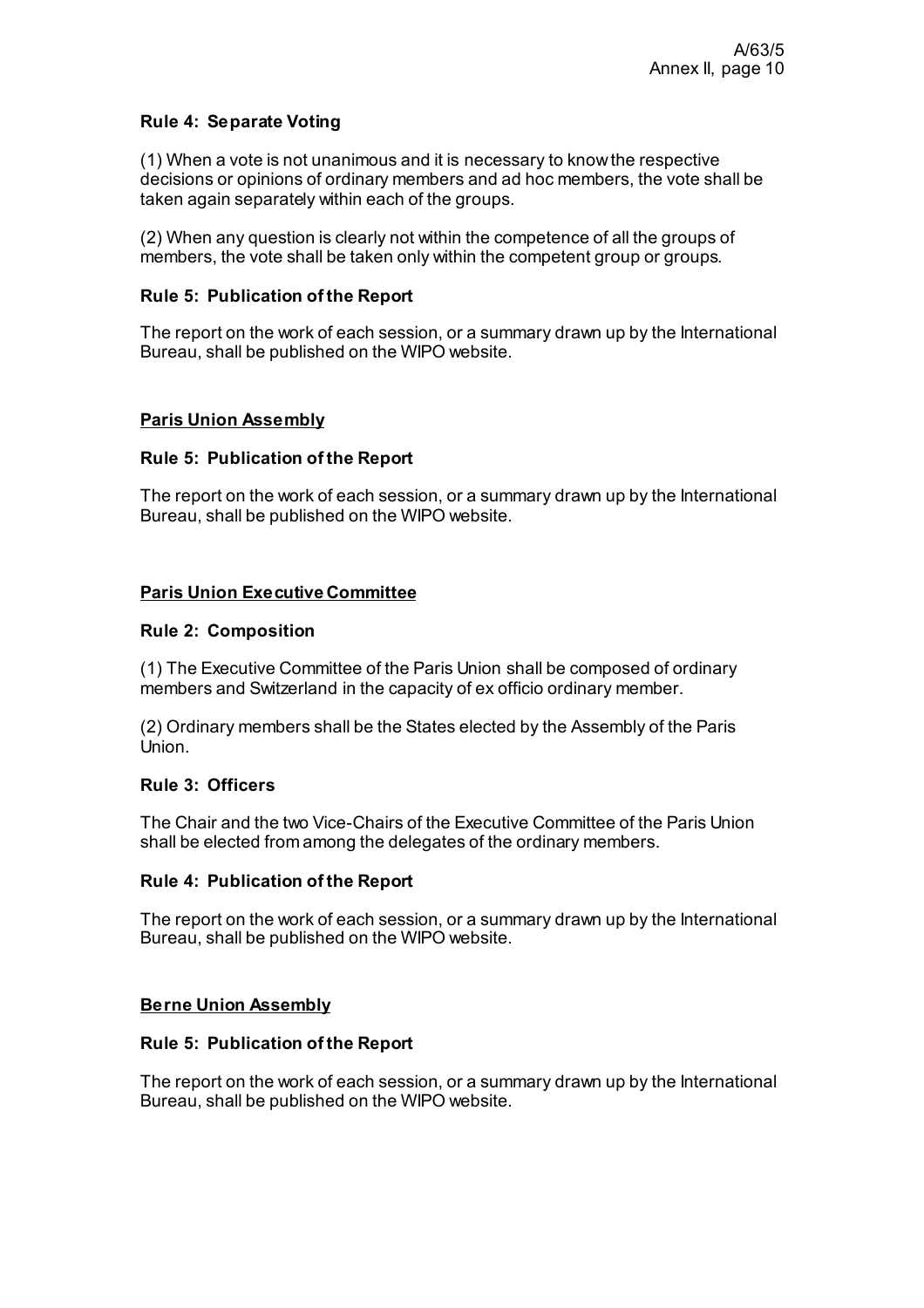**Rule 4: Separate Voting**

(1) When a vote is not unanimous and it is necessary to know the respective decisions or opinions of ordinary members and ad hoc members, the vote shall be taken again separately within each of the groups.

(2) When any question is clearly not within the competence of all the groups of members, the vote shall be taken only within the competent group or groups.

**Rule 5: Publication of the Report**

The report on the work of each session, or a summary drawn up by the International Bureau, shall be published on the WIPO website.

## Paris Union Assembly

**Rule 5: Publication of the Report**

The report on the work of each session, or a summary drawn up by the International Bureau, shall be published on the WIPO website.

## Paris Union Executive Committee

**Rule 2: Composition**

(1) The Executive Committee of the Paris Union shall be composed of ordinary members and Switzerland in the capacity of ex officio ordinary member.

(2) Ordinary members shall be the States elected by the Assembly of the Paris Union.

**Rule 3: Officers**

The Chair and the two Vice-Chairs of the Executive Committee of the Paris Union shall be elected from among the delegates of the ordinary members.

**Rule 4: Publication of the Report**

The report on the work of each session, or a summary drawn up by the International Bureau, shall be published on the WIPO website.

## Berne Union Assembly

**Rule 5: Publication of the Report**

The report on the work of each session, or a summary drawn up by the International Bureau, shall be published on the WIPO website.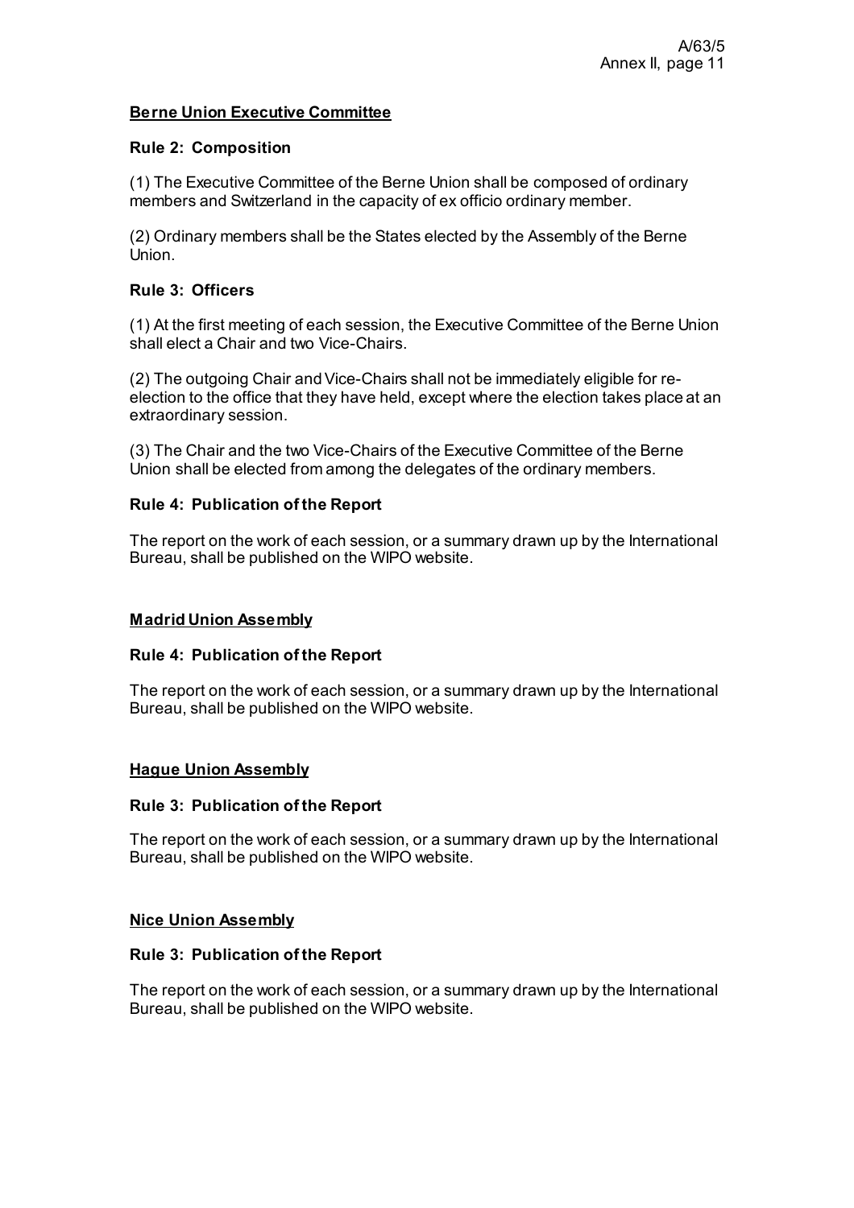**Berne Union Executive Committee**

**Rule 2: Composition**

(1) The Executive Committee of the Berne Union shall be composed of ordinary members and Switzerland in the capacity of ex officio ordinary member.

(2) Ordinary members shall be the States elected by the Assembly of the Berne Union.

**Rule 3: Officers**

(1) At the first meeting of each session, the Executive Committee of the Berne Union shall elect a Chair and two Vice-Chairs.

(2) The outgoing Chair and Vice-Chairs shall not be immediately eligible for re-election to the office that they have held, except where the election takes place at an extraordinary session.

(3) The Chair and the two Vice-Chairs of the Executive Committee of the Berne Union shall be elected from among the delegates of the ordinary members.

**Rule 4: Publication of the Report**

The report on the work of each session, or a summary drawn up by the International Bureau, shall be published on the WIPO website.

**Madrid Union Assembly**

**Rule 4: Publication of the Report**

The report on the work of each session, or a summary drawn up by the International Bureau, shall be published on the WIPO website.

**Hague Union Assembly**

**Rule 3: Publication of the Report**

The report on the work of each session, or a summary drawn up by the International Bureau, shall be published on the WIPO website.

**Nice Union Assembly**

**Rule 3: Publication of the Report**

The report on the work of each session, or a summary drawn up by the International Bureau, shall be published on the WIPO website.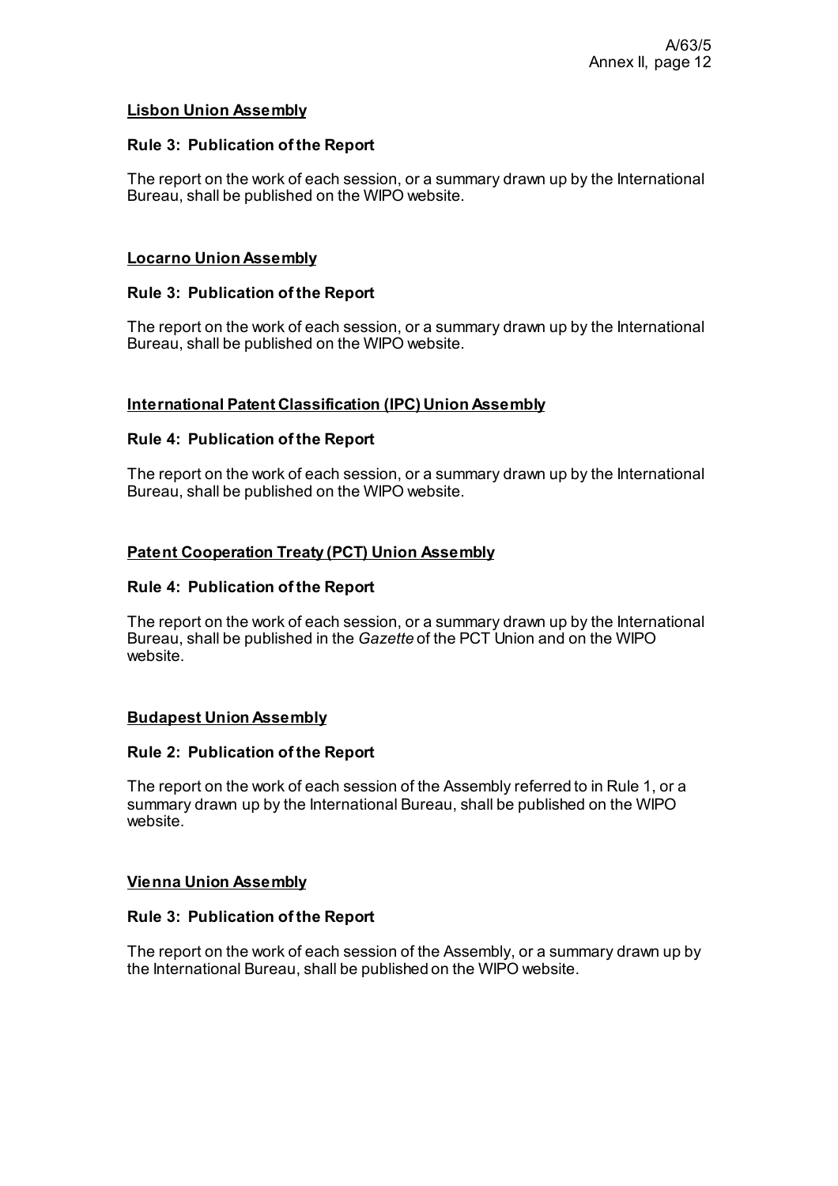**<u>Lisbon Union Assembly</u>**

**Rule 3: Publication of the Report**

The report on the work of each session, or a summary drawn up by the International Bureau, shall be published on the WIPO website.

**<u>Locarno Union Assembly</u>**

**Rule 3: Publication of the Report**

The report on the work of each session, or a summary drawn up by the International Bureau, shall be published on the WIPO website.

**<u>International Patent Classification (IPC) Union Assembly</u>**

**Rule 4: Publication of the Report**

The report on the work of each session, or a summary drawn up by the International Bureau, shall be published on the WIPO website.

**<u>Patent Cooperation Treaty (PCT) Union Assembly</u>**

**Rule 4: Publication of the Report**

The report on the work of each session, or a summary drawn up by the International Bureau, shall be published in the *Gazette* of the PCT Union and on the WIPO website.

**<u>Budapest Union Assembly</u>**

**Rule 2: Publication of the Report**

The report on the work of each session of the Assembly referred to in Rule 1, or a summary drawn up by the International Bureau, shall be published on the WIPO website.

**<u>Vienna Union Assembly</u>**

**Rule 3: Publication of the Report**

The report on the work of each session of the Assembly, or a summary drawn up by the International Bureau, shall be published on the WIPO website.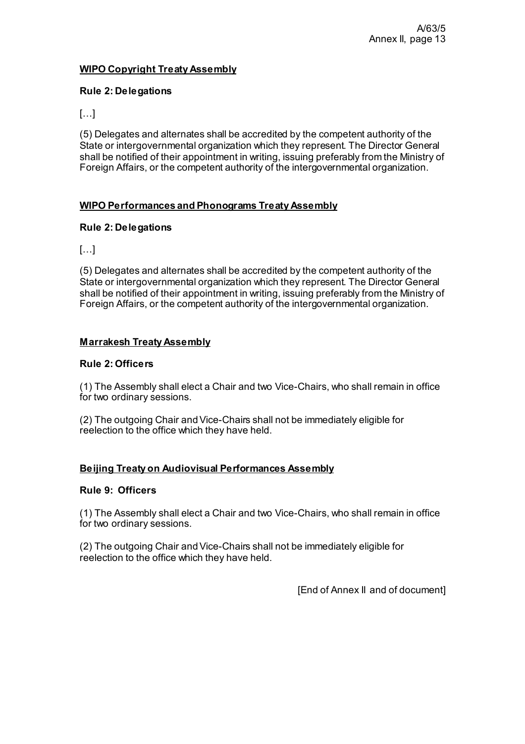**WIPO Copyright Treaty Assembly**

**Rule 2: Delegations**

[…]

(5) Delegates and alternates shall be accredited by the competent authority of the State or intergovernmental organization which they represent. The Director General shall be notified of their appointment in writing, issuing preferably from the Ministry of Foreign Affairs, or the competent authority of the intergovernmental organization.

**WIPO Performances and Phonograms Treaty Assembly**

**Rule 2: Delegations**

[…]

(5) Delegates and alternates shall be accredited by the competent authority of the State or intergovernmental organization which they represent. The Director General shall be notified of their appointment in writing, issuing preferably from the Ministry of Foreign Affairs, or the competent authority of the intergovernmental organization.

**Marrakesh Treaty Assembly**

**Rule 2: Officers**

(1) The Assembly shall elect a Chair and two Vice-Chairs, who shall remain in office for two ordinary sessions.

(2) The outgoing Chair and Vice-Chairs shall not be immediately eligible for reelection to the office which they have held.

**Beijing Treaty on Audiovisual Performances Assembly**

**Rule 9: Officers**

(1) The Assembly shall elect a Chair and two Vice-Chairs, who shall remain in office for two ordinary sessions.

(2) The outgoing Chair and Vice-Chairs shall not be immediately eligible for reelection to the office which they have held.

[End of Annex II and of document]